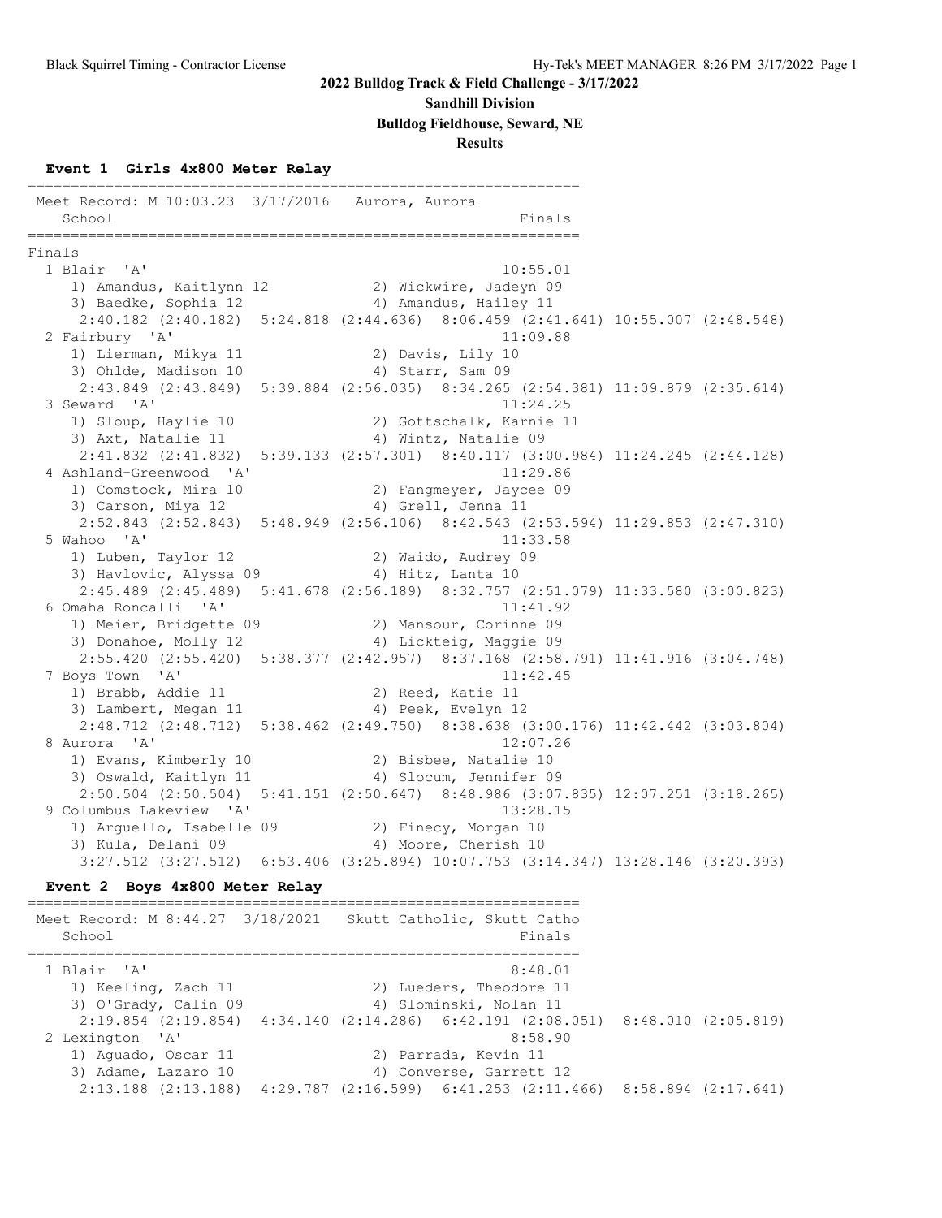# 2022 Bulldog Track & Field Challenge - 3/17/2022

**Sandhill Division**

**Bulldog Fieldhouse, Seward, NE**

**Results**

### Event 1 Girls 4x800 Meter Relay

```
================================================================
 Meet Record: M 10:03.23  3/17/2016   Aurora, Aurora
   School                                                 Finals
================================================================
Finals
  1 Blair  'A'                                          10:55.01
     1) Amandus, Kaitlynn 12            2) Wickwire, Jadeyn 09
     3) Baedke, Sophia 12               4) Amandus, Hailey 11
      2:40.182 (2:40.182)  5:24.818 (2:44.636)  8:06.459 (2:41.641) 10:55.007 (2:48.548)
  2 Fairbury  'A'                                       11:09.88
     1) Lierman, Mikya 11               2) Davis, Lily 10
     3) Ohlde, Madison 10               4) Starr, Sam 09
      2:43.849 (2:43.849)  5:39.884 (2:56.035)  8:34.265 (2:54.381) 11:09.879 (2:35.614)
  3 Seward  'A'                                         11:24.25
     1) Sloup, Haylie 10                2) Gottschalk, Karnie 11
     3) Axt, Natalie 11                 4) Wintz, Natalie 09
      2:41.832 (2:41.832)  5:39.133 (2:57.301)  8:40.117 (3:00.984) 11:24.245 (2:44.128)
  4 Ashland-Greenwood  'A'                              11:29.86
     1) Comstock, Mira 10               2) Fangmeyer, Jaycee 09
     3) Carson, Miya 12                 4) Grell, Jenna 11
      2:52.843 (2:52.843)  5:48.949 (2:56.106)  8:42.543 (2:53.594) 11:29.853 (2:47.310)
  5 Wahoo  'A'                                          11:33.58
     1) Luben, Taylor 12                2) Waido, Audrey 09
     3) Havlovic, Alyssa 09             4) Hitz, Lanta 10
      2:45.489 (2:45.489)  5:41.678 (2:56.189)  8:32.757 (2:51.079) 11:33.580 (3:00.823)
  6 Omaha Roncalli  'A'                                 11:41.92
     1) Meier, Bridgette 09             2) Mansour, Corinne 09
     3) Donahoe, Molly 12               4) Lickteig, Maggie 09
      2:55.420 (2:55.420)  5:38.377 (2:42.957)  8:37.168 (2:58.791) 11:41.916 (3:04.748)
  7 Boys Town  'A'                                      11:42.45
     1) Brabb, Addie 11                 2) Reed, Katie 11
     3) Lambert, Megan 11               4) Peek, Evelyn 12
      2:48.712 (2:48.712)  5:38.462 (2:49.750)  8:38.638 (3:00.176) 11:42.442 (3:03.804)
  8 Aurora  'A'                                         12:07.26
     1) Evans, Kimberly 10              2) Bisbee, Natalie 10
     3) Oswald, Kaitlyn 11              4) Slocum, Jennifer 09
      2:50.504 (2:50.504)  5:41.151 (2:50.647)  8:48.986 (3:07.835) 12:07.251 (3:18.265)
  9 Columbus Lakeview  'A'                              13:28.15
     1) Arguello, Isabelle 09           2) Finecy, Morgan 10
     3) Kula, Delani 09                 4) Moore, Cherish 10
      3:27.512 (3:27.512)  6:53.406 (3:25.894) 10:07.753 (3:14.347) 13:28.146 (3:20.393)
```

### Event 2 Boys 4x800 Meter Relay

```
================================================================
 Meet Record: M 8:44.27  3/18/2021   Skutt Catholic, Skutt Catho
   School                                                 Finals
================================================================
  1 Blair  'A'                                           8:48.01
     1) Keeling, Zach 11                2) Lueders, Theodore 11
     3) O'Grady, Calin 09               4) Slominski, Nolan 11
      2:19.854 (2:19.854)  4:34.140 (2:14.286)  6:42.191 (2:08.051)  8:48.010 (2:05.819)
  2 Lexington  'A'                                       8:58.90
     1) Aguado, Oscar 11                2) Parrada, Kevin 11
     3) Adame, Lazaro 10                4) Converse, Garrett 12
      2:13.188 (2:13.188)  4:29.787 (2:16.599)  6:41.253 (2:11.466)  8:58.894 (2:17.641)
```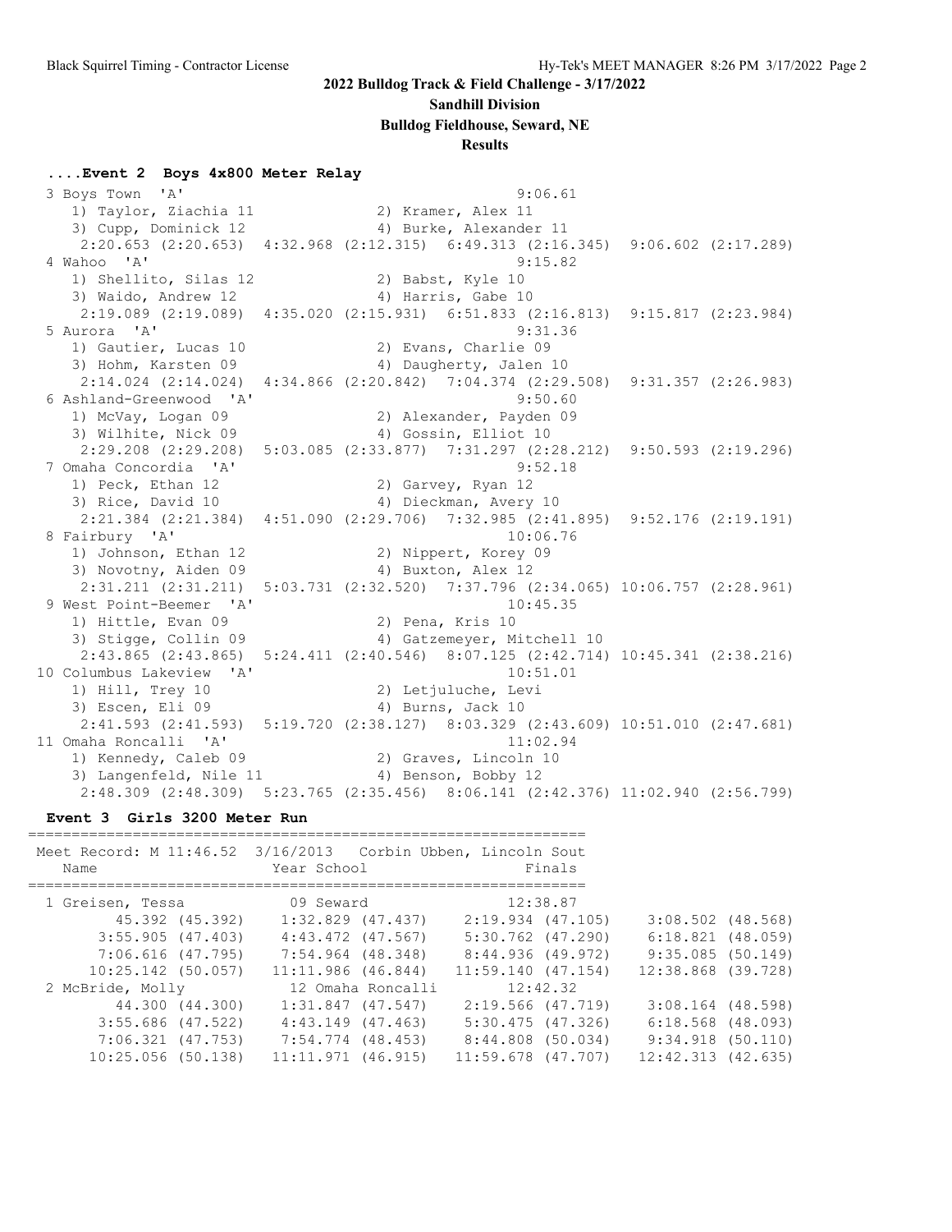**2022 Bulldog Track & Field Challenge - 3/17/2022**

**Sandhill Division**

**Bulldog Fieldhouse, Seward, NE**

**Results**

### ....Event 2 Boys 4x800 Meter Relay

```
 3 Boys Town  'A'                                          9:06.61
    1) Taylor, Ziachia 11              2) Kramer, Alex 11
    3) Cupp, Dominick 12               4) Burke, Alexander 11
     2:20.653 (2:20.653)  4:32.968 (2:12.315)  6:49.313 (2:16.345)  9:06.602 (2:17.289)
 4 Wahoo  'A'                                              9:15.82
    1) Shellito, Silas 12              2) Babst, Kyle 10
    3) Waido, Andrew 12                4) Harris, Gabe 10
     2:19.089 (2:19.089)  4:35.020 (2:15.931)  6:51.833 (2:16.813)  9:15.817 (2:23.984)
 5 Aurora  'A'                                             9:31.36
    1) Gautier, Lucas 10               2) Evans, Charlie 09
    3) Hohm, Karsten 09                4) Daugherty, Jalen 10
     2:14.024 (2:14.024)  4:34.866 (2:20.842)  7:04.374 (2:29.508)  9:31.357 (2:26.983)
 6 Ashland-Greenwood  'A'                                  9:50.60
    1) McVay, Logan 09                 2) Alexander, Payden 09
    3) Wilhite, Nick 09                4) Gossin, Elliot 10
     2:29.208 (2:29.208)  5:03.085 (2:33.877)  7:31.297 (2:28.212)  9:50.593 (2:19.296)
 7 Omaha Concordia  'A'                                    9:52.18
    1) Peck, Ethan 12                  2) Garvey, Ryan 12
    3) Rice, David 10                  4) Dieckman, Avery 10
     2:21.384 (2:21.384)  4:51.090 (2:29.706)  7:32.985 (2:41.895)  9:52.176 (2:19.191)
 8 Fairbury  'A'                                          10:06.76
    1) Johnson, Ethan 12               2) Nippert, Korey 09
    3) Novotny, Aiden 09               4) Buxton, Alex 12
     2:31.211 (2:31.211)  5:03.731 (2:32.520)  7:37.796 (2:34.065) 10:06.757 (2:28.961)
 9 West Point-Beemer  'A'                                 10:45.35
    1) Hittle, Evan 09                 2) Pena, Kris 10
    3) Stigge, Collin 09               4) Gatzemeyer, Mitchell 10
     2:43.865 (2:43.865)  5:24.411 (2:40.546)  8:07.125 (2:42.714) 10:45.341 (2:38.216)
10 Columbus Lakeview  'A'                                 10:51.01
    1) Hill, Trey 10                   2) Letjuluche, Levi
    3) Escen, Eli 09                   4) Burns, Jack 10
     2:41.593 (2:41.593)  5:19.720 (2:38.127)  8:03.329 (2:43.609) 10:51.010 (2:47.681)
11 Omaha Roncalli  'A'                                    11:02.94
    1) Kennedy, Caleb 09               2) Graves, Lincoln 10
    3) Langenfeld, Nile 11             4) Benson, Bobby 12
     2:48.309 (2:48.309)  5:23.765 (2:35.456)  8:06.141 (2:42.376) 11:02.940 (2:56.799)
```

### Event 3 Girls 3200 Meter Run

```
================================================================
 Meet Record: M 11:46.52  3/16/2013   Corbin Ubben, Lincoln Sout
   Name                    Year School                  Finals
================================================================
 1 Greisen, Tessa          09 Seward                  12:38.87
        45.392 (45.392)    1:32.829 (47.437)    2:19.934 (47.105)    3:08.502 (48.568)
      3:55.905 (47.403)    4:43.472 (47.567)    5:30.762 (47.290)    6:18.821 (48.059)
      7:06.616 (47.795)    7:54.964 (48.348)    8:44.936 (49.972)    9:35.085 (50.149)
     10:25.142 (50.057)   11:11.986 (46.844)   11:59.140 (47.154)   12:38.868 (39.728)
 2 McBride, Molly          12 Omaha Roncalli          12:42.32
        44.300 (44.300)    1:31.847 (47.547)    2:19.566 (47.719)    3:08.164 (48.598)
      3:55.686 (47.522)    4:43.149 (47.463)    5:30.475 (47.326)    6:18.568 (48.093)
      7:06.321 (47.753)    7:54.774 (48.453)    8:44.808 (50.034)    9:34.918 (50.110)
     10:25.056 (50.138)   11:11.971 (46.915)   11:59.678 (47.707)   12:42.313 (42.635)
```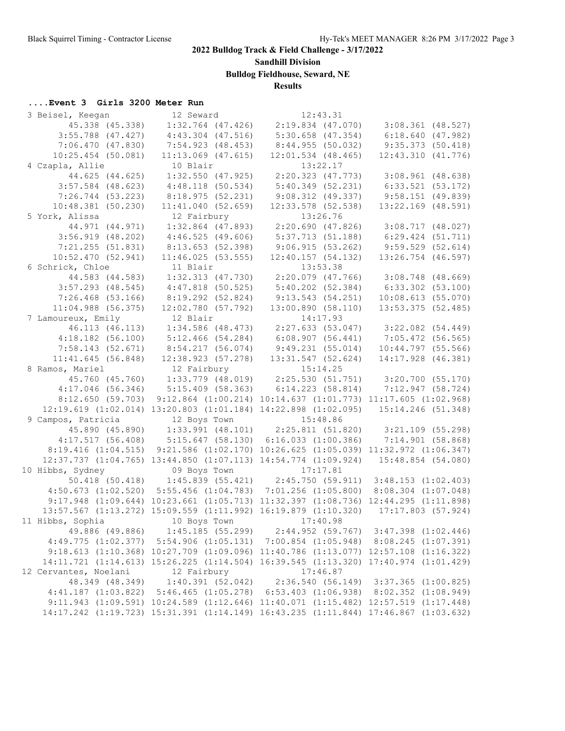**2022 Bulldog Track & Field Challenge - 3/17/2022**

**Sandhill Division**

**Bulldog Fieldhouse, Seward, NE**

**Results**

### ....Event 3 Girls 3200 Meter Run

```
 3 Beisel, Keegan          12 Seward               12:43.31  
        45.338 (45.338)     1:32.764 (47.426)     2:19.834 (47.070)     3:08.361 (48.527)
      3:55.788 (47.427)     4:43.304 (47.516)     5:30.658 (47.354)     6:18.640 (47.982)
      7:06.470 (47.830)     7:54.923 (48.453)     8:44.955 (50.032)     9:35.373 (50.418)
     10:25.454 (50.081)    11:13.069 (47.615)    12:01.534 (48.465)    12:43.310 (41.776)
 4 Czapla, Allie           10 Blair                13:22.17  
        44.625 (44.625)     1:32.550 (47.925)     2:20.323 (47.773)     3:08.961 (48.638)
      3:57.584 (48.623)     4:48.118 (50.534)     5:40.349 (52.231)     6:33.521 (53.172)
      7:26.744 (53.223)     8:18.975 (52.231)     9:08.312 (49.337)     9:58.151 (49.839)
     10:48.381 (50.230)    11:41.040 (52.659)    12:33.578 (52.538)    13:22.169 (48.591)
 5 York, Alissa            12 Fairbury             13:26.76  
        44.971 (44.971)     1:32.864 (47.893)     2:20.690 (47.826)     3:08.717 (48.027)
      3:56.919 (48.202)     4:46.525 (49.606)     5:37.713 (51.188)     6:29.424 (51.711)
      7:21.255 (51.831)     8:13.653 (52.398)     9:06.915 (53.262)     9:59.529 (52.614)
     10:52.470 (52.941)    11:46.025 (53.555)    12:40.157 (54.132)    13:26.754 (46.597)
 6 Schrick, Chloe          11 Blair                13:53.38  
        44.583 (44.583)     1:32.313 (47.730)     2:20.079 (47.766)     3:08.748 (48.669)
      3:57.293 (48.545)     4:47.818 (50.525)     5:40.202 (52.384)     6:33.302 (53.100)
      7:26.468 (53.166)     8:19.292 (52.824)     9:13.543 (54.251)    10:08.613 (55.070)
     11:04.988 (56.375)    12:02.780 (57.792)    13:00.890 (58.110)    13:53.375 (52.485)
 7 Lamoureux, Emily        12 Blair                14:17.93  
        46.113 (46.113)     1:34.586 (48.473)     2:27.633 (53.047)     3:22.082 (54.449)
      4:18.182 (56.100)     5:12.466 (54.284)     6:08.907 (56.441)     7:05.472 (56.565)
      7:58.143 (52.671)     8:54.217 (56.074)     9:49.231 (55.014)    10:44.797 (55.566)
     11:41.645 (56.848)    12:38.923 (57.278)    13:31.547 (52.624)    14:17.928 (46.381)
 8 Ramos, Mariel           12 Fairbury             15:14.25  
        45.760 (45.760)     1:33.779 (48.019)     2:25.530 (51.751)     3:20.700 (55.170)
      4:17.046 (56.346)     5:15.409 (58.363)     6:14.223 (58.814)     7:12.947 (58.724)
      8:12.650 (59.703)   9:12.864 (1:00.214) 10:14.637 (1:01.773) 11:17.605 (1:02.968)
  12:19.619 (1:02.014) 13:20.803 (1:01.184) 14:22.898 (1:02.095)    15:14.246 (51.348)
 9 Campos, Patricia        12 Boys Town            15:48.86  
        45.890 (45.890)     1:33.991 (48.101)     2:25.811 (51.820)     3:21.109 (55.298)
      4:17.517 (56.408)     5:15.647 (58.130)   6:16.033 (1:00.386)     7:14.901 (58.868)
    8:19.416 (1:04.515)   9:21.586 (1:02.170) 10:26.625 (1:05.039) 11:32.972 (1:06.347)
  12:37.737 (1:04.765) 13:44.850 (1:07.113) 14:54.774 (1:09.924)    15:48.854 (54.080)
10 Hibbs, Sydney           09 Boys Town            17:17.81  
        50.418 (50.418)     1:45.839 (55.421)     2:45.750 (59.911)   3:48.153 (1:02.403)
    4:50.673 (1:02.520)   5:55.456 (1:04.783)   7:01.256 (1:05.800)   8:08.304 (1:07.048)
    9:17.948 (1:09.644) 10:23.661 (1:05.713) 11:32.397 (1:08.736) 12:44.295 (1:11.898)
  13:57.567 (1:13.272) 15:09.559 (1:11.992) 16:19.879 (1:10.320)    17:17.803 (57.924)
11 Hibbs, Sophia           10 Boys Town            17:40.98  
        49.886 (49.886)     1:45.185 (55.299)     2:44.952 (59.767)   3:47.398 (1:02.446)
    4:49.775 (1:02.377)   5:54.906 (1:05.131)   7:00.854 (1:05.948)   8:08.245 (1:07.391)
    9:18.613 (1:10.368) 10:27.709 (1:09.096) 11:40.786 (1:13.077) 12:57.108 (1:16.322)
  14:11.721 (1:14.613) 15:26.225 (1:14.504) 16:39.545 (1:13.320) 17:40.974 (1:01.429)
12 Cervantes, Noelani      12 Fairbury             17:46.87  
        48.349 (48.349)     1:40.391 (52.042)     2:36.540 (56.149)   3:37.365 (1:00.825)
    4:41.187 (1:03.822)   5:46.465 (1:05.278)   6:53.403 (1:06.938)   8:02.352 (1:08.949)
    9:11.943 (1:09.591) 10:24.589 (1:12.646) 11:40.071 (1:15.482) 12:57.519 (1:17.448)
  14:17.242 (1:19.723) 15:31.391 (1:14.149) 16:43.235 (1:11.844) 17:46.867 (1:03.632)
```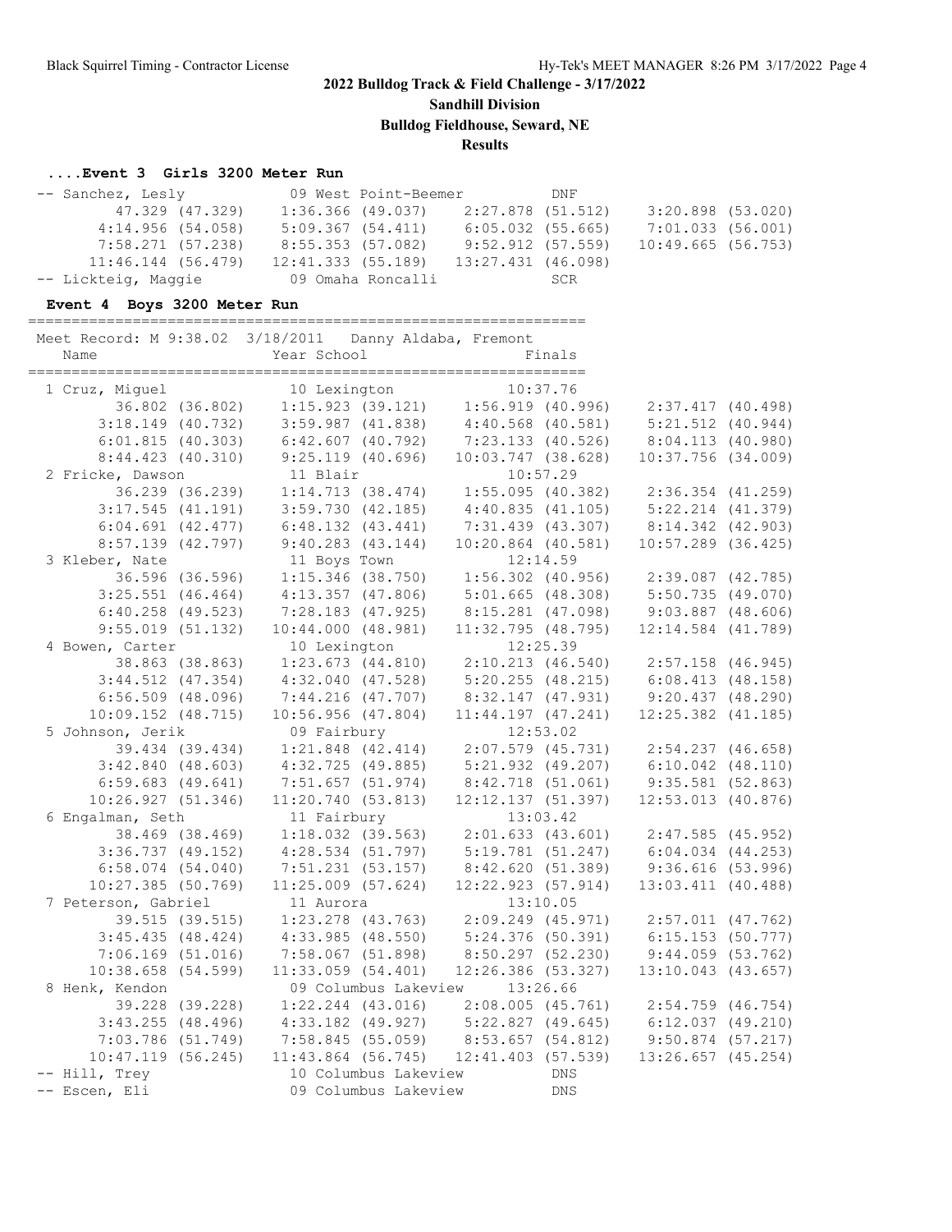**2022 Bulldog Track & Field Challenge - 3/17/2022**

**Sandhill Division**

**Bulldog Fieldhouse, Seward, NE**

**Results**

### ....Event 3 Girls 3200 Meter Run

```
-- Sanchez, Lesly           09 West Point-Beemer          DNF
        47.329 (47.329)    1:36.366 (49.037)    2:27.878 (51.512)    3:20.898 (53.020)
      4:14.956 (54.058)    5:09.367 (54.411)    6:05.032 (55.665)    7:01.033 (56.001)
      7:58.271 (57.238)    8:55.353 (57.082)    9:52.912 (57.559)   10:49.665 (56.753)
     11:46.144 (56.479)   12:41.333 (55.189)   13:27.431 (46.098)
-- Lickteig, Maggie         09 Omaha Roncalli             SCR
```

### Event 4 Boys 3200 Meter Run

```
================================================================
  Meet Record: M 9:38.02  3/18/2011   Danny Aldaba, Fremont
    Name                    Year School                  Finals
================================================================
  1 Cruz, Miguel            10 Lexington               10:37.76
        36.802 (36.802)    1:15.923 (39.121)    1:56.919 (40.996)    2:37.417 (40.498)
      3:18.149 (40.732)    3:59.987 (41.838)    4:40.568 (40.581)    5:21.512 (40.944)
      6:01.815 (40.303)    6:42.607 (40.792)    7:23.133 (40.526)    8:04.113 (40.980)
      8:44.423 (40.310)    9:25.119 (40.696)   10:03.747 (38.628)   10:37.756 (34.009)
  2 Fricke, Dawson          11 Blair                   10:57.29
        36.239 (36.239)    1:14.713 (38.474)    1:55.095 (40.382)    2:36.354 (41.259)
      3:17.545 (41.191)    3:59.730 (42.185)    4:40.835 (41.105)    5:22.214 (41.379)
      6:04.691 (42.477)    6:48.132 (43.441)    7:31.439 (43.307)    8:14.342 (42.903)
      8:57.139 (42.797)    9:40.283 (43.144)   10:20.864 (40.581)   10:57.289 (36.425)
  3 Kleber, Nate            11 Boys Town               12:14.59
        36.596 (36.596)    1:15.346 (38.750)    1:56.302 (40.956)    2:39.087 (42.785)
      3:25.551 (46.464)    4:13.357 (47.806)    5:01.665 (48.308)    5:50.735 (49.070)
      6:40.258 (49.523)    7:28.183 (47.925)    8:15.281 (47.098)    9:03.887 (48.606)
      9:55.019 (51.132)   10:44.000 (48.981)   11:32.795 (48.795)   12:14.584 (41.789)
  4 Bowen, Carter           10 Lexington               12:25.39
        38.863 (38.863)    1:23.673 (44.810)    2:10.213 (46.540)    2:57.158 (46.945)
      3:44.512 (47.354)    4:32.040 (47.528)    5:20.255 (48.215)    6:08.413 (48.158)
      6:56.509 (48.096)    7:44.216 (47.707)    8:32.147 (47.931)    9:20.437 (48.290)
     10:09.152 (48.715)   10:56.956 (47.804)   11:44.197 (47.241)   12:25.382 (41.185)
  5 Johnson, Jerik          09 Fairbury                12:53.02
        39.434 (39.434)    1:21.848 (42.414)    2:07.579 (45.731)    2:54.237 (46.658)
      3:42.840 (48.603)    4:32.725 (49.885)    5:21.932 (49.207)    6:10.042 (48.110)
      6:59.683 (49.641)    7:51.657 (51.974)    8:42.718 (51.061)    9:35.581 (52.863)
     10:26.927 (51.346)   11:20.740 (53.813)   12:12.137 (51.397)   12:53.013 (40.876)
  6 Engalman, Seth          11 Fairbury                13:03.42
        38.469 (38.469)    1:18.032 (39.563)    2:01.633 (43.601)    2:47.585 (45.952)
      3:36.737 (49.152)    4:28.534 (51.797)    5:19.781 (51.247)    6:04.034 (44.253)
      6:58.074 (54.040)    7:51.231 (53.157)    8:42.620 (51.389)    9:36.616 (53.996)
     10:27.385 (50.769)   11:25.009 (57.624)   12:22.923 (57.914)   13:03.411 (40.488)
  7 Peterson, Gabriel       11 Aurora                  13:10.05
        39.515 (39.515)    1:23.278 (43.763)    2:09.249 (45.971)    2:57.011 (47.762)
      3:45.435 (48.424)    4:33.985 (48.550)    5:24.376 (50.391)    6:15.153 (50.777)
      7:06.169 (51.016)    7:58.067 (51.898)    8:50.297 (52.230)    9:44.059 (53.762)
     10:38.658 (54.599)   11:33.059 (54.401)   12:26.386 (53.327)   13:10.043 (43.657)
  8 Henk, Kendon            09 Columbus Lakeview       13:26.66
        39.228 (39.228)    1:22.244 (43.016)    2:08.005 (45.761)    2:54.759 (46.754)
      3:43.255 (48.496)    4:33.182 (49.927)    5:22.827 (49.645)    6:12.037 (49.210)
      7:03.786 (51.749)    7:58.845 (55.059)    8:53.657 (54.812)    9:50.874 (57.217)
     10:47.119 (56.245)   11:43.864 (56.745)   12:41.403 (57.539)   13:26.657 (45.254)
 -- Hill, Trey              10 Columbus Lakeview            DNS
 -- Escen, Eli              09 Columbus Lakeview            DNS
```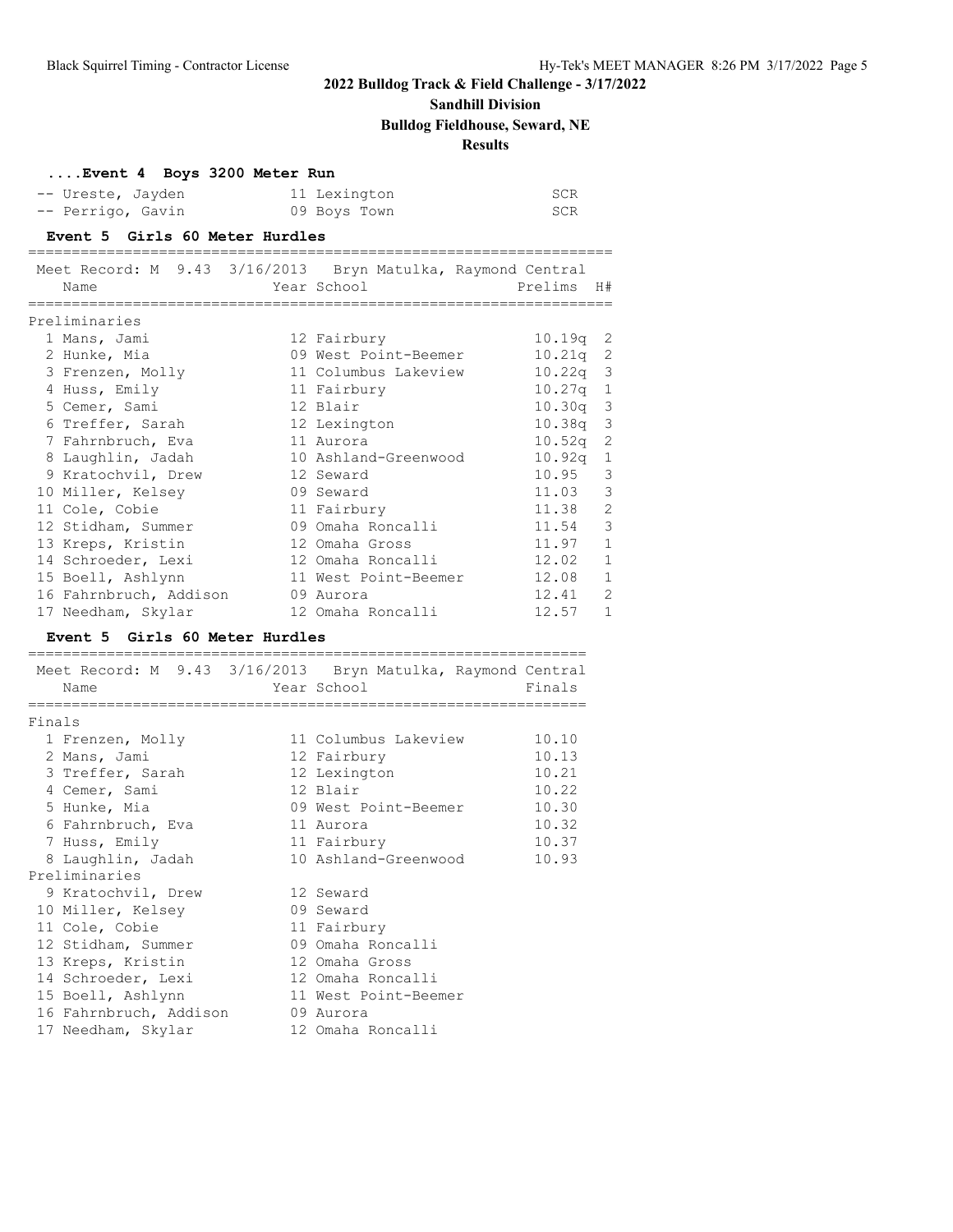**2022 Bulldog Track & Field Challenge - 3/17/2022**

**Sandhill Division**

**Bulldog Fieldhouse, Seward, NE**

**Results**

### ....Event 4 Boys 3200 Meter Run

| Place | Name | Year | School | Finals |
|---|---|---|---|---|
| -- | Ureste, Jayden | 11 | Lexington | SCR |
| -- | Perrigo, Gavin | 09 | Boys Town | SCR |

### Event 5 Girls 60 Meter Hurdles

Meet Record: M 9.43 3/16/2013 Bryn Matulka, Raymond Central

Preliminaries

| Place | Name | Year | School | Prelims | H# |
|---|---|---|---|---|---|
| 1 | Mans, Jami | 12 | Fairbury | 10.19q | 2 |
| 2 | Hunke, Mia | 09 | West Point-Beemer | 10.21q | 2 |
| 3 | Frenzen, Molly | 11 | Columbus Lakeview | 10.22q | 3 |
| 4 | Huss, Emily | 11 | Fairbury | 10.27q | 1 |
| 5 | Cemer, Sami | 12 | Blair | 10.30q | 3 |
| 6 | Treffer, Sarah | 12 | Lexington | 10.38q | 3 |
| 7 | Fahrnbruch, Eva | 11 | Aurora | 10.52q | 2 |
| 8 | Laughlin, Jadah | 10 | Ashland-Greenwood | 10.92q | 1 |
| 9 | Kratochvil, Drew | 12 | Seward | 10.95 | 3 |
| 10 | Miller, Kelsey | 09 | Seward | 11.03 | 3 |
| 11 | Cole, Cobie | 11 | Fairbury | 11.38 | 2 |
| 12 | Stidham, Summer | 09 | Omaha Roncalli | 11.54 | 3 |
| 13 | Kreps, Kristin | 12 | Omaha Gross | 11.97 | 1 |
| 14 | Schroeder, Lexi | 12 | Omaha Roncalli | 12.02 | 1 |
| 15 | Boell, Ashlynn | 11 | West Point-Beemer | 12.08 | 1 |
| 16 | Fahrnbruch, Addison | 09 | Aurora | 12.41 | 2 |
| 17 | Needham, Skylar | 12 | Omaha Roncalli | 12.57 | 1 |

### Event 5 Girls 60 Meter Hurdles

Meet Record: M 9.43 3/16/2013 Bryn Matulka, Raymond Central

| Place | Name | Year | School | Finals |
|---|---|---|---|---|
| **Finals** | | | | |
| 1 | Frenzen, Molly | 11 | Columbus Lakeview | 10.10 |
| 2 | Mans, Jami | 12 | Fairbury | 10.13 |
| 3 | Treffer, Sarah | 12 | Lexington | 10.21 |
| 4 | Cemer, Sami | 12 | Blair | 10.22 |
| 5 | Hunke, Mia | 09 | West Point-Beemer | 10.30 |
| 6 | Fahrnbruch, Eva | 11 | Aurora | 10.32 |
| 7 | Huss, Emily | 11 | Fairbury | 10.37 |
| 8 | Laughlin, Jadah | 10 | Ashland-Greenwood | 10.93 |
| **Preliminaries** | | | | |
| 9 | Kratochvil, Drew | 12 | Seward | |
| 10 | Miller, Kelsey | 09 | Seward | |
| 11 | Cole, Cobie | 11 | Fairbury | |
| 12 | Stidham, Summer | 09 | Omaha Roncalli | |
| 13 | Kreps, Kristin | 12 | Omaha Gross | |
| 14 | Schroeder, Lexi | 12 | Omaha Roncalli | |
| 15 | Boell, Ashlynn | 11 | West Point-Beemer | |
| 16 | Fahrnbruch, Addison | 09 | Aurora | |
| 17 | Needham, Skylar | 12 | Omaha Roncalli | |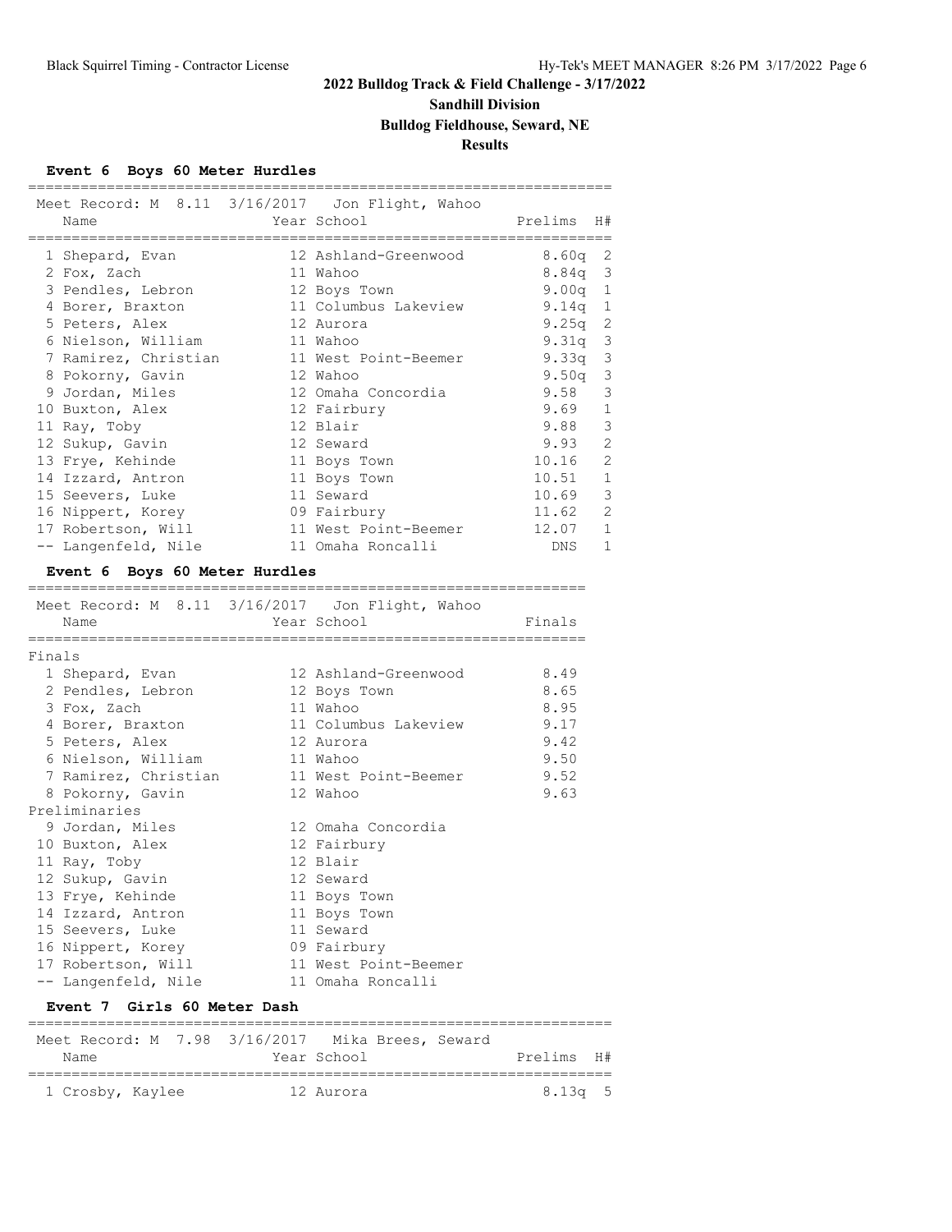## 2022 Bulldog Track & Field Challenge - 3/17/2022

### Sandhill Division

### Bulldog Fieldhouse, Seward, NE

### Results

#### Event 6 Boys 60 Meter Hurdles

Meet Record: M 8.11 3/16/2017 Jon Flight, Wahoo

| | Name | Year | School | Prelims | H# |
|---|---|---|---|---|---|
| 1 | Shepard, Evan | 12 | Ashland-Greenwood | 8.60q | 2 |
| 2 | Fox, Zach | 11 | Wahoo | 8.84q | 3 |
| 3 | Pendles, Lebron | 12 | Boys Town | 9.00q | 1 |
| 4 | Borer, Braxton | 11 | Columbus Lakeview | 9.14q | 1 |
| 5 | Peters, Alex | 12 | Aurora | 9.25q | 2 |
| 6 | Nielson, William | 11 | Wahoo | 9.31q | 3 |
| 7 | Ramirez, Christian | 11 | West Point-Beemer | 9.33q | 3 |
| 8 | Pokorny, Gavin | 12 | Wahoo | 9.50q | 3 |
| 9 | Jordan, Miles | 12 | Omaha Concordia | 9.58 | 3 |
| 10 | Buxton, Alex | 12 | Fairbury | 9.69 | 1 |
| 11 | Ray, Toby | 12 | Blair | 9.88 | 3 |
| 12 | Sukup, Gavin | 12 | Seward | 9.93 | 2 |
| 13 | Frye, Kehinde | 11 | Boys Town | 10.16 | 2 |
| 14 | Izzard, Antron | 11 | Boys Town | 10.51 | 1 |
| 15 | Seevers, Luke | 11 | Seward | 10.69 | 3 |
| 16 | Nippert, Korey | 09 | Fairbury | 11.62 | 2 |
| 17 | Robertson, Will | 11 | West Point-Beemer | 12.07 | 1 |
| -- | Langenfeld, Nile | 11 | Omaha Roncalli | DNS | 1 |

#### Event 6 Boys 60 Meter Hurdles

Meet Record: M 8.11 3/16/2017 Jon Flight, Wahoo

| | Name | Year | School | Finals |
|---|---|---|---|---|
| **Finals** | | | | |
| 1 | Shepard, Evan | 12 | Ashland-Greenwood | 8.49 |
| 2 | Pendles, Lebron | 12 | Boys Town | 8.65 |
| 3 | Fox, Zach | 11 | Wahoo | 8.95 |
| 4 | Borer, Braxton | 11 | Columbus Lakeview | 9.17 |
| 5 | Peters, Alex | 12 | Aurora | 9.42 |
| 6 | Nielson, William | 11 | Wahoo | 9.50 |
| 7 | Ramirez, Christian | 11 | West Point-Beemer | 9.52 |
| 8 | Pokorny, Gavin | 12 | Wahoo | 9.63 |
| **Preliminaries** | | | | |
| 9 | Jordan, Miles | 12 | Omaha Concordia | |
| 10 | Buxton, Alex | 12 | Fairbury | |
| 11 | Ray, Toby | 12 | Blair | |
| 12 | Sukup, Gavin | 12 | Seward | |
| 13 | Frye, Kehinde | 11 | Boys Town | |
| 14 | Izzard, Antron | 11 | Boys Town | |
| 15 | Seevers, Luke | 11 | Seward | |
| 16 | Nippert, Korey | 09 | Fairbury | |
| 17 | Robertson, Will | 11 | West Point-Beemer | |
| -- | Langenfeld, Nile | 11 | Omaha Roncalli | |

#### Event 7 Girls 60 Meter Dash

Meet Record: M 7.98 3/16/2017 Mika Brees, Seward

| | Name | Year | School | Prelims | H# |
|---|---|---|---|---|---|
| 1 | Crosby, Kaylee | 12 | Aurora | 8.13q | 5 |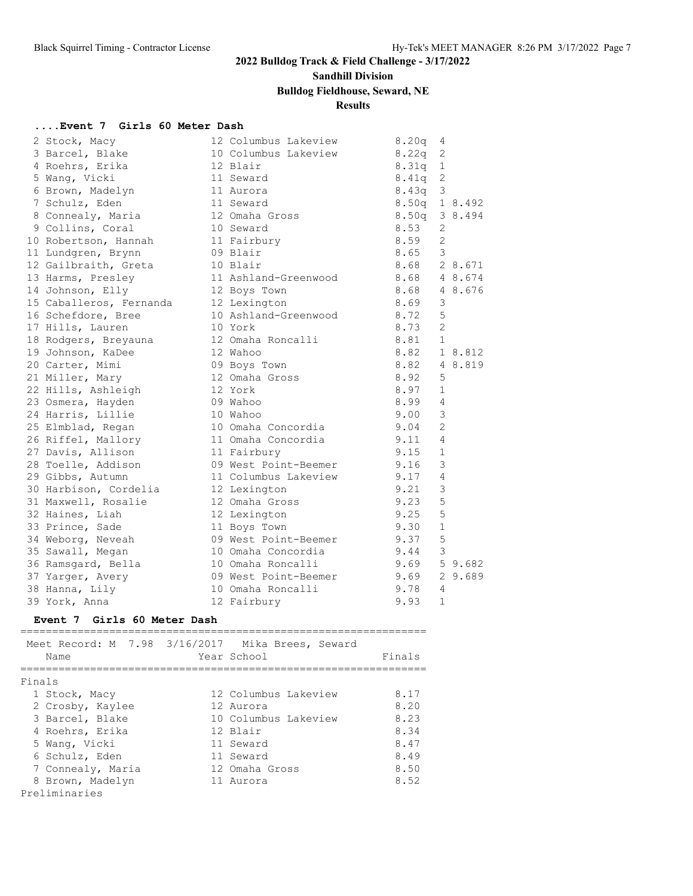**2022 Bulldog Track & Field Challenge - 3/17/2022**

**Sandhill Division**

**Bulldog Fieldhouse, Seward, NE**

**Results**

### ....Event 7 Girls 60 Meter Dash

| Place | Name | Year | School | Prelims | H | Tie |
|---|---|---|---|---|---|---|
| 2 | Stock, Macy | 12 | Columbus Lakeview | 8.20q | 4 | |
| 3 | Barcel, Blake | 10 | Columbus Lakeview | 8.22q | 2 | |
| 4 | Roehrs, Erika | 12 | Blair | 8.31q | 1 | |
| 5 | Wang, Vicki | 11 | Seward | 8.41q | 2 | |
| 6 | Brown, Madelyn | 11 | Aurora | 8.43q | 3 | |
| 7 | Schulz, Eden | 11 | Seward | 8.50q | 1 | 8.492 |
| 8 | Connealy, Maria | 12 | Omaha Gross | 8.50q | 3 | 8.494 |
| 9 | Collins, Coral | 10 | Seward | 8.53 | 2 | |
| 10 | Robertson, Hannah | 11 | Fairbury | 8.59 | 2 | |
| 11 | Lundgren, Brynn | 09 | Blair | 8.65 | 3 | |
| 12 | Gailbraith, Greta | 10 | Blair | 8.68 | 2 | 8.671 |
| 13 | Harms, Presley | 11 | Ashland-Greenwood | 8.68 | 4 | 8.674 |
| 14 | Johnson, Elly | 12 | Boys Town | 8.68 | 4 | 8.676 |
| 15 | Caballeros, Fernanda | 12 | Lexington | 8.69 | 3 | |
| 16 | Schefdore, Bree | 10 | Ashland-Greenwood | 8.72 | 5 | |
| 17 | Hills, Lauren | 10 | York | 8.73 | 2 | |
| 18 | Rodgers, Breyauna | 12 | Omaha Roncalli | 8.81 | 1 | |
| 19 | Johnson, KaDee | 12 | Wahoo | 8.82 | 1 | 8.812 |
| 20 | Carter, Mimi | 09 | Boys Town | 8.82 | 4 | 8.819 |
| 21 | Miller, Mary | 12 | Omaha Gross | 8.92 | 5 | |
| 22 | Hills, Ashleigh | 12 | York | 8.97 | 1 | |
| 23 | Osmera, Hayden | 09 | Wahoo | 8.99 | 4 | |
| 24 | Harris, Lillie | 10 | Wahoo | 9.00 | 3 | |
| 25 | Elmblad, Regan | 10 | Omaha Concordia | 9.04 | 2 | |
| 26 | Riffel, Mallory | 11 | Omaha Concordia | 9.11 | 4 | |
| 27 | Davis, Allison | 11 | Fairbury | 9.15 | 1 | |
| 28 | Toelle, Addison | 09 | West Point-Beemer | 9.16 | 3 | |
| 29 | Gibbs, Autumn | 11 | Columbus Lakeview | 9.17 | 4 | |
| 30 | Harbison, Cordelia | 12 | Lexington | 9.21 | 3 | |
| 31 | Maxwell, Rosalie | 12 | Omaha Gross | 9.23 | 5 | |
| 32 | Haines, Liah | 12 | Lexington | 9.25 | 5 | |
| 33 | Prince, Sade | 11 | Boys Town | 9.30 | 1 | |
| 34 | Weborg, Neveah | 09 | West Point-Beemer | 9.37 | 5 | |
| 35 | Sawall, Megan | 10 | Omaha Concordia | 9.44 | 3 | |
| 36 | Ramsgard, Bella | 10 | Omaha Roncalli | 9.69 | 5 | 9.682 |
| 37 | Yarger, Avery | 09 | West Point-Beemer | 9.69 | 2 | 9.689 |
| 38 | Hanna, Lily | 10 | Omaha Roncalli | 9.78 | 4 | |
| 39 | York, Anna | 12 | Fairbury | 9.93 | 1 | |

### Event 7 Girls 60 Meter Dash

Meet Record: M 7.98 3/16/2017 Mika Brees, Seward

**Finals**

| Place | Name | Year | School | Finals |
|---|---|---|---|---|
| 1 | Stock, Macy | 12 | Columbus Lakeview | 8.17 |
| 2 | Crosby, Kaylee | 12 | Aurora | 8.20 |
| 3 | Barcel, Blake | 10 | Columbus Lakeview | 8.23 |
| 4 | Roehrs, Erika | 12 | Blair | 8.34 |
| 5 | Wang, Vicki | 11 | Seward | 8.47 |
| 6 | Schulz, Eden | 11 | Seward | 8.49 |
| 7 | Connealy, Maria | 12 | Omaha Gross | 8.50 |
| 8 | Brown, Madelyn | 11 | Aurora | 8.52 |

Preliminaries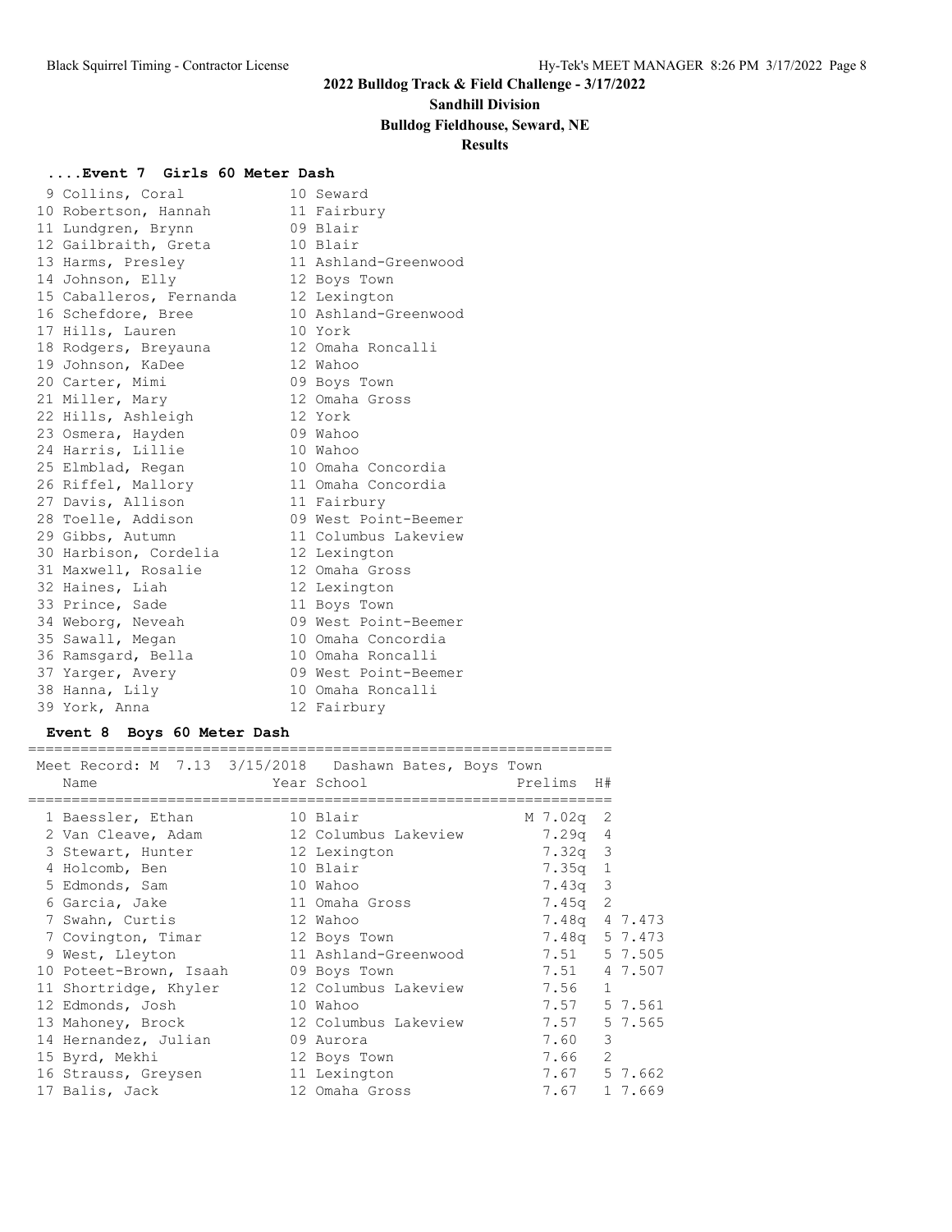## 2022 Bulldog Track & Field Challenge - 3/17/2022

### Sandhill Division

### Bulldog Fieldhouse, Seward, NE

### Results

#### ....Event 7 Girls 60 Meter Dash

| Place | Name | Year | School |
|---|---|---|---|
| 9 | Collins, Coral | 10 | Seward |
| 10 | Robertson, Hannah | 11 | Fairbury |
| 11 | Lundgren, Brynn | 09 | Blair |
| 12 | Gailbraith, Greta | 10 | Blair |
| 13 | Harms, Presley | 11 | Ashland-Greenwood |
| 14 | Johnson, Elly | 12 | Boys Town |
| 15 | Caballeros, Fernanda | 12 | Lexington |
| 16 | Schefdore, Bree | 10 | Ashland-Greenwood |
| 17 | Hills, Lauren | 10 | York |
| 18 | Rodgers, Breyauna | 12 | Omaha Roncalli |
| 19 | Johnson, KaDee | 12 | Wahoo |
| 20 | Carter, Mimi | 09 | Boys Town |
| 21 | Miller, Mary | 12 | Omaha Gross |
| 22 | Hills, Ashleigh | 12 | York |
| 23 | Osmera, Hayden | 09 | Wahoo |
| 24 | Harris, Lillie | 10 | Wahoo |
| 25 | Elmblad, Regan | 10 | Omaha Concordia |
| 26 | Riffel, Mallory | 11 | Omaha Concordia |
| 27 | Davis, Allison | 11 | Fairbury |
| 28 | Toelle, Addison | 09 | West Point-Beemer |
| 29 | Gibbs, Autumn | 11 | Columbus Lakeview |
| 30 | Harbison, Cordelia | 12 | Lexington |
| 31 | Maxwell, Rosalie | 12 | Omaha Gross |
| 32 | Haines, Liah | 12 | Lexington |
| 33 | Prince, Sade | 11 | Boys Town |
| 34 | Weborg, Neveah | 09 | West Point-Beemer |
| 35 | Sawall, Megan | 10 | Omaha Concordia |
| 36 | Ramsgard, Bella | 10 | Omaha Roncalli |
| 37 | Yarger, Avery | 09 | West Point-Beemer |
| 38 | Hanna, Lily | 10 | Omaha Roncalli |
| 39 | York, Anna | 12 | Fairbury |

#### Event 8 Boys 60 Meter Dash

Meet Record: M 7.13 3/15/2018 Dashawn Bates, Boys Town

| Place | Name | Year | School | Prelims | H# | |
|---|---|---|---|---|---|---|
| 1 | Baessler, Ethan | 10 | Blair | M 7.02q | 2 | |
| 2 | Van Cleave, Adam | 12 | Columbus Lakeview | 7.29q | 4 | |
| 3 | Stewart, Hunter | 12 | Lexington | 7.32q | 3 | |
| 4 | Holcomb, Ben | 10 | Blair | 7.35q | 1 | |
| 5 | Edmonds, Sam | 10 | Wahoo | 7.43q | 3 | |
| 6 | Garcia, Jake | 11 | Omaha Gross | 7.45q | 2 | |
| 7 | Swahn, Curtis | 12 | Wahoo | 7.48q | 4 | 7.473 |
| 7 | Covington, Timar | 12 | Boys Town | 7.48q | 5 | 7.473 |
| 9 | West, Lleyton | 11 | Ashland-Greenwood | 7.51 | 5 | 7.505 |
| 10 | Poteet-Brown, Isaah | 09 | Boys Town | 7.51 | 4 | 7.507 |
| 11 | Shortridge, Khyler | 12 | Columbus Lakeview | 7.56 | 1 | |
| 12 | Edmonds, Josh | 10 | Wahoo | 7.57 | 5 | 7.561 |
| 13 | Mahoney, Brock | 12 | Columbus Lakeview | 7.57 | 5 | 7.565 |
| 14 | Hernandez, Julian | 09 | Aurora | 7.60 | 3 | |
| 15 | Byrd, Mekhi | 12 | Boys Town | 7.66 | 2 | |
| 16 | Strauss, Greysen | 11 | Lexington | 7.67 | 5 | 7.662 |
| 17 | Balis, Jack | 12 | Omaha Gross | 7.67 | 1 | 7.669 |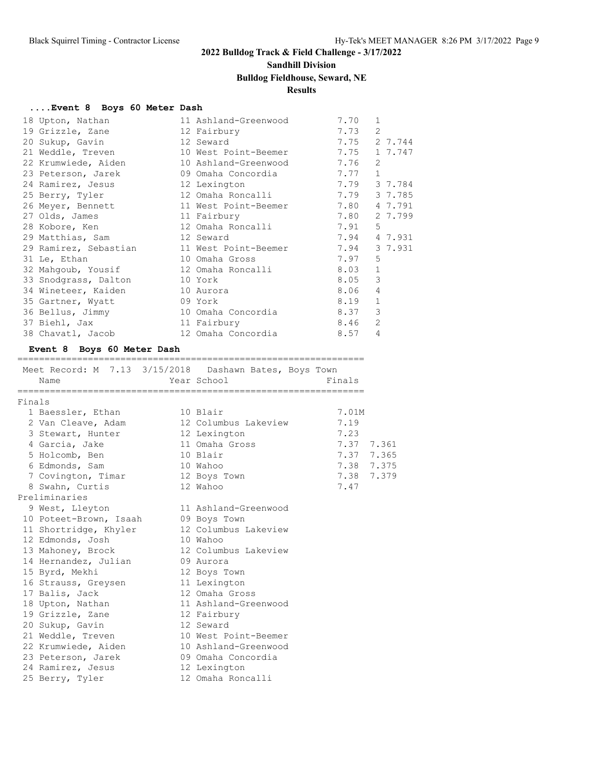## 2022 Bulldog Track & Field Challenge - 3/17/2022

### Sandhill Division

### Bulldog Fieldhouse, Seward, NE

### Results

#### ....Event 8 Boys 60 Meter Dash

| Place | Name | Year | School | Time | Heat | Tiebreak |
|---|---|---|---|---|---|---|
| 18 | Upton, Nathan | 11 | Ashland-Greenwood | 7.70 | 1 | |
| 19 | Grizzle, Zane | 12 | Fairbury | 7.73 | 2 | |
| 20 | Sukup, Gavin | 12 | Seward | 7.75 | 2 | 7.744 |
| 21 | Weddle, Treven | 10 | West Point-Beemer | 7.75 | 1 | 7.747 |
| 22 | Krumwiede, Aiden | 10 | Ashland-Greenwood | 7.76 | 2 | |
| 23 | Peterson, Jarek | 09 | Omaha Concordia | 7.77 | 1 | |
| 24 | Ramirez, Jesus | 12 | Lexington | 7.79 | 3 | 7.784 |
| 25 | Berry, Tyler | 12 | Omaha Roncalli | 7.79 | 3 | 7.785 |
| 26 | Meyer, Bennett | 11 | West Point-Beemer | 7.80 | 4 | 7.791 |
| 27 | Olds, James | 11 | Fairbury | 7.80 | 2 | 7.799 |
| 28 | Kobore, Ken | 12 | Omaha Roncalli | 7.91 | 5 | |
| 29 | Matthias, Sam | 12 | Seward | 7.94 | 4 | 7.931 |
| 29 | Ramirez, Sebastian | 11 | West Point-Beemer | 7.94 | 3 | 7.931 |
| 31 | Le, Ethan | 10 | Omaha Gross | 7.97 | 5 | |
| 32 | Mahgoub, Yousif | 12 | Omaha Roncalli | 8.03 | 1 | |
| 33 | Snodgrass, Dalton | 10 | York | 8.05 | 3 | |
| 34 | Wineteer, Kaiden | 10 | Aurora | 8.06 | 4 | |
| 35 | Gartner, Wyatt | 09 | York | 8.19 | 1 | |
| 36 | Bellus, Jimmy | 10 | Omaha Concordia | 8.37 | 3 | |
| 37 | Biehl, Jax | 11 | Fairbury | 8.46 | 2 | |
| 38 | Chavatl, Jacob | 12 | Omaha Concordia | 8.57 | 4 | |

#### Event 8 Boys 60 Meter Dash

Meet Record: M 7.13 3/15/2018 Dashawn Bates, Boys Town

**Finals**

| Place | Name | Year | School | Finals | Tiebreak |
|---|---|---|---|---|---|
| 1 | Baessler, Ethan | 10 | Blair | 7.01M | |
| 2 | Van Cleave, Adam | 12 | Columbus Lakeview | 7.19 | |
| 3 | Stewart, Hunter | 12 | Lexington | 7.23 | |
| 4 | Garcia, Jake | 11 | Omaha Gross | 7.37 | 7.361 |
| 5 | Holcomb, Ben | 10 | Blair | 7.37 | 7.365 |
| 6 | Edmonds, Sam | 10 | Wahoo | 7.38 | 7.375 |
| 7 | Covington, Timar | 12 | Boys Town | 7.38 | 7.379 |
| 8 | Swahn, Curtis | 12 | Wahoo | 7.47 | |

**Preliminaries**

| Place | Name | Year | School |
|---|---|---|---|
| 9 | West, Lleyton | 11 | Ashland-Greenwood |
| 10 | Poteet-Brown, Isaah | 09 | Boys Town |
| 11 | Shortridge, Khyler | 12 | Columbus Lakeview |
| 12 | Edmonds, Josh | 10 | Wahoo |
| 13 | Mahoney, Brock | 12 | Columbus Lakeview |
| 14 | Hernandez, Julian | 09 | Aurora |
| 15 | Byrd, Mekhi | 12 | Boys Town |
| 16 | Strauss, Greysen | 11 | Lexington |
| 17 | Balis, Jack | 12 | Omaha Gross |
| 18 | Upton, Nathan | 11 | Ashland-Greenwood |
| 19 | Grizzle, Zane | 12 | Fairbury |
| 20 | Sukup, Gavin | 12 | Seward |
| 21 | Weddle, Treven | 10 | West Point-Beemer |
| 22 | Krumwiede, Aiden | 10 | Ashland-Greenwood |
| 23 | Peterson, Jarek | 09 | Omaha Concordia |
| 24 | Ramirez, Jesus | 12 | Lexington |
| 25 | Berry, Tyler | 12 | Omaha Roncalli |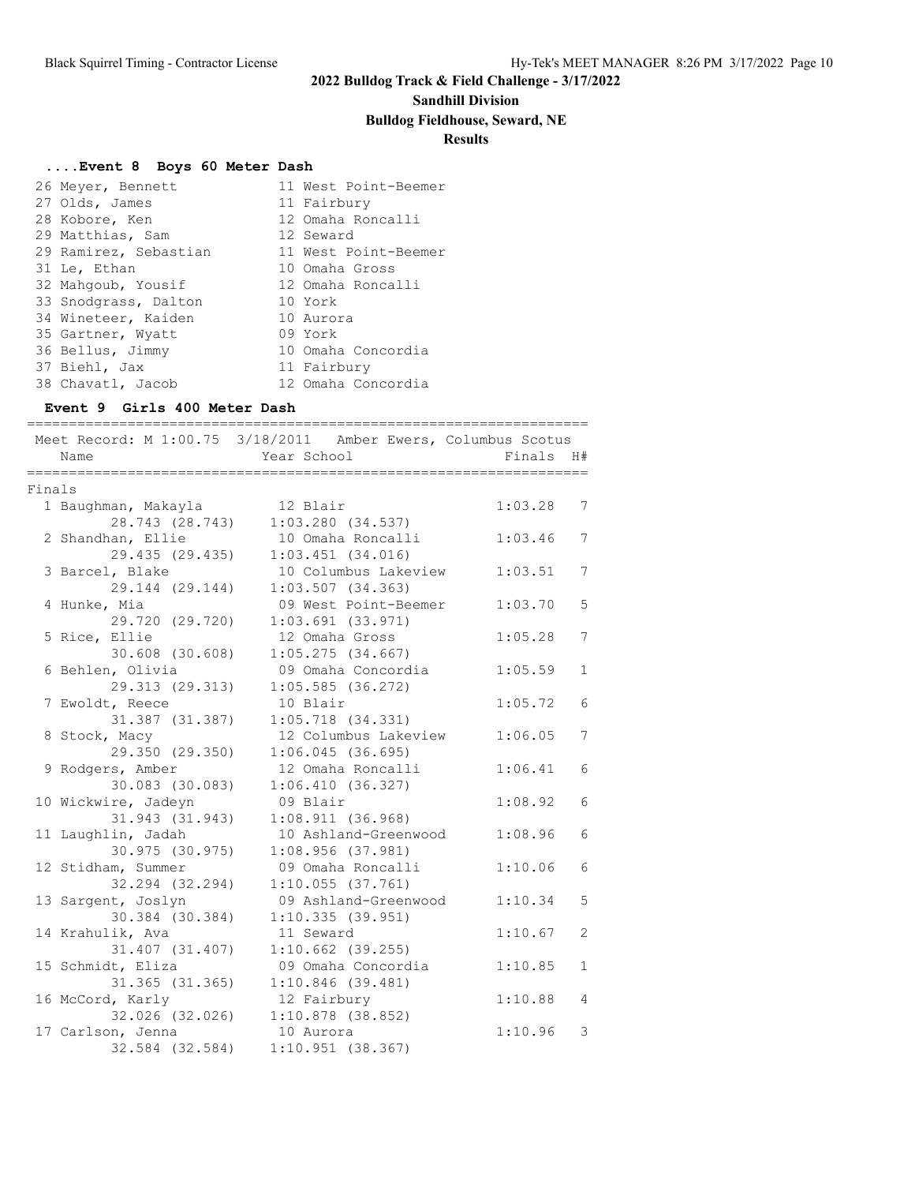## 2022 Bulldog Track & Field Challenge - 3/17/2022

**Sandhill Division**

**Bulldog Fieldhouse, Seward, NE**

**Results**

### ....Event 8 Boys 60 Meter Dash

| Place | Name | Year | School |
|---|---|---|---|
| 26 | Meyer, Bennett | 11 | West Point-Beemer |
| 27 | Olds, James | 11 | Fairbury |
| 28 | Kobore, Ken | 12 | Omaha Roncalli |
| 29 | Matthias, Sam | 12 | Seward |
| 29 | Ramirez, Sebastian | 11 | West Point-Beemer |
| 31 | Le, Ethan | 10 | Omaha Gross |
| 32 | Mahgoub, Yousif | 12 | Omaha Roncalli |
| 33 | Snodgrass, Dalton | 10 | York |
| 34 | Wineteer, Kaiden | 10 | Aurora |
| 35 | Gartner, Wyatt | 09 | York |
| 36 | Bellus, Jimmy | 10 | Omaha Concordia |
| 37 | Biehl, Jax | 11 | Fairbury |
| 38 | Chavatl, Jacob | 12 | Omaha Concordia |

### Event 9 Girls 400 Meter Dash

Meet Record: M 1:00.75 3/18/2011 Amber Ewers, Columbus Scotus

**Finals**

| Place | Name | Year | School | Finals | H# | Splits |
|---|---|---|---|---|---|---|
| 1 | Baughman, Makayla | 12 | Blair | 1:03.28 | 7 | 28.743 (28.743) 1:03.280 (34.537) |
| 2 | Shandhan, Ellie | 10 | Omaha Roncalli | 1:03.46 | 7 | 29.435 (29.435) 1:03.451 (34.016) |
| 3 | Barcel, Blake | 10 | Columbus Lakeview | 1:03.51 | 7 | 29.144 (29.144) 1:03.507 (34.363) |
| 4 | Hunke, Mia | 09 | West Point-Beemer | 1:03.70 | 5 | 29.720 (29.720) 1:03.691 (33.971) |
| 5 | Rice, Ellie | 12 | Omaha Gross | 1:05.28 | 7 | 30.608 (30.608) 1:05.275 (34.667) |
| 6 | Behlen, Olivia | 09 | Omaha Concordia | 1:05.59 | 1 | 29.313 (29.313) 1:05.585 (36.272) |
| 7 | Ewoldt, Reece | 10 | Blair | 1:05.72 | 6 | 31.387 (31.387) 1:05.718 (34.331) |
| 8 | Stock, Macy | 12 | Columbus Lakeview | 1:06.05 | 7 | 29.350 (29.350) 1:06.045 (36.695) |
| 9 | Rodgers, Amber | 12 | Omaha Roncalli | 1:06.41 | 6 | 30.083 (30.083) 1:06.410 (36.327) |
| 10 | Wickwire, Jadeyn | 09 | Blair | 1:08.92 | 6 | 31.943 (31.943) 1:08.911 (36.968) |
| 11 | Laughlin, Jadah | 10 | Ashland-Greenwood | 1:08.96 | 6 | 30.975 (30.975) 1:08.956 (37.981) |
| 12 | Stidham, Summer | 09 | Omaha Roncalli | 1:10.06 | 6 | 32.294 (32.294) 1:10.055 (37.761) |
| 13 | Sargent, Joslyn | 09 | Ashland-Greenwood | 1:10.34 | 5 | 30.384 (30.384) 1:10.335 (39.951) |
| 14 | Krahulik, Ava | 11 | Seward | 1:10.67 | 2 | 31.407 (31.407) 1:10.662 (39.255) |
| 15 | Schmidt, Eliza | 09 | Omaha Concordia | 1:10.85 | 1 | 31.365 (31.365) 1:10.846 (39.481) |
| 16 | McCord, Karly | 12 | Fairbury | 1:10.88 | 4 | 32.026 (32.026) 1:10.878 (38.852) |
| 17 | Carlson, Jenna | 10 | Aurora | 1:10.96 | 3 | 32.584 (32.584) 1:10.951 (38.367) |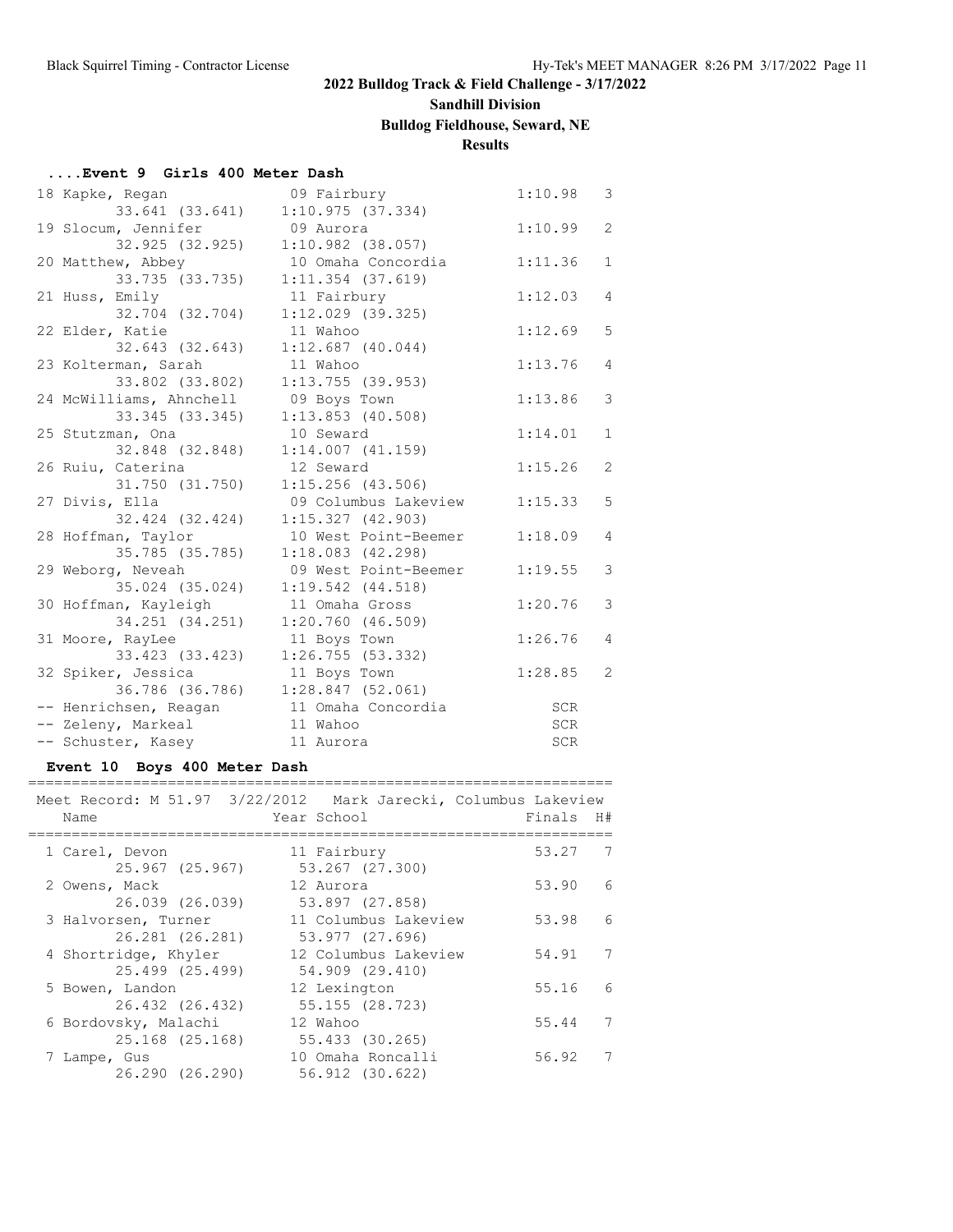## 2022 Bulldog Track & Field Challenge - 3/17/2022

### Sandhill Division

### Bulldog Fieldhouse, Seward, NE

### Results

#### ....Event 9 Girls 400 Meter Dash

| Place | Name | Year | School | Finals | H# |
|---|---|---|---|---|---|
| 18 | Kapke, Regan | 09 | Fairbury | 1:10.98 | 3 |
| | 33.641 (33.641) 1:10.975 (37.334) | | | | |
| 19 | Slocum, Jennifer | 09 | Aurora | 1:10.99 | 2 |
| | 32.925 (32.925) 1:10.982 (38.057) | | | | |
| 20 | Matthew, Abbey | 10 | Omaha Concordia | 1:11.36 | 1 |
| | 33.735 (33.735) 1:11.354 (37.619) | | | | |
| 21 | Huss, Emily | 11 | Fairbury | 1:12.03 | 4 |
| | 32.704 (32.704) 1:12.029 (39.325) | | | | |
| 22 | Elder, Katie | 11 | Wahoo | 1:12.69 | 5 |
| | 32.643 (32.643) 1:12.687 (40.044) | | | | |
| 23 | Kolterman, Sarah | 11 | Wahoo | 1:13.76 | 4 |
| | 33.802 (33.802) 1:13.755 (39.953) | | | | |
| 24 | McWilliams, Ahnchell | 09 | Boys Town | 1:13.86 | 3 |
| | 33.345 (33.345) 1:13.853 (40.508) | | | | |
| 25 | Stutzman, Ona | 10 | Seward | 1:14.01 | 1 |
| | 32.848 (32.848) 1:14.007 (41.159) | | | | |
| 26 | Ruiu, Caterina | 12 | Seward | 1:15.26 | 2 |
| | 31.750 (31.750) 1:15.256 (43.506) | | | | |
| 27 | Divis, Ella | 09 | Columbus Lakeview | 1:15.33 | 5 |
| | 32.424 (32.424) 1:15.327 (42.903) | | | | |
| 28 | Hoffman, Taylor | 10 | West Point-Beemer | 1:18.09 | 4 |
| | 35.785 (35.785) 1:18.083 (42.298) | | | | |
| 29 | Weborg, Neveah | 09 | West Point-Beemer | 1:19.55 | 3 |
| | 35.024 (35.024) 1:19.542 (44.518) | | | | |
| 30 | Hoffman, Kayleigh | 11 | Omaha Gross | 1:20.76 | 3 |
| | 34.251 (34.251) 1:20.760 (46.509) | | | | |
| 31 | Moore, RayLee | 11 | Boys Town | 1:26.76 | 4 |
| | 33.423 (33.423) 1:26.755 (53.332) | | | | |
| 32 | Spiker, Jessica | 11 | Boys Town | 1:28.85 | 2 |
| | 36.786 (36.786) 1:28.847 (52.061) | | | | |
| -- | Henrichsen, Reagan | 11 | Omaha Concordia | SCR | |
| -- | Zeleny, Markeal | 11 | Wahoo | SCR | |
| -- | Schuster, Kasey | 11 | Aurora | SCR | |

#### Event 10 Boys 400 Meter Dash

Meet Record: M 51.97 3/22/2012 Mark Jarecki, Columbus Lakeview

| Place | Name | Year | School | Finals | H# |
|---|---|---|---|---|---|
| 1 | Carel, Devon | 11 | Fairbury | 53.27 | 7 |
| | 25.967 (25.967) 53.267 (27.300) | | | | |
| 2 | Owens, Mack | 12 | Aurora | 53.90 | 6 |
| | 26.039 (26.039) 53.897 (27.858) | | | | |
| 3 | Halvorsen, Turner | 11 | Columbus Lakeview | 53.98 | 6 |
| | 26.281 (26.281) 53.977 (27.696) | | | | |
| 4 | Shortridge, Khyler | 12 | Columbus Lakeview | 54.91 | 7 |
| | 25.499 (25.499) 54.909 (29.410) | | | | |
| 5 | Bowen, Landon | 12 | Lexington | 55.16 | 6 |
| | 26.432 (26.432) 55.155 (28.723) | | | | |
| 6 | Bordovsky, Malachi | 12 | Wahoo | 55.44 | 7 |
| | 25.168 (25.168) 55.433 (30.265) | | | | |
| 7 | Lampe, Gus | 10 | Omaha Roncalli | 56.92 | 7 |
| | 26.290 (26.290) 56.912 (30.622) | | | | |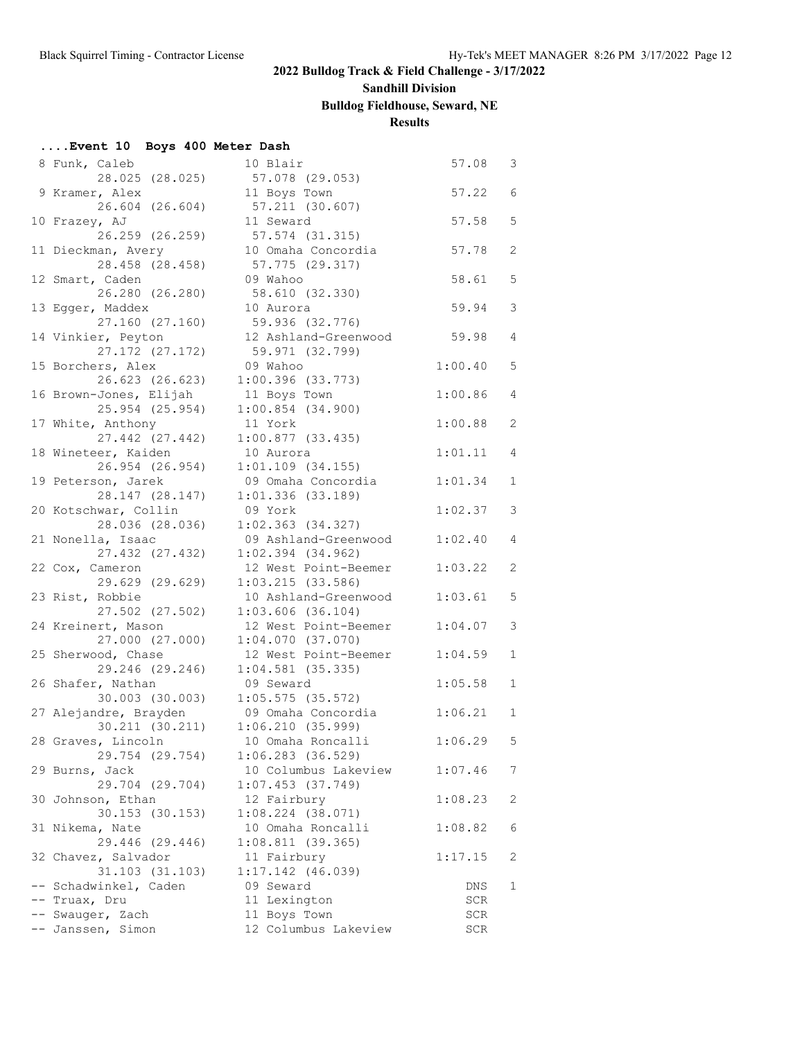## 2022 Bulldog Track & Field Challenge - 3/17/2022

### Sandhill Division

### Bulldog Fieldhouse, Seward, NE

### Results

#### ....Event 10 Boys 400 Meter Dash

| Place | Name | Year | School | Finals | H# |
|---|---|---|---|---|---|
| 8 | Funk, Caleb | 10 | Blair | 57.08 | 3 |
| | 28.025 (28.025) | | 57.078 (29.053) | | |
| 9 | Kramer, Alex | 11 | Boys Town | 57.22 | 6 |
| | 26.604 (26.604) | | 57.211 (30.607) | | |
| 10 | Frazey, AJ | 11 | Seward | 57.58 | 5 |
| | 26.259 (26.259) | | 57.574 (31.315) | | |
| 11 | Dieckman, Avery | 10 | Omaha Concordia | 57.78 | 2 |
| | 28.458 (28.458) | | 57.775 (29.317) | | |
| 12 | Smart, Caden | 09 | Wahoo | 58.61 | 5 |
| | 26.280 (26.280) | | 58.610 (32.330) | | |
| 13 | Egger, Maddex | 10 | Aurora | 59.94 | 3 |
| | 27.160 (27.160) | | 59.936 (32.776) | | |
| 14 | Vinkier, Peyton | 12 | Ashland-Greenwood | 59.98 | 4 |
| | 27.172 (27.172) | | 59.971 (32.799) | | |
| 15 | Borchers, Alex | 09 | Wahoo | 1:00.40 | 5 |
| | 26.623 (26.623) | | 1:00.396 (33.773) | | |
| 16 | Brown-Jones, Elijah | 11 | Boys Town | 1:00.86 | 4 |
| | 25.954 (25.954) | | 1:00.854 (34.900) | | |
| 17 | White, Anthony | 11 | York | 1:00.88 | 2 |
| | 27.442 (27.442) | | 1:00.877 (33.435) | | |
| 18 | Wineteer, Kaiden | 10 | Aurora | 1:01.11 | 4 |
| | 26.954 (26.954) | | 1:01.109 (34.155) | | |
| 19 | Peterson, Jarek | 09 | Omaha Concordia | 1:01.34 | 1 |
| | 28.147 (28.147) | | 1:01.336 (33.189) | | |
| 20 | Kotschwar, Collin | 09 | York | 1:02.37 | 3 |
| | 28.036 (28.036) | | 1:02.363 (34.327) | | |
| 21 | Nonella, Isaac | 09 | Ashland-Greenwood | 1:02.40 | 4 |
| | 27.432 (27.432) | | 1:02.394 (34.962) | | |
| 22 | Cox, Cameron | 12 | West Point-Beemer | 1:03.22 | 2 |
| | 29.629 (29.629) | | 1:03.215 (33.586) | | |
| 23 | Rist, Robbie | 10 | Ashland-Greenwood | 1:03.61 | 5 |
| | 27.502 (27.502) | | 1:03.606 (36.104) | | |
| 24 | Kreinert, Mason | 12 | West Point-Beemer | 1:04.07 | 3 |
| | 27.000 (27.000) | | 1:04.070 (37.070) | | |
| 25 | Sherwood, Chase | 12 | West Point-Beemer | 1:04.59 | 1 |
| | 29.246 (29.246) | | 1:04.581 (35.335) | | |
| 26 | Shafer, Nathan | 09 | Seward | 1:05.58 | 1 |
| | 30.003 (30.003) | | 1:05.575 (35.572) | | |
| 27 | Alejandre, Brayden | 09 | Omaha Concordia | 1:06.21 | 1 |
| | 30.211 (30.211) | | 1:06.210 (35.999) | | |
| 28 | Graves, Lincoln | 10 | Omaha Roncalli | 1:06.29 | 5 |
| | 29.754 (29.754) | | 1:06.283 (36.529) | | |
| 29 | Burns, Jack | 10 | Columbus Lakeview | 1:07.46 | 7 |
| | 29.704 (29.704) | | 1:07.453 (37.749) | | |
| 30 | Johnson, Ethan | 12 | Fairbury | 1:08.23 | 2 |
| | 30.153 (30.153) | | 1:08.224 (38.071) | | |
| 31 | Nikema, Nate | 10 | Omaha Roncalli | 1:08.82 | 6 |
| | 29.446 (29.446) | | 1:08.811 (39.365) | | |
| 32 | Chavez, Salvador | 11 | Fairbury | 1:17.15 | 2 |
| | 31.103 (31.103) | | 1:17.142 (46.039) | | |
| -- | Schadwinkel, Caden | 09 | Seward | DNS | 1 |
| -- | Truax, Dru | 11 | Lexington | SCR | |
| -- | Swauger, Zach | 11 | Boys Town | SCR | |
| -- | Janssen, Simon | 12 | Columbus Lakeview | SCR | |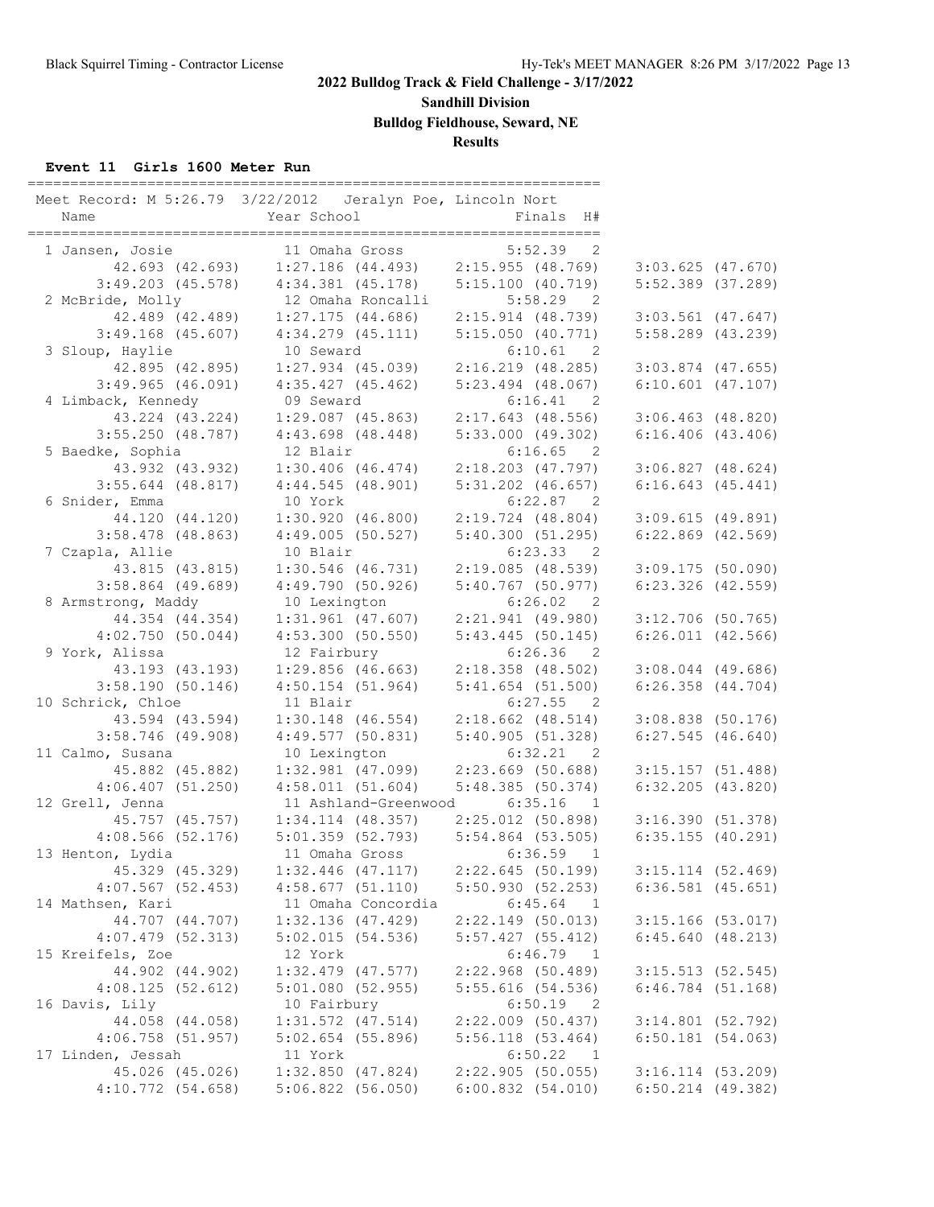## 2022 Bulldog Track & Field Challenge - 3/17/2022

**Sandhill Division**

**Bulldog Fieldhouse, Seward, NE**

**Results**

### Event 11 Girls 1600 Meter Run

```
===================================================================
 Meet Record: M 5:26.79  3/22/2012   Jeralyn Poe, Lincoln Nort       
    Name                    Year School                  Finals  H# 
===================================================================
  1 Jansen, Josie             11 Omaha Gross            5:52.39   2 
        42.693 (42.693)     1:27.186 (44.493)     2:15.955 (48.769)     3:03.625 (47.670)
      3:49.203 (45.578)     4:34.381 (45.178)     5:15.100 (40.719)     5:52.389 (37.289)
  2 McBride, Molly            12 Omaha Roncalli         5:58.29   2 
        42.489 (42.489)     1:27.175 (44.686)     2:15.914 (48.739)     3:03.561 (47.647)
      3:49.168 (45.607)     4:34.279 (45.111)     5:15.050 (40.771)     5:58.289 (43.239)
  3 Sloup, Haylie             10 Seward                 6:10.61   2 
        42.895 (42.895)     1:27.934 (45.039)     2:16.219 (48.285)     3:03.874 (47.655)
      3:49.965 (46.091)     4:35.427 (45.462)     5:23.494 (48.067)     6:10.601 (47.107)
  4 Limback, Kennedy          09 Seward                 6:16.41   2 
        43.224 (43.224)     1:29.087 (45.863)     2:17.643 (48.556)     3:06.463 (48.820)
      3:55.250 (48.787)     4:43.698 (48.448)     5:33.000 (49.302)     6:16.406 (43.406)
  5 Baedke, Sophia            12 Blair                  6:16.65   2 
        43.932 (43.932)     1:30.406 (46.474)     2:18.203 (47.797)     3:06.827 (48.624)
      3:55.644 (48.817)     4:44.545 (48.901)     5:31.202 (46.657)     6:16.643 (45.441)
  6 Snider, Emma              10 York                   6:22.87   2 
        44.120 (44.120)     1:30.920 (46.800)     2:19.724 (48.804)     3:09.615 (49.891)
      3:58.478 (48.863)     4:49.005 (50.527)     5:40.300 (51.295)     6:22.869 (42.569)
  7 Czapla, Allie             10 Blair                  6:23.33   2 
        43.815 (43.815)     1:30.546 (46.731)     2:19.085 (48.539)     3:09.175 (50.090)
      3:58.864 (49.689)     4:49.790 (50.926)     5:40.767 (50.977)     6:23.326 (42.559)
  8 Armstrong, Maddy          10 Lexington              6:26.02   2 
        44.354 (44.354)     1:31.961 (47.607)     2:21.941 (49.980)     3:12.706 (50.765)
      4:02.750 (50.044)     4:53.300 (50.550)     5:43.445 (50.145)     6:26.011 (42.566)
  9 York, Alissa              12 Fairbury               6:26.36   2 
        43.193 (43.193)     1:29.856 (46.663)     2:18.358 (48.502)     3:08.044 (49.686)
      3:58.190 (50.146)     4:50.154 (51.964)     5:41.654 (51.500)     6:26.358 (44.704)
 10 Schrick, Chloe            11 Blair                  6:27.55   2 
        43.594 (43.594)     1:30.148 (46.554)     2:18.662 (48.514)     3:08.838 (50.176)
      3:58.746 (49.908)     4:49.577 (50.831)     5:40.905 (51.328)     6:27.545 (46.640)
 11 Calmo, Susana             10 Lexington              6:32.21   2 
        45.882 (45.882)     1:32.981 (47.099)     2:23.669 (50.688)     3:15.157 (51.488)
      4:06.407 (51.250)     4:58.011 (51.604)     5:48.385 (50.374)     6:32.205 (43.820)
 12 Grell, Jenna              11 Ashland-Greenwood      6:35.16   1 
        45.757 (45.757)     1:34.114 (48.357)     2:25.012 (50.898)     3:16.390 (51.378)
      4:08.566 (52.176)     5:01.359 (52.793)     5:54.864 (53.505)     6:35.155 (40.291)
 13 Henton, Lydia             11 Omaha Gross            6:36.59   1 
        45.329 (45.329)     1:32.446 (47.117)     2:22.645 (50.199)     3:15.114 (52.469)
      4:07.567 (52.453)     4:58.677 (51.110)     5:50.930 (52.253)     6:36.581 (45.651)
 14 Mathsen, Kari             11 Omaha Concordia        6:45.64   1 
        44.707 (44.707)     1:32.136 (47.429)     2:22.149 (50.013)     3:15.166 (53.017)
      4:07.479 (52.313)     5:02.015 (54.536)     5:57.427 (55.412)     6:45.640 (48.213)
 15 Kreifels, Zoe             12 York                   6:46.79   1 
        44.902 (44.902)     1:32.479 (47.577)     2:22.968 (50.489)     3:15.513 (52.545)
      4:08.125 (52.612)     5:01.080 (52.955)     5:55.616 (54.536)     6:46.784 (51.168)
 16 Davis, Lily               10 Fairbury               6:50.19   2 
        44.058 (44.058)     1:31.572 (47.514)     2:22.009 (50.437)     3:14.801 (52.792)
      4:06.758 (51.957)     5:02.654 (55.896)     5:56.118 (53.464)     6:50.181 (54.063)
 17 Linden, Jessah            11 York                   6:50.22   1 
        45.026 (45.026)     1:32.850 (47.824)     2:22.905 (50.055)     3:16.114 (53.209)
      4:10.772 (54.658)     5:06.822 (56.050)     6:00.832 (54.010)     6:50.214 (49.382)
```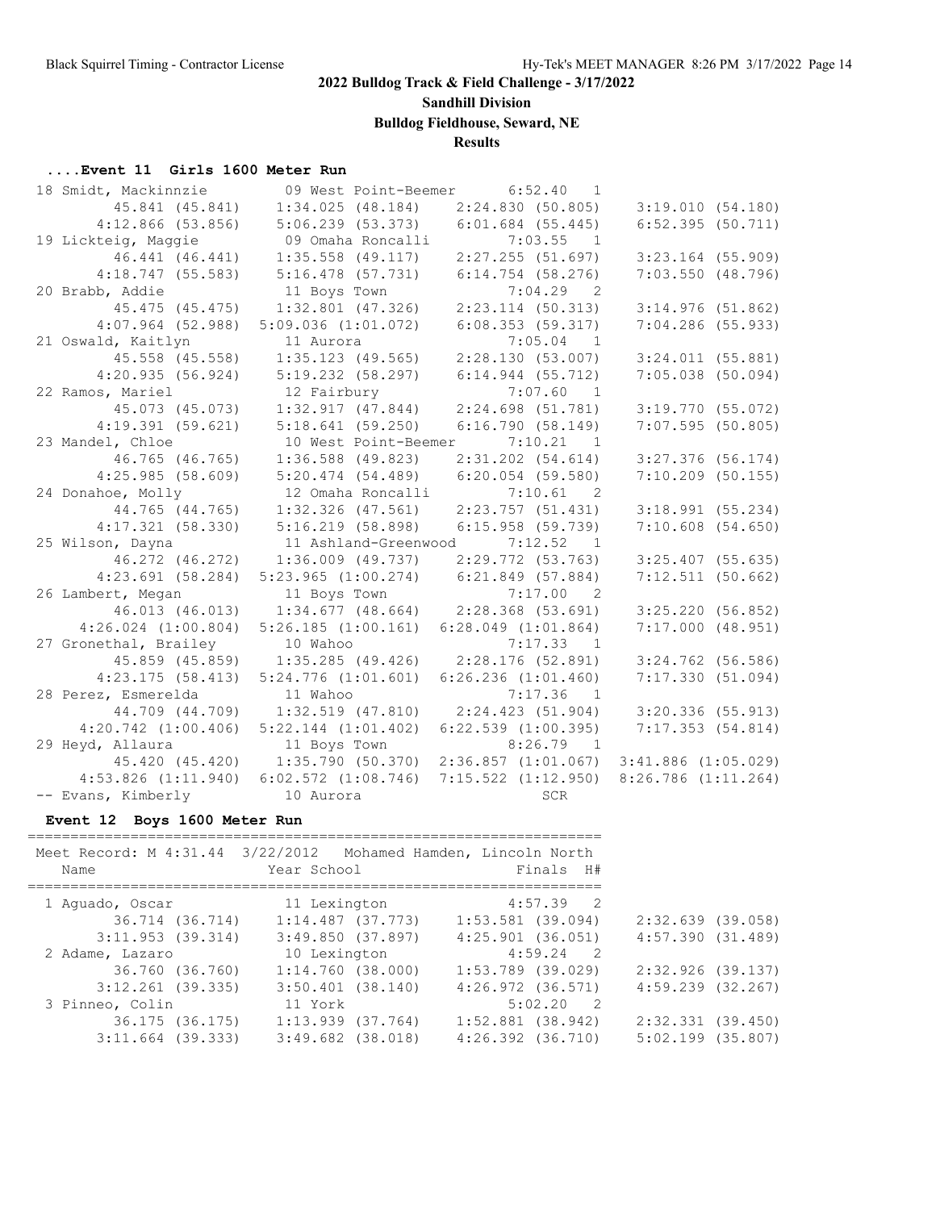## 2022 Bulldog Track & Field Challenge - 3/17/2022

**Sandhill Division**

**Bulldog Fieldhouse, Seward, NE**

**Results**

### ....Event 11 Girls 1600 Meter Run

```
 18 Smidt, Mackinnzie          09 West Point-Beemer      6:52.40  1 
         45.841 (45.841)     1:34.025 (48.184)     2:24.830 (50.805)     3:19.010 (54.180)
       4:12.866 (53.856)     5:06.239 (53.373)     6:01.684 (55.445)     6:52.395 (50.711)
 19 Lickteig, Maggie           09 Omaha Roncalli         7:03.55  1 
         46.441 (46.441)     1:35.558 (49.117)     2:27.255 (51.697)     3:23.164 (55.909)
       4:18.747 (55.583)     5:16.478 (57.731)     6:14.754 (58.276)     7:03.550 (48.796)
 20 Brabb, Addie               11 Boys Town              7:04.29  2 
         45.475 (45.475)     1:32.801 (47.326)     2:23.114 (50.313)     3:14.976 (51.862)
       4:07.964 (52.988)   5:09.036 (1:01.072)     6:08.353 (59.317)     7:04.286 (55.933)
 21 Oswald, Kaitlyn            11 Aurora                 7:05.04  1 
         45.558 (45.558)     1:35.123 (49.565)     2:28.130 (53.007)     3:24.011 (55.881)
       4:20.935 (56.924)     5:19.232 (58.297)     6:14.944 (55.712)     7:05.038 (50.094)
 22 Ramos, Mariel              12 Fairbury               7:07.60  1 
         45.073 (45.073)     1:32.917 (47.844)     2:24.698 (51.781)     3:19.770 (55.072)
       4:19.391 (59.621)     5:18.641 (59.250)     6:16.790 (58.149)     7:07.595 (50.805)
 23 Mandel, Chloe              10 West Point-Beemer      7:10.21  1 
         46.765 (46.765)     1:36.588 (49.823)     2:31.202 (54.614)     3:27.376 (56.174)
       4:25.985 (58.609)     5:20.474 (54.489)     6:20.054 (59.580)     7:10.209 (50.155)
 24 Donahoe, Molly             12 Omaha Roncalli         7:10.61  2 
         44.765 (44.765)     1:32.326 (47.561)     2:23.757 (51.431)     3:18.991 (55.234)
       4:17.321 (58.330)     5:16.219 (58.898)     6:15.958 (59.739)     7:10.608 (54.650)
 25 Wilson, Dayna              11 Ashland-Greenwood      7:12.52  1 
         46.272 (46.272)     1:36.009 (49.737)     2:29.772 (53.763)     3:25.407 (55.635)
       4:23.691 (58.284)   5:23.965 (1:00.274)     6:21.849 (57.884)     7:12.511 (50.662)
 26 Lambert, Megan             11 Boys Town              7:17.00  2 
         46.013 (46.013)     1:34.677 (48.664)     2:28.368 (53.691)     3:25.220 (56.852)
     4:26.024 (1:00.804)   5:26.185 (1:00.161)   6:28.049 (1:01.864)     7:17.000 (48.951)
 27 Gronethal, Brailey         10 Wahoo                  7:17.33  1 
         45.859 (45.859)     1:35.285 (49.426)     2:28.176 (52.891)     3:24.762 (56.586)
       4:23.175 (58.413)   5:24.776 (1:01.601)   6:26.236 (1:01.460)     7:17.330 (51.094)
 28 Perez, Esmerelda           11 Wahoo                  7:17.36  1 
         44.709 (44.709)     1:32.519 (47.810)     2:24.423 (51.904)     3:20.336 (55.913)
     4:20.742 (1:00.406)   5:22.144 (1:01.402)   6:22.539 (1:00.395)     7:17.353 (54.814)
 29 Heyd, Allaura              11 Boys Town              8:26.79  1 
         45.420 (45.420)     1:35.790 (50.370)   2:36.857 (1:01.067)   3:41.886 (1:05.029)
     4:53.826 (1:11.940)   6:02.572 (1:08.746)   7:15.522 (1:12.950)   8:26.786 (1:11.264)
 -- Evans, Kimberly            10 Aurora                    SCR
```

### Event 12 Boys 1600 Meter Run

```
===================================================================
 Meet Record: M 4:31.44  3/22/2012   Mohamed Hamden, Lincoln North
    Name                    Year School                  Finals  H#
===================================================================
  1 Aguado, Oscar              11 Lexington              4:57.39  2 
         36.714 (36.714)     1:14.487 (37.773)     1:53.581 (39.094)     2:32.639 (39.058)
       3:11.953 (39.314)     3:49.850 (37.897)     4:25.901 (36.051)     4:57.390 (31.489)
  2 Adame, Lazaro              10 Lexington              4:59.24  2 
         36.760 (36.760)     1:14.760 (38.000)     1:53.789 (39.029)     2:32.926 (39.137)
       3:12.261 (39.335)     3:50.401 (38.140)     4:26.972 (36.571)     4:59.239 (32.267)
  3 Pinneo, Colin              11 York                   5:02.20  2 
         36.175 (36.175)     1:13.939 (37.764)     1:52.881 (38.942)     2:32.331 (39.450)
       3:11.664 (39.333)     3:49.682 (38.018)     4:26.392 (36.710)     5:02.199 (35.807)
```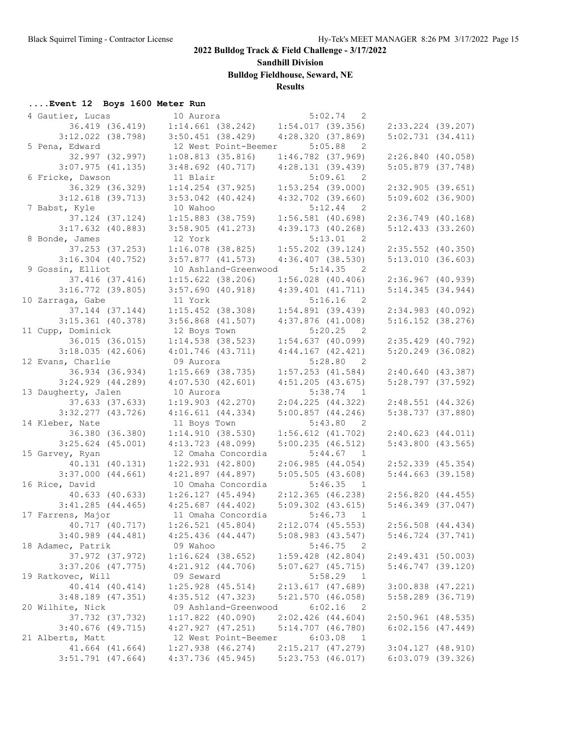**2022 Bulldog Track & Field Challenge - 3/17/2022**

**Sandhill Division**

**Bulldog Fieldhouse, Seward, NE**

**Results**

### ....Event 12 Boys 1600 Meter Run

```
  4 Gautier, Lucas             10 Aurora                  5:02.74   2 
        36.419 (36.419)     1:14.661 (38.242)     1:54.017 (39.356)     2:33.224 (39.207)
      3:12.022 (38.798)     3:50.451 (38.429)     4:28.320 (37.869)     5:02.731 (34.411)
  5 Pena, Edward               12 West Point-Beemer       5:05.88   2 
        32.997 (32.997)     1:08.813 (35.816)     1:46.782 (37.969)     2:26.840 (40.058)
      3:07.975 (41.135)     3:48.692 (40.717)     4:28.131 (39.439)     5:05.879 (37.748)
  6 Fricke, Dawson             11 Blair                   5:09.61   2 
        36.329 (36.329)     1:14.254 (37.925)     1:53.254 (39.000)     2:32.905 (39.651)
      3:12.618 (39.713)     3:53.042 (40.424)     4:32.702 (39.660)     5:09.602 (36.900)
  7 Babst, Kyle                10 Wahoo                   5:12.44   2 
        37.124 (37.124)     1:15.883 (38.759)     1:56.581 (40.698)     2:36.749 (40.168)
      3:17.632 (40.883)     3:58.905 (41.273)     4:39.173 (40.268)     5:12.433 (33.260)
  8 Bonde, James               12 York                    5:13.01   2 
        37.253 (37.253)     1:16.078 (38.825)     1:55.202 (39.124)     2:35.552 (40.350)
      3:16.304 (40.752)     3:57.877 (41.573)     4:36.407 (38.530)     5:13.010 (36.603)
  9 Gossin, Elliot             10 Ashland-Greenwood       5:14.35   2 
        37.416 (37.416)     1:15.622 (38.206)     1:56.028 (40.406)     2:36.967 (40.939)
      3:16.772 (39.805)     3:57.690 (40.918)     4:39.401 (41.711)     5:14.345 (34.944)
 10 Zarraga, Gabe              11 York                    5:16.16   2 
        37.144 (37.144)     1:15.452 (38.308)     1:54.891 (39.439)     2:34.983 (40.092)
      3:15.361 (40.378)     3:56.868 (41.507)     4:37.876 (41.008)     5:16.152 (38.276)
 11 Cupp, Dominick             12 Boys Town               5:20.25   2 
        36.015 (36.015)     1:14.538 (38.523)     1:54.637 (40.099)     2:35.429 (40.792)
      3:18.035 (42.606)     4:01.746 (43.711)     4:44.167 (42.421)     5:20.249 (36.082)
 12 Evans, Charlie             09 Aurora                  5:28.80   2 
        36.934 (36.934)     1:15.669 (38.735)     1:57.253 (41.584)     2:40.640 (43.387)
      3:24.929 (44.289)     4:07.530 (42.601)     4:51.205 (43.675)     5:28.797 (37.592)
 13 Daugherty, Jalen           10 Aurora                  5:38.74   1 
        37.633 (37.633)     1:19.903 (42.270)     2:04.225 (44.322)     2:48.551 (44.326)
      3:32.277 (43.726)     4:16.611 (44.334)     5:00.857 (44.246)     5:38.737 (37.880)
 14 Kleber, Nate               11 Boys Town               5:43.80   2 
        36.380 (36.380)     1:14.910 (38.530)     1:56.612 (41.702)     2:40.623 (44.011)
      3:25.624 (45.001)     4:13.723 (48.099)     5:00.235 (46.512)     5:43.800 (43.565)
 15 Garvey, Ryan               12 Omaha Concordia         5:44.67   1 
        40.131 (40.131)     1:22.931 (42.800)     2:06.985 (44.054)     2:52.339 (45.354)
      3:37.000 (44.661)     4:21.897 (44.897)     5:05.505 (43.608)     5:44.663 (39.158)
 16 Rice, David                10 Omaha Concordia         5:46.35   1 
        40.633 (40.633)     1:26.127 (45.494)     2:12.365 (46.238)     2:56.820 (44.455)
      3:41.285 (44.465)     4:25.687 (44.402)     5:09.302 (43.615)     5:46.349 (37.047)
 17 Farrens, Major             11 Omaha Concordia         5:46.73   1 
        40.717 (40.717)     1:26.521 (45.804)     2:12.074 (45.553)     2:56.508 (44.434)
      3:40.989 (44.481)     4:25.436 (44.447)     5:08.983 (43.547)     5:46.724 (37.741)
 18 Adamec, Patrik             09 Wahoo                   5:46.75   2 
        37.972 (37.972)     1:16.624 (38.652)     1:59.428 (42.804)     2:49.431 (50.003)
      3:37.206 (47.775)     4:21.912 (44.706)     5:07.627 (45.715)     5:46.747 (39.120)
 19 Ratkovec, Will             09 Seward                  5:58.29   1 
        40.414 (40.414)     1:25.928 (45.514)     2:13.617 (47.689)     3:00.838 (47.221)
      3:48.189 (47.351)     4:35.512 (47.323)     5:21.570 (46.058)     5:58.289 (36.719)
 20 Wilhite, Nick              09 Ashland-Greenwood       6:02.16   2 
        37.732 (37.732)     1:17.822 (40.090)     2:02.426 (44.604)     2:50.961 (48.535)
      3:40.676 (49.715)     4:27.927 (47.251)     5:14.707 (46.780)     6:02.156 (47.449)
 21 Alberts, Matt              12 West Point-Beemer       6:03.08   1 
        41.664 (41.664)     1:27.938 (46.274)     2:15.217 (47.279)     3:04.127 (48.910)
      3:51.791 (47.664)     4:37.736 (45.945)     5:23.753 (46.017)     6:03.079 (39.326)
```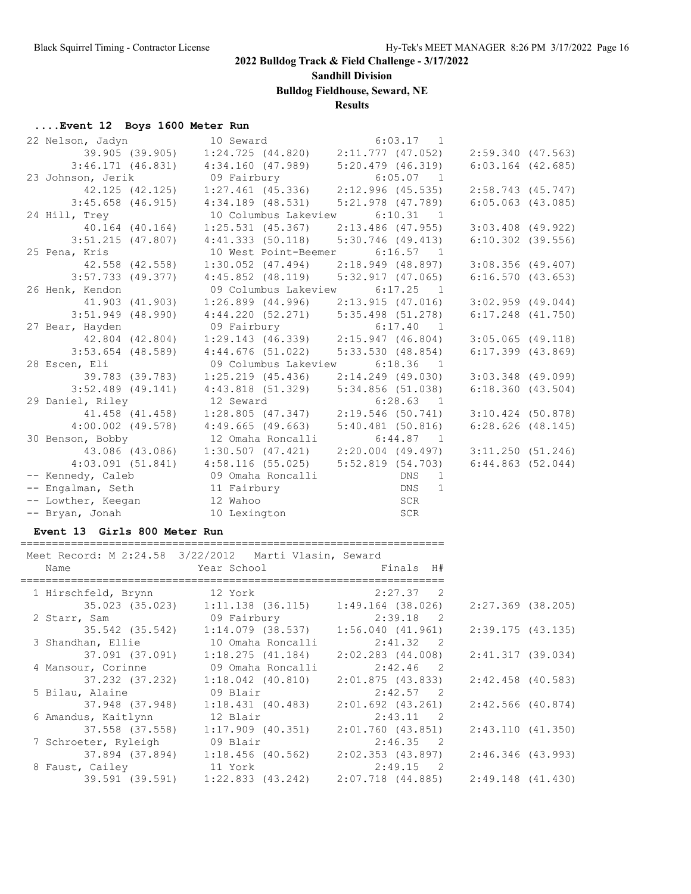## 2022 Bulldog Track & Field Challenge - 3/17/2022

**Sandhill Division**

**Bulldog Fieldhouse, Seward, NE**

**Results**

### ....Event 12 Boys 1600 Meter Run

```
 22 Nelson, Jadyn             10 Seward                  6:03.17   1 
          39.905 (39.905)     1:24.725 (44.820)     2:11.777 (47.052)     2:59.340 (47.563)
        3:46.171 (46.831)     4:34.160 (47.989)     5:20.479 (46.319)     6:03.164 (42.685)
 23 Johnson, Jerik            09 Fairbury                6:05.07   1 
          42.125 (42.125)     1:27.461 (45.336)     2:12.996 (45.535)     2:58.743 (45.747)
        3:45.658 (46.915)     4:34.189 (48.531)     5:21.978 (47.789)     6:05.063 (43.085)
 24 Hill, Trey                10 Columbus Lakeview       6:10.31   1 
          40.164 (40.164)     1:25.531 (45.367)     2:13.486 (47.955)     3:03.408 (49.922)
        3:51.215 (47.807)     4:41.333 (50.118)     5:30.746 (49.413)     6:10.302 (39.556)
 25 Pena, Kris                10 West Point-Beemer       6:16.57   1 
          42.558 (42.558)     1:30.052 (47.494)     2:18.949 (48.897)     3:08.356 (49.407)
        3:57.733 (49.377)     4:45.852 (48.119)     5:32.917 (47.065)     6:16.570 (43.653)
 26 Henk, Kendon              09 Columbus Lakeview       6:17.25   1 
          41.903 (41.903)     1:26.899 (44.996)     2:13.915 (47.016)     3:02.959 (49.044)
        3:51.949 (48.990)     4:44.220 (52.271)     5:35.498 (51.278)     6:17.248 (41.750)
 27 Bear, Hayden              09 Fairbury                6:17.40   1 
          42.804 (42.804)     1:29.143 (46.339)     2:15.947 (46.804)     3:05.065 (49.118)
        3:53.654 (48.589)     4:44.676 (51.022)     5:33.530 (48.854)     6:17.399 (43.869)
 28 Escen, Eli                09 Columbus Lakeview       6:18.36   1 
          39.783 (39.783)     1:25.219 (45.436)     2:14.249 (49.030)     3:03.348 (49.099)
        3:52.489 (49.141)     4:43.818 (51.329)     5:34.856 (51.038)     6:18.360 (43.504)
 29 Daniel, Riley             12 Seward                  6:28.63   1 
          41.458 (41.458)     1:28.805 (47.347)     2:19.546 (50.741)     3:10.424 (50.878)
        4:00.002 (49.578)     4:49.665 (49.663)     5:40.481 (50.816)     6:28.626 (48.145)
 30 Benson, Bobby             12 Omaha Roncalli          6:44.87   1 
          43.086 (43.086)     1:30.507 (47.421)     2:20.004 (49.497)     3:11.250 (51.246)
        4:03.091 (51.841)     4:58.116 (55.025)     5:52.819 (54.703)     6:44.863 (52.044)
 -- Kennedy, Caleb            09 Omaha Roncalli              DNS   1 
 -- Engalman, Seth            11 Fairbury                    DNS   1 
 -- Lowther, Keegan           12 Wahoo                       SCR     
 -- Bryan, Jonah              10 Lexington                   SCR     
```

### Event 13 Girls 800 Meter Run

```
===================================================================
 Meet Record: M 2:24.58  3/22/2012   Marti Vlasin, Seward
    Name                    Year School                  Finals  H#
===================================================================
  1 Hirschfeld, Brynn         12 York                    2:27.37   2 
          35.023 (35.023)     1:11.138 (36.115)     1:49.164 (38.026)     2:27.369 (38.205)
  2 Starr, Sam                09 Fairbury                2:39.18   2 
          35.542 (35.542)     1:14.079 (38.537)     1:56.040 (41.961)     2:39.175 (43.135)
  3 Shandhan, Ellie           10 Omaha Roncalli          2:41.32   2 
          37.091 (37.091)     1:18.275 (41.184)     2:02.283 (44.008)     2:41.317 (39.034)
  4 Mansour, Corinne          09 Omaha Roncalli          2:42.46   2 
          37.232 (37.232)     1:18.042 (40.810)     2:01.875 (43.833)     2:42.458 (40.583)
  5 Bilau, Alaine             09 Blair                   2:42.57   2 
          37.948 (37.948)     1:18.431 (40.483)     2:01.692 (43.261)     2:42.566 (40.874)
  6 Amandus, Kaitlynn         12 Blair                   2:43.11   2 
          37.558 (37.558)     1:17.909 (40.351)     2:01.760 (43.851)     2:43.110 (41.350)
  7 Schroeter, Ryleigh        09 Blair                   2:46.35   2 
          37.894 (37.894)     1:18.456 (40.562)     2:02.353 (43.897)     2:46.346 (43.993)
  8 Faust, Cailey             11 York                    2:49.15   2 
          39.591 (39.591)     1:22.833 (43.242)     2:07.718 (44.885)     2:49.148 (41.430)
```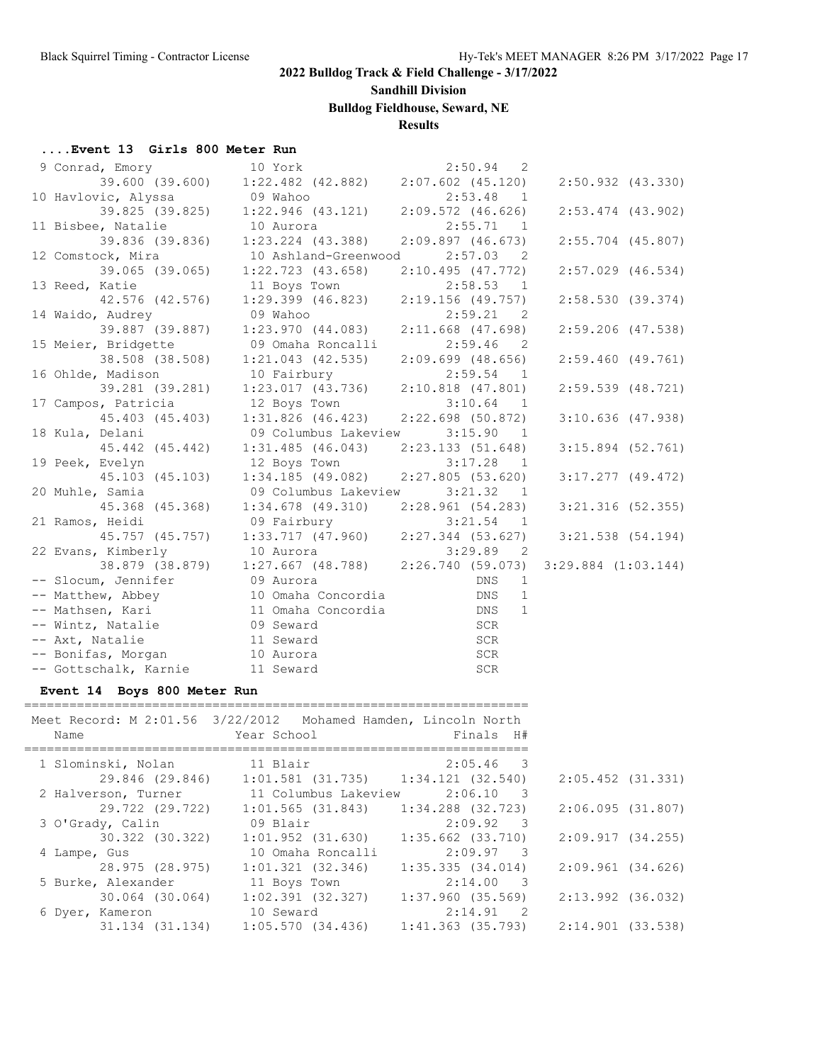**2022 Bulldog Track & Field Challenge - 3/17/2022**

**Sandhill Division**

**Bulldog Fieldhouse, Seward, NE**

**Results**

### ....Event 13 Girls 800 Meter Run

| Place | Name | Year | School | Finals | H# |
|---|---|---|---|---|---|
| 9 | Conrad, Emory | 10 | York | 2:50.94 | 2 |
| | 39.600 (39.600) | 1:22.482 (42.882) | 2:07.602 (45.120) | 2:50.932 (43.330) | |
| 10 | Havlovic, Alyssa | 09 | Wahoo | 2:53.48 | 1 |
| | 39.825 (39.825) | 1:22.946 (43.121) | 2:09.572 (46.626) | 2:53.474 (43.902) | |
| 11 | Bisbee, Natalie | 10 | Aurora | 2:55.71 | 1 |
| | 39.836 (39.836) | 1:23.224 (43.388) | 2:09.897 (46.673) | 2:55.704 (45.807) | |
| 12 | Comstock, Mira | 10 | Ashland-Greenwood | 2:57.03 | 2 |
| | 39.065 (39.065) | 1:22.723 (43.658) | 2:10.495 (47.772) | 2:57.029 (46.534) | |
| 13 | Reed, Katie | 11 | Boys Town | 2:58.53 | 1 |
| | 42.576 (42.576) | 1:29.399 (46.823) | 2:19.156 (49.757) | 2:58.530 (39.374) | |
| 14 | Waido, Audrey | 09 | Wahoo | 2:59.21 | 2 |
| | 39.887 (39.887) | 1:23.970 (44.083) | 2:11.668 (47.698) | 2:59.206 (47.538) | |
| 15 | Meier, Bridgette | 09 | Omaha Roncalli | 2:59.46 | 2 |
| | 38.508 (38.508) | 1:21.043 (42.535) | 2:09.699 (48.656) | 2:59.460 (49.761) | |
| 16 | Ohlde, Madison | 10 | Fairbury | 2:59.54 | 1 |
| | 39.281 (39.281) | 1:23.017 (43.736) | 2:10.818 (47.801) | 2:59.539 (48.721) | |
| 17 | Campos, Patricia | 12 | Boys Town | 3:10.64 | 1 |
| | 45.403 (45.403) | 1:31.826 (46.423) | 2:22.698 (50.872) | 3:10.636 (47.938) | |
| 18 | Kula, Delani | 09 | Columbus Lakeview | 3:15.90 | 1 |
| | 45.442 (45.442) | 1:31.485 (46.043) | 2:23.133 (51.648) | 3:15.894 (52.761) | |
| 19 | Peek, Evelyn | 12 | Boys Town | 3:17.28 | 1 |
| | 45.103 (45.103) | 1:34.185 (49.082) | 2:27.805 (53.620) | 3:17.277 (49.472) | |
| 20 | Muhle, Samia | 09 | Columbus Lakeview | 3:21.32 | 1 |
| | 45.368 (45.368) | 1:34.678 (49.310) | 2:28.961 (54.283) | 3:21.316 (52.355) | |
| 21 | Ramos, Heidi | 09 | Fairbury | 3:21.54 | 1 |
| | 45.757 (45.757) | 1:33.717 (47.960) | 2:27.344 (53.627) | 3:21.538 (54.194) | |
| 22 | Evans, Kimberly | 10 | Aurora | 3:29.89 | 2 |
| | 38.879 (38.879) | 1:27.667 (48.788) | 2:26.740 (59.073) | 3:29.884 (1:03.144) | |
| -- | Slocum, Jennifer | 09 | Aurora | DNS | 1 |
| -- | Matthew, Abbey | 10 | Omaha Concordia | DNS | 1 |
| -- | Mathsen, Kari | 11 | Omaha Concordia | DNS | 1 |
| -- | Wintz, Natalie | 09 | Seward | SCR | |
| -- | Axt, Natalie | 11 | Seward | SCR | |
| -- | Bonifas, Morgan | 10 | Aurora | SCR | |
| -- | Gottschalk, Karnie | 11 | Seward | SCR | |

### Event 14 Boys 800 Meter Run

Meet Record: M 2:01.56 3/22/2012 Mohamed Hamden, Lincoln North

| Place | Name | Year | School | Finals | H# |
|---|---|---|---|---|---|
| 1 | Slominski, Nolan | 11 | Blair | 2:05.46 | 3 |
| | 29.846 (29.846) | 1:01.581 (31.735) | 1:34.121 (32.540) | 2:05.452 (31.331) | |
| 2 | Halverson, Turner | 11 | Columbus Lakeview | 2:06.10 | 3 |
| | 29.722 (29.722) | 1:01.565 (31.843) | 1:34.288 (32.723) | 2:06.095 (31.807) | |
| 3 | O'Grady, Calin | 09 | Blair | 2:09.92 | 3 |
| | 30.322 (30.322) | 1:01.952 (31.630) | 1:35.662 (33.710) | 2:09.917 (34.255) | |
| 4 | Lampe, Gus | 10 | Omaha Roncalli | 2:09.97 | 3 |
| | 28.975 (28.975) | 1:01.321 (32.346) | 1:35.335 (34.014) | 2:09.961 (34.626) | |
| 5 | Burke, Alexander | 11 | Boys Town | 2:14.00 | 3 |
| | 30.064 (30.064) | 1:02.391 (32.327) | 1:37.960 (35.569) | 2:13.992 (36.032) | |
| 6 | Dyer, Kameron | 10 | Seward | 2:14.91 | 2 |
| | 31.134 (31.134) | 1:05.570 (34.436) | 1:41.363 (35.793) | 2:14.901 (33.538) | |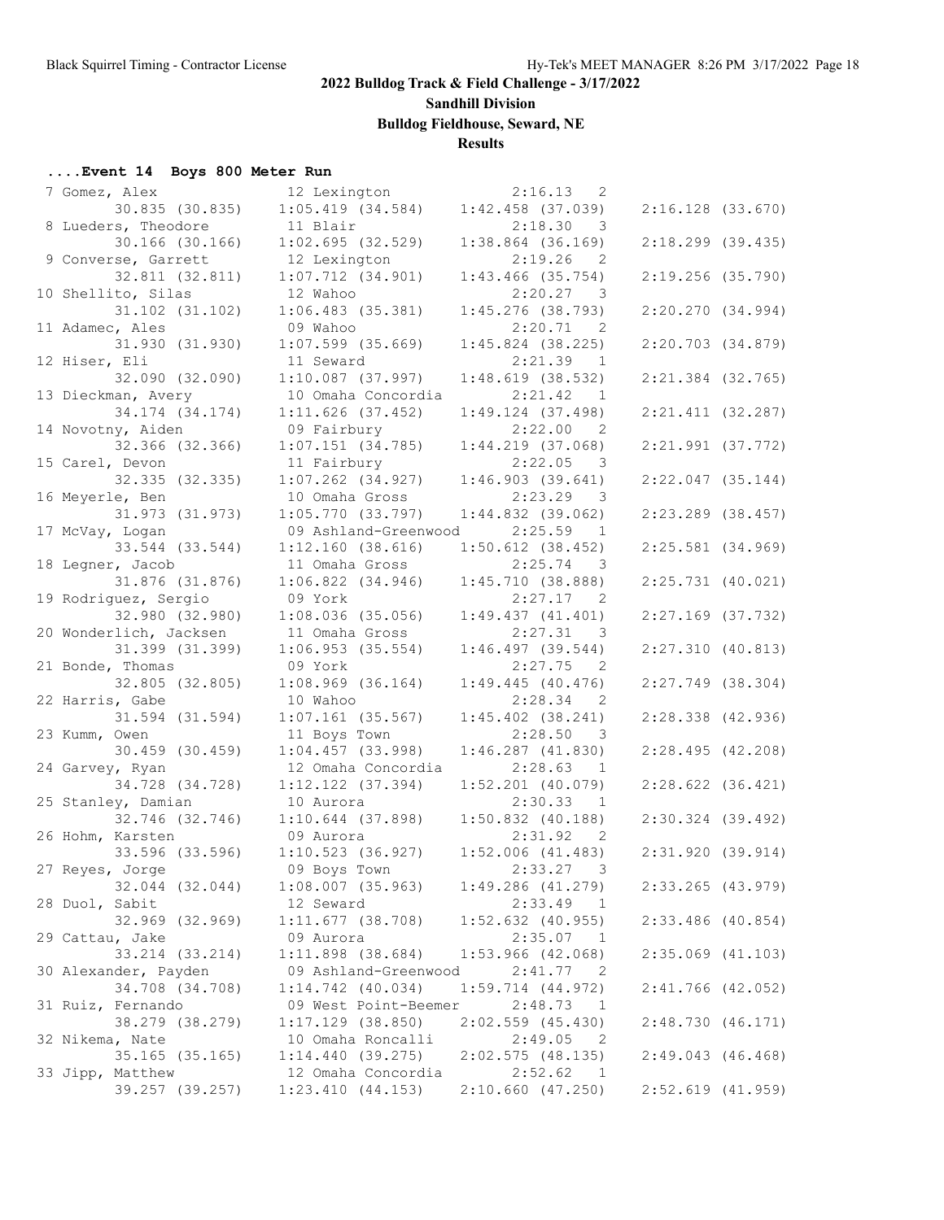**2022 Bulldog Track & Field Challenge - 3/17/2022**

**Sandhill Division**

**Bulldog Fieldhouse, Seward, NE**

**Results**

### ....Event 14 Boys 800 Meter Run

| Place | Name | Year | School | Finals | H# |
|---|---|---|---|---|---|
| 7 | Gomez, Alex | 12 | Lexington | 2:16.13 | 2 |
| | 30.835 (30.835) | 1:05.419 (34.584) | 1:42.458 (37.039) | 2:16.128 (33.670) | |
| 8 | Lueders, Theodore | 11 | Blair | 2:18.30 | 3 |
| | 30.166 (30.166) | 1:02.695 (32.529) | 1:38.864 (36.169) | 2:18.299 (39.435) | |
| 9 | Converse, Garrett | 12 | Lexington | 2:19.26 | 2 |
| | 32.811 (32.811) | 1:07.712 (34.901) | 1:43.466 (35.754) | 2:19.256 (35.790) | |
| 10 | Shellito, Silas | 12 | Wahoo | 2:20.27 | 3 |
| | 31.102 (31.102) | 1:06.483 (35.381) | 1:45.276 (38.793) | 2:20.270 (34.994) | |
| 11 | Adamec, Ales | 09 | Wahoo | 2:20.71 | 2 |
| | 31.930 (31.930) | 1:07.599 (35.669) | 1:45.824 (38.225) | 2:20.703 (34.879) | |
| 12 | Hiser, Eli | 11 | Seward | 2:21.39 | 1 |
| | 32.090 (32.090) | 1:10.087 (37.997) | 1:48.619 (38.532) | 2:21.384 (32.765) | |
| 13 | Dieckman, Avery | 10 | Omaha Concordia | 2:21.42 | 1 |
| | 34.174 (34.174) | 1:11.626 (37.452) | 1:49.124 (37.498) | 2:21.411 (32.287) | |
| 14 | Novotny, Aiden | 09 | Fairbury | 2:22.00 | 2 |
| | 32.366 (32.366) | 1:07.151 (34.785) | 1:44.219 (37.068) | 2:21.991 (37.772) | |
| 15 | Carel, Devon | 11 | Fairbury | 2:22.05 | 3 |
| | 32.335 (32.335) | 1:07.262 (34.927) | 1:46.903 (39.641) | 2:22.047 (35.144) | |
| 16 | Meyerle, Ben | 10 | Omaha Gross | 2:23.29 | 3 |
| | 31.973 (31.973) | 1:05.770 (33.797) | 1:44.832 (39.062) | 2:23.289 (38.457) | |
| 17 | McVay, Logan | 09 | Ashland-Greenwood | 2:25.59 | 1 |
| | 33.544 (33.544) | 1:12.160 (38.616) | 1:50.612 (38.452) | 2:25.581 (34.969) | |
| 18 | Legner, Jacob | 11 | Omaha Gross | 2:25.74 | 3 |
| | 31.876 (31.876) | 1:06.822 (34.946) | 1:45.710 (38.888) | 2:25.731 (40.021) | |
| 19 | Rodriguez, Sergio | 09 | York | 2:27.17 | 2 |
| | 32.980 (32.980) | 1:08.036 (35.056) | 1:49.437 (41.401) | 2:27.169 (37.732) | |
| 20 | Wonderlich, Jacksen | 11 | Omaha Gross | 2:27.31 | 3 |
| | 31.399 (31.399) | 1:06.953 (35.554) | 1:46.497 (39.544) | 2:27.310 (40.813) | |
| 21 | Bonde, Thomas | 09 | York | 2:27.75 | 2 |
| | 32.805 (32.805) | 1:08.969 (36.164) | 1:49.445 (40.476) | 2:27.749 (38.304) | |
| 22 | Harris, Gabe | 10 | Wahoo | 2:28.34 | 2 |
| | 31.594 (31.594) | 1:07.161 (35.567) | 1:45.402 (38.241) | 2:28.338 (42.936) | |
| 23 | Kumm, Owen | 11 | Boys Town | 2:28.50 | 3 |
| | 30.459 (30.459) | 1:04.457 (33.998) | 1:46.287 (41.830) | 2:28.495 (42.208) | |
| 24 | Garvey, Ryan | 12 | Omaha Concordia | 2:28.63 | 1 |
| | 34.728 (34.728) | 1:12.122 (37.394) | 1:52.201 (40.079) | 2:28.622 (36.421) | |
| 25 | Stanley, Damian | 10 | Aurora | 2:30.33 | 1 |
| | 32.746 (32.746) | 1:10.644 (37.898) | 1:50.832 (40.188) | 2:30.324 (39.492) | |
| 26 | Hohm, Karsten | 09 | Aurora | 2:31.92 | 2 |
| | 33.596 (33.596) | 1:10.523 (36.927) | 1:52.006 (41.483) | 2:31.920 (39.914) | |
| 27 | Reyes, Jorge | 09 | Boys Town | 2:33.27 | 3 |
| | 32.044 (32.044) | 1:08.007 (35.963) | 1:49.286 (41.279) | 2:33.265 (43.979) | |
| 28 | Duol, Sabit | 12 | Seward | 2:33.49 | 1 |
| | 32.969 (32.969) | 1:11.677 (38.708) | 1:52.632 (40.955) | 2:33.486 (40.854) | |
| 29 | Cattau, Jake | 09 | Aurora | 2:35.07 | 1 |
| | 33.214 (33.214) | 1:11.898 (38.684) | 1:53.966 (42.068) | 2:35.069 (41.103) | |
| 30 | Alexander, Payden | 09 | Ashland-Greenwood | 2:41.77 | 2 |
| | 34.708 (34.708) | 1:14.742 (40.034) | 1:59.714 (44.972) | 2:41.766 (42.052) | |
| 31 | Ruiz, Fernando | 09 | West Point-Beemer | 2:48.73 | 1 |
| | 38.279 (38.279) | 1:17.129 (38.850) | 2:02.559 (45.430) | 2:48.730 (46.171) | |
| 32 | Nikema, Nate | 10 | Omaha Roncalli | 2:49.05 | 2 |
| | 35.165 (35.165) | 1:14.440 (39.275) | 2:02.575 (48.135) | 2:49.043 (46.468) | |
| 33 | Jipp, Matthew | 12 | Omaha Concordia | 2:52.62 | 1 |
| | 39.257 (39.257) | 1:23.410 (44.153) | 2:10.660 (47.250) | 2:52.619 (41.959) | |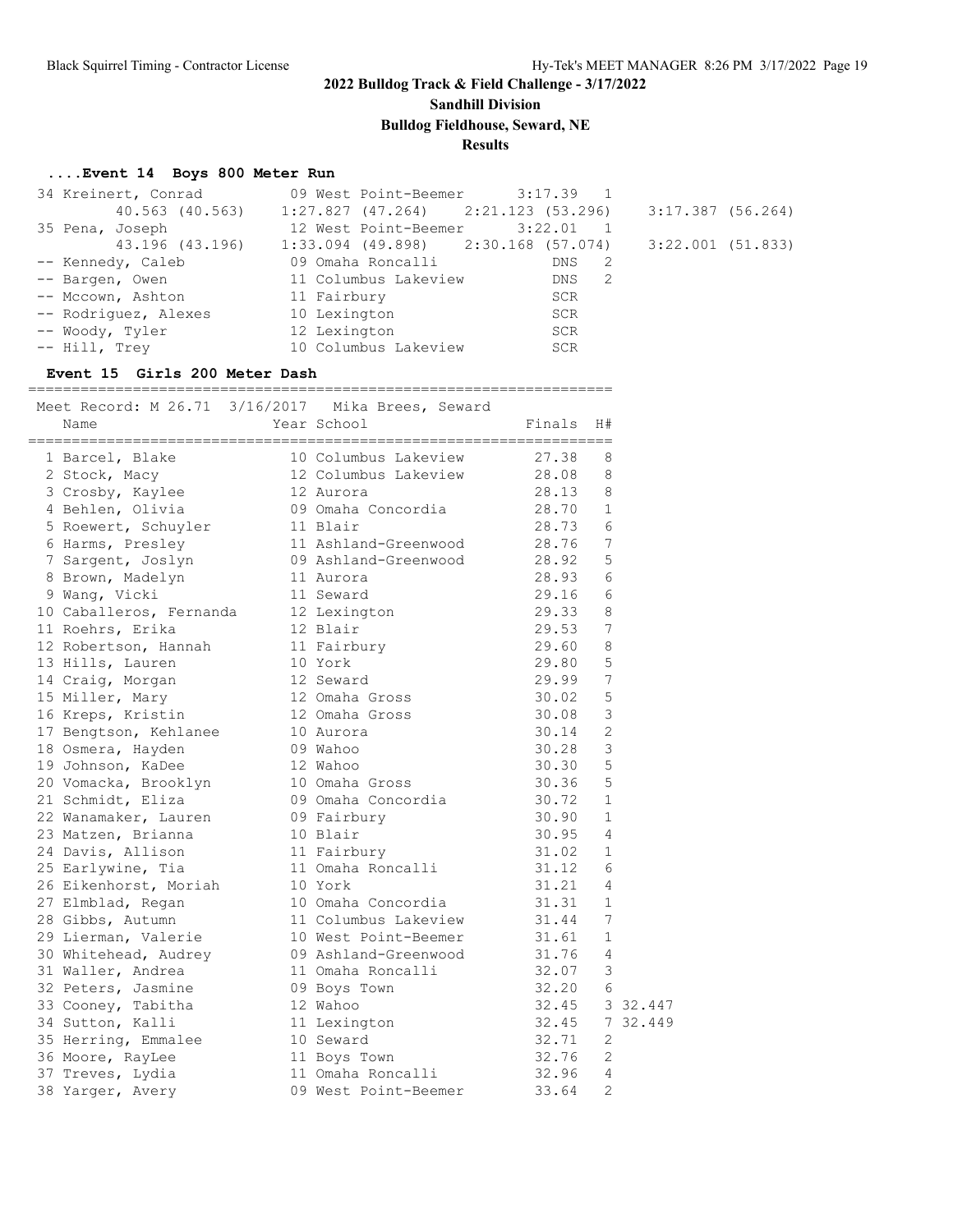## 2022 Bulldog Track & Field Challenge - 3/17/2022

### Sandhill Division

### Bulldog Fieldhouse, Seward, NE

### Results

#### ....Event 14 Boys 800 Meter Run

| Place | Name | Year | School | Finals | H# |
|---|---|---|---|---|---|
| 34 | Kreinert, Conrad | 09 | West Point-Beemer | 3:17.39 | 1 |
| | 40.563 (40.563) | | 1:27.827 (47.264) 2:21.123 (53.296) 3:17.387 (56.264) | | |
| 35 | Pena, Joseph | 12 | West Point-Beemer | 3:22.01 | 1 |
| | 43.196 (43.196) | | 1:33.094 (49.898) 2:30.168 (57.074) 3:22.001 (51.833) | | |
| -- | Kennedy, Caleb | 09 | Omaha Roncalli | DNS | 2 |
| -- | Bargen, Owen | 11 | Columbus Lakeview | DNS | 2 |
| -- | Mccown, Ashton | 11 | Fairbury | SCR | |
| -- | Rodriguez, Alexes | 10 | Lexington | SCR | |
| -- | Woody, Tyler | 12 | Lexington | SCR | |
| -- | Hill, Trey | 10 | Columbus Lakeview | SCR | |

#### Event 15 Girls 200 Meter Dash

Meet Record: M 26.71 3/16/2017 Mika Brees, Seward

| Place | Name | Year | School | Finals | H# | |
|---|---|---|---|---|---|---|
| 1 | Barcel, Blake | 10 | Columbus Lakeview | 27.38 | 8 | |
| 2 | Stock, Macy | 12 | Columbus Lakeview | 28.08 | 8 | |
| 3 | Crosby, Kaylee | 12 | Aurora | 28.13 | 8 | |
| 4 | Behlen, Olivia | 09 | Omaha Concordia | 28.70 | 1 | |
| 5 | Roewert, Schuyler | 11 | Blair | 28.73 | 6 | |
| 6 | Harms, Presley | 11 | Ashland-Greenwood | 28.76 | 7 | |
| 7 | Sargent, Joslyn | 09 | Ashland-Greenwood | 28.92 | 5 | |
| 8 | Brown, Madelyn | 11 | Aurora | 28.93 | 6 | |
| 9 | Wang, Vicki | 11 | Seward | 29.16 | 6 | |
| 10 | Caballeros, Fernanda | 12 | Lexington | 29.33 | 8 | |
| 11 | Roehrs, Erika | 12 | Blair | 29.53 | 7 | |
| 12 | Robertson, Hannah | 11 | Fairbury | 29.60 | 8 | |
| 13 | Hills, Lauren | 10 | York | 29.80 | 5 | |
| 14 | Craig, Morgan | 12 | Seward | 29.99 | 7 | |
| 15 | Miller, Mary | 12 | Omaha Gross | 30.02 | 5 | |
| 16 | Kreps, Kristin | 12 | Omaha Gross | 30.08 | 3 | |
| 17 | Bengtson, Kehlanee | 10 | Aurora | 30.14 | 2 | |
| 18 | Osmera, Hayden | 09 | Wahoo | 30.28 | 3 | |
| 19 | Johnson, KaDee | 12 | Wahoo | 30.30 | 5 | |
| 20 | Vomacka, Brooklyn | 10 | Omaha Gross | 30.36 | 5 | |
| 21 | Schmidt, Eliza | 09 | Omaha Concordia | 30.72 | 1 | |
| 22 | Wanamaker, Lauren | 09 | Fairbury | 30.90 | 1 | |
| 23 | Matzen, Brianna | 10 | Blair | 30.95 | 4 | |
| 24 | Davis, Allison | 11 | Fairbury | 31.02 | 1 | |
| 25 | Earlywine, Tia | 11 | Omaha Roncalli | 31.12 | 6 | |
| 26 | Eikenhorst, Moriah | 10 | York | 31.21 | 4 | |
| 27 | Elmblad, Regan | 10 | Omaha Concordia | 31.31 | 1 | |
| 28 | Gibbs, Autumn | 11 | Columbus Lakeview | 31.44 | 7 | |
| 29 | Lierman, Valerie | 10 | West Point-Beemer | 31.61 | 1 | |
| 30 | Whitehead, Audrey | 09 | Ashland-Greenwood | 31.76 | 4 | |
| 31 | Waller, Andrea | 11 | Omaha Roncalli | 32.07 | 3 | |
| 32 | Peters, Jasmine | 09 | Boys Town | 32.20 | 6 | |
| 33 | Cooney, Tabitha | 12 | Wahoo | 32.45 | 3 | 32.447 |
| 34 | Sutton, Kalli | 11 | Lexington | 32.45 | 7 | 32.449 |
| 35 | Herring, Emmalee | 10 | Seward | 32.71 | 2 | |
| 36 | Moore, RayLee | 11 | Boys Town | 32.76 | 2 | |
| 37 | Treves, Lydia | 11 | Omaha Roncalli | 32.96 | 4 | |
| 38 | Yarger, Avery | 09 | West Point-Beemer | 33.64 | 2 | |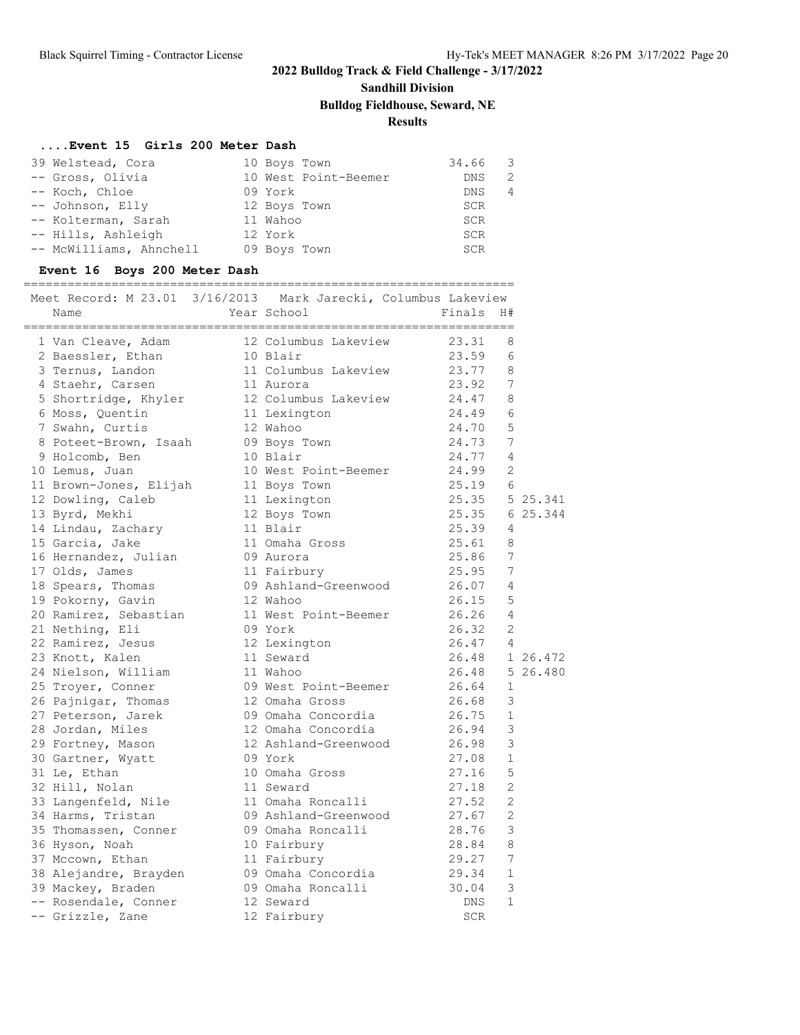## 2022 Bulldog Track & Field Challenge - 3/17/2022

**Sandhill Division**

**Bulldog Fieldhouse, Seward, NE**

**Results**

### ....Event 15 Girls 200 Meter Dash

| Place | Name | Year | School | Finals | H# |
|---|---|---|---|---|---|
| 39 | Welstead, Cora | 10 | Boys Town | 34.66 | 3 |
| -- | Gross, Olivia | 10 | West Point-Beemer | DNS | 2 |
| -- | Koch, Chloe | 09 | York | DNS | 4 |
| -- | Johnson, Elly | 12 | Boys Town | SCR | |
| -- | Kolterman, Sarah | 11 | Wahoo | SCR | |
| -- | Hills, Ashleigh | 12 | York | SCR | |
| -- | McWilliams, Ahnchell | 09 | Boys Town | SCR | |

### Event 16 Boys 200 Meter Dash

Meet Record: M 23.01 3/16/2013 Mark Jarecki, Columbus Lakeview

| Place | Name | Year | School | Finals | H# | Tiebreak |
|---|---|---|---|---|---|---|
| 1 | Van Cleave, Adam | 12 | Columbus Lakeview | 23.31 | 8 | |
| 2 | Baessler, Ethan | 10 | Blair | 23.59 | 6 | |
| 3 | Ternus, Landon | 11 | Columbus Lakeview | 23.77 | 8 | |
| 4 | Staehr, Carsen | 11 | Aurora | 23.92 | 7 | |
| 5 | Shortridge, Khyler | 12 | Columbus Lakeview | 24.47 | 8 | |
| 6 | Moss, Quentin | 11 | Lexington | 24.49 | 6 | |
| 7 | Swahn, Curtis | 12 | Wahoo | 24.70 | 5 | |
| 8 | Poteet-Brown, Isaah | 09 | Boys Town | 24.73 | 7 | |
| 9 | Holcomb, Ben | 10 | Blair | 24.77 | 4 | |
| 10 | Lemus, Juan | 10 | West Point-Beemer | 24.99 | 2 | |
| 11 | Brown-Jones, Elijah | 11 | Boys Town | 25.19 | 6 | |
| 12 | Dowling, Caleb | 11 | Lexington | 25.35 | 5 | 25.341 |
| 13 | Byrd, Mekhi | 12 | Boys Town | 25.35 | 6 | 25.344 |
| 14 | Lindau, Zachary | 11 | Blair | 25.39 | 4 | |
| 15 | Garcia, Jake | 11 | Omaha Gross | 25.61 | 8 | |
| 16 | Hernandez, Julian | 09 | Aurora | 25.86 | 7 | |
| 17 | Olds, James | 11 | Fairbury | 25.95 | 7 | |
| 18 | Spears, Thomas | 09 | Ashland-Greenwood | 26.07 | 4 | |
| 19 | Pokorny, Gavin | 12 | Wahoo | 26.15 | 5 | |
| 20 | Ramirez, Sebastian | 11 | West Point-Beemer | 26.26 | 4 | |
| 21 | Nething, Eli | 09 | York | 26.32 | 2 | |
| 22 | Ramirez, Jesus | 12 | Lexington | 26.47 | 4 | |
| 23 | Knott, Kalen | 11 | Seward | 26.48 | 1 | 26.472 |
| 24 | Nielson, William | 11 | Wahoo | 26.48 | 5 | 26.480 |
| 25 | Troyer, Conner | 09 | West Point-Beemer | 26.64 | 1 | |
| 26 | Pajnigar, Thomas | 12 | Omaha Gross | 26.68 | 3 | |
| 27 | Peterson, Jarek | 09 | Omaha Concordia | 26.75 | 1 | |
| 28 | Jordan, Miles | 12 | Omaha Concordia | 26.94 | 3 | |
| 29 | Fortney, Mason | 12 | Ashland-Greenwood | 26.98 | 3 | |
| 30 | Gartner, Wyatt | 09 | York | 27.08 | 1 | |
| 31 | Le, Ethan | 10 | Omaha Gross | 27.16 | 5 | |
| 32 | Hill, Nolan | 11 | Seward | 27.18 | 2 | |
| 33 | Langenfeld, Nile | 11 | Omaha Roncalli | 27.52 | 2 | |
| 34 | Harms, Tristan | 09 | Ashland-Greenwood | 27.67 | 2 | |
| 35 | Thomassen, Conner | 09 | Omaha Roncalli | 28.76 | 3 | |
| 36 | Hyson, Noah | 10 | Fairbury | 28.84 | 8 | |
| 37 | Mccown, Ethan | 11 | Fairbury | 29.27 | 7 | |
| 38 | Alejandre, Brayden | 09 | Omaha Concordia | 29.34 | 1 | |
| 39 | Mackey, Braden | 09 | Omaha Roncalli | 30.04 | 3 | |
| -- | Rosendale, Conner | 12 | Seward | DNS | 1 | |
| -- | Grizzle, Zane | 12 | Fairbury | SCR | | |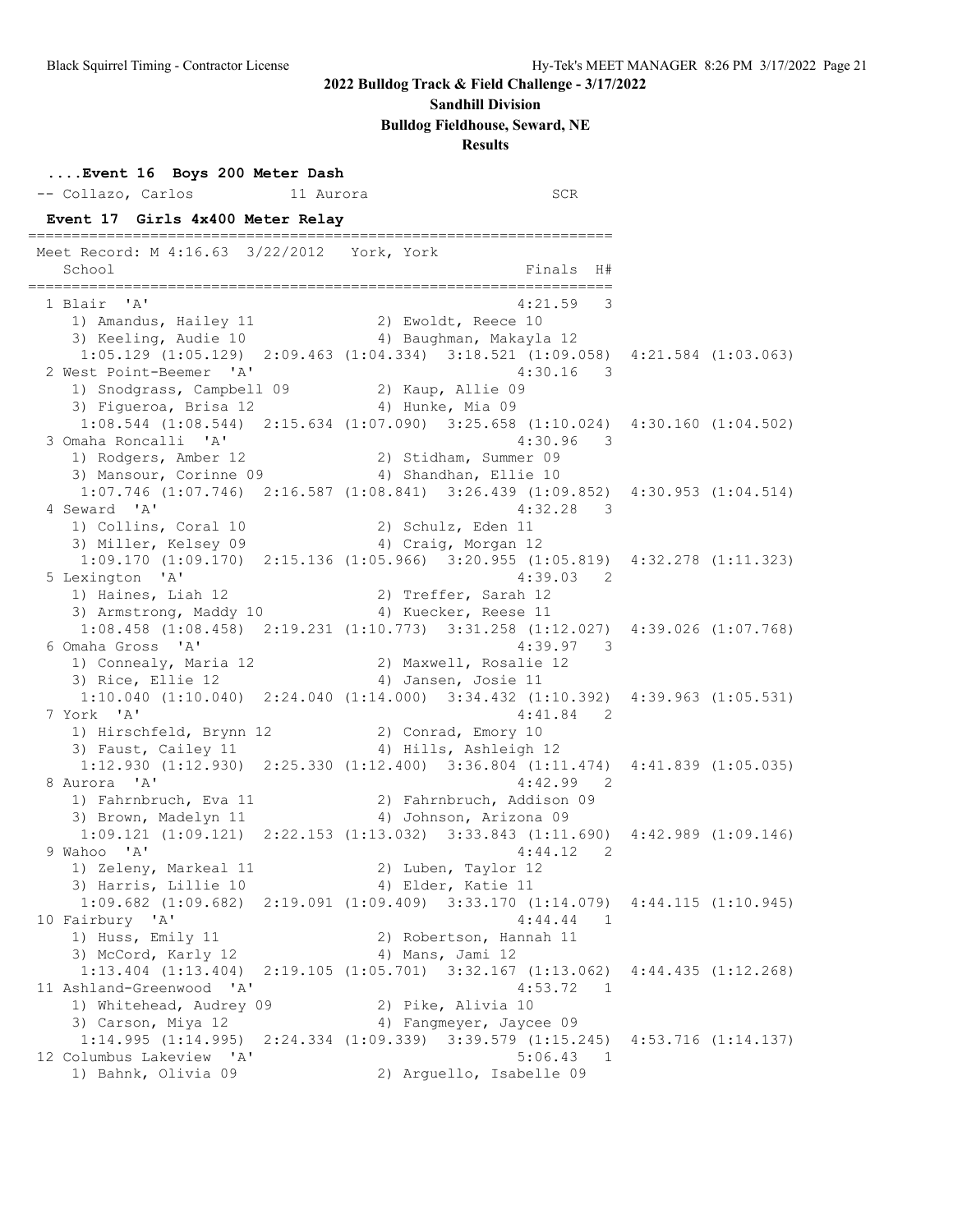## 2022 Bulldog Track & Field Challenge - 3/17/2022

**Sandhill Division**

**Bulldog Fieldhouse, Seward, NE**

**Results**

### ....Event 16 Boys 200 Meter Dash

```
 -- Collazo, Carlos          11 Aurora                      SCR
```

### Event 17 Girls 4x400 Meter Relay

```
===================================================================
 Meet Record: M 4:16.63  3/22/2012   York, York
    School                                            Finals  H#
===================================================================
  1 Blair  'A'                                        4:21.59   3
     1) Amandus, Hailey 11              2) Ewoldt, Reece 10
     3) Keeling, Audie 10               4) Baughman, Makayla 12
       1:05.129 (1:05.129)  2:09.463 (1:04.334)  3:18.521 (1:09.058)  4:21.584 (1:03.063)
  2 West Point-Beemer  'A'                            4:30.16   3
     1) Snodgrass, Campbell 09          2) Kaup, Allie 09
     3) Figueroa, Brisa 12              4) Hunke, Mia 09
       1:08.544 (1:08.544)  2:15.634 (1:07.090)  3:25.658 (1:10.024)  4:30.160 (1:04.502)
  3 Omaha Roncalli  'A'                               4:30.96   3
     1) Rodgers, Amber 12               2) Stidham, Summer 09
     3) Mansour, Corinne 09             4) Shandhan, Ellie 10
       1:07.746 (1:07.746)  2:16.587 (1:08.841)  3:26.439 (1:09.852)  4:30.953 (1:04.514)
  4 Seward  'A'                                       4:32.28   3
     1) Collins, Coral 10               2) Schulz, Eden 11
     3) Miller, Kelsey 09               4) Craig, Morgan 12
       1:09.170 (1:09.170)  2:15.136 (1:05.966)  3:20.955 (1:05.819)  4:32.278 (1:11.323)
  5 Lexington  'A'                                    4:39.03   2
     1) Haines, Liah 12                 2) Treffer, Sarah 12
     3) Armstrong, Maddy 10             4) Kuecker, Reese 11
       1:08.458 (1:08.458)  2:19.231 (1:10.773)  3:31.258 (1:12.027)  4:39.026 (1:07.768)
  6 Omaha Gross  'A'                                  4:39.97   3
     1) Connealy, Maria 12              2) Maxwell, Rosalie 12
     3) Rice, Ellie 12                  4) Jansen, Josie 11
       1:10.040 (1:10.040)  2:24.040 (1:14.000)  3:34.432 (1:10.392)  4:39.963 (1:05.531)
  7 York  'A'                                         4:41.84   2
     1) Hirschfeld, Brynn 12            2) Conrad, Emory 10
     3) Faust, Cailey 11                4) Hills, Ashleigh 12
       1:12.930 (1:12.930)  2:25.330 (1:12.400)  3:36.804 (1:11.474)  4:41.839 (1:05.035)
  8 Aurora  'A'                                       4:42.99   2
     1) Fahrnbruch, Eva 11              2) Fahrnbruch, Addison 09
     3) Brown, Madelyn 11               4) Johnson, Arizona 09
       1:09.121 (1:09.121)  2:22.153 (1:13.032)  3:33.843 (1:11.690)  4:42.989 (1:09.146)
  9 Wahoo  'A'                                        4:44.12   2
     1) Zeleny, Markeal 11              2) Luben, Taylor 12
     3) Harris, Lillie 10               4) Elder, Katie 11
       1:09.682 (1:09.682)  2:19.091 (1:09.409)  3:33.170 (1:14.079)  4:44.115 (1:10.945)
 10 Fairbury  'A'                                     4:44.44   1
     1) Huss, Emily 11                  2) Robertson, Hannah 11
     3) McCord, Karly 12                4) Mans, Jami 12
       1:13.404 (1:13.404)  2:19.105 (1:05.701)  3:32.167 (1:13.062)  4:44.435 (1:12.268)
 11 Ashland-Greenwood  'A'                            4:53.72   1
     1) Whitehead, Audrey 09            2) Pike, Alivia 10
     3) Carson, Miya 12                 4) Fangmeyer, Jaycee 09
       1:14.995 (1:14.995)  2:24.334 (1:09.339)  3:39.579 (1:15.245)  4:53.716 (1:14.137)
 12 Columbus Lakeview  'A'                            5:06.43   1
     1) Bahnk, Olivia 09                2) Arguello, Isabelle 09
```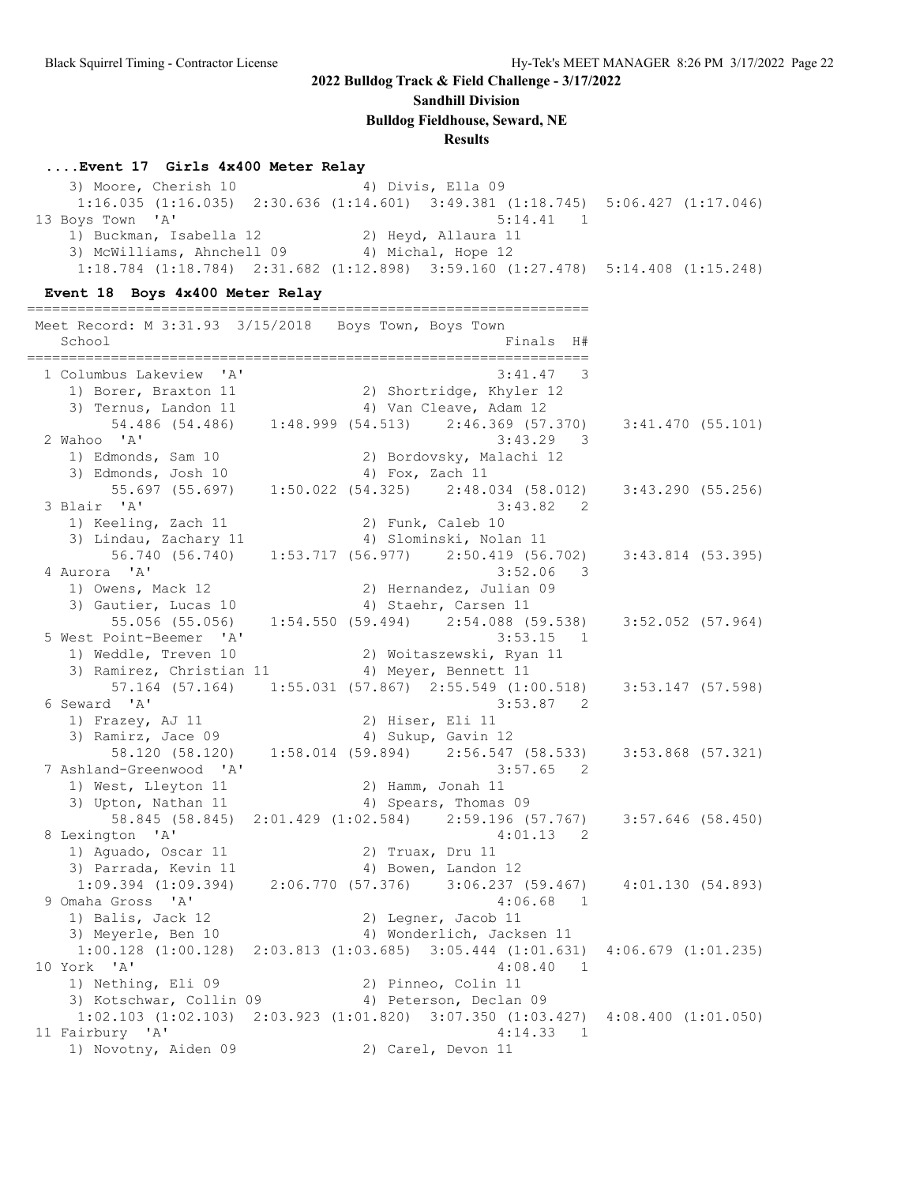**2022 Bulldog Track & Field Challenge - 3/17/2022**

**Sandhill Division**

**Bulldog Fieldhouse, Seward, NE**

**Results**

### ....Event 17 Girls 4x400 Meter Relay

```
    3) Moore, Cherish 10              4) Divis, Ella 09
     1:16.035 (1:16.035)  2:30.636 (1:14.601)  3:49.381 (1:18.745)  5:06.427 (1:17.046)
 13 Boys Town  'A'                                        5:14.41   1
    1) Buckman, Isabella 12           2) Heyd, Allaura 11
    3) McWilliams, Ahnchell 09        4) Michal, Hope 12
     1:18.784 (1:18.784)  2:31.682 (1:12.898)  3:59.160 (1:27.478)  5:14.408 (1:15.248)
```

### Event 18 Boys 4x400 Meter Relay

```
===================================================================
 Meet Record: M 3:31.93  3/15/2018   Boys Town, Boys Town
   School                                               Finals  H#
===================================================================
  1 Columbus Lakeview  'A'                                3:41.47   3
     1) Borer, Braxton 11              2) Shortridge, Khyler 12
     3) Ternus, Landon 11              4) Van Cleave, Adam 12
        54.486 (54.486)    1:48.999 (54.513)    2:46.369 (57.370)    3:41.470 (55.101)
  2 Wahoo  'A'                                            3:43.29   3
     1) Edmonds, Sam 10                2) Bordovsky, Malachi 12
     3) Edmonds, Josh 10               4) Fox, Zach 11
        55.697 (55.697)    1:50.022 (54.325)    2:48.034 (58.012)    3:43.290 (55.256)
  3 Blair  'A'                                            3:43.82   2
     1) Keeling, Zach 11               2) Funk, Caleb 10
     3) Lindau, Zachary 11             4) Slominski, Nolan 11
        56.740 (56.740)    1:53.717 (56.977)    2:50.419 (56.702)    3:43.814 (53.395)
  4 Aurora  'A'                                           3:52.06   3
     1) Owens, Mack 12                 2) Hernandez, Julian 09
     3) Gautier, Lucas 10              4) Staehr, Carsen 11
        55.056 (55.056)    1:54.550 (59.494)    2:54.088 (59.538)    3:52.052 (57.964)
  5 West Point-Beemer  'A'                                3:53.15   1
     1) Weddle, Treven 10              2) Woitaszewski, Ryan 11
     3) Ramirez, Christian 11          4) Meyer, Bennett 11
        57.164 (57.164)    1:55.031 (57.867)  2:55.549 (1:00.518)    3:53.147 (57.598)
  6 Seward  'A'                                           3:53.87   2
     1) Frazey, AJ 11                  2) Hiser, Eli 11
     3) Ramirz, Jace 09                4) Sukup, Gavin 12
        58.120 (58.120)    1:58.014 (59.894)    2:56.547 (58.533)    3:53.868 (57.321)
  7 Ashland-Greenwood  'A'                                3:57.65   2
     1) West, Lleyton 11               2) Hamm, Jonah 11
     3) Upton, Nathan 11               4) Spears, Thomas 09
        58.845 (58.845)  2:01.429 (1:02.584)    2:59.196 (57.767)    3:57.646 (58.450)
  8 Lexington  'A'                                        4:01.13   2
     1) Aguado, Oscar 11               2) Truax, Dru 11
     3) Parrada, Kevin 11              4) Bowen, Landon 12
      1:09.394 (1:09.394)    2:06.770 (57.376)    3:06.237 (59.467)    4:01.130 (54.893)
  9 Omaha Gross  'A'                                      4:06.68   1
     1) Balis, Jack 12                 2) Legner, Jacob 11
     3) Meyerle, Ben 10                4) Wonderlich, Jacksen 11
      1:00.128 (1:00.128)  2:03.813 (1:03.685)  3:05.444 (1:01.631)  4:06.679 (1:01.235)
 10 York  'A'                                             4:08.40   1
     1) Nething, Eli 09                2) Pinneo, Colin 11
     3) Kotschwar, Collin 09           4) Peterson, Declan 09
      1:02.103 (1:02.103)  2:03.923 (1:01.820)  3:07.350 (1:03.427)  4:08.400 (1:01.050)
 11 Fairbury  'A'                                         4:14.33   1
     1) Novotny, Aiden 09              2) Carel, Devon 11
```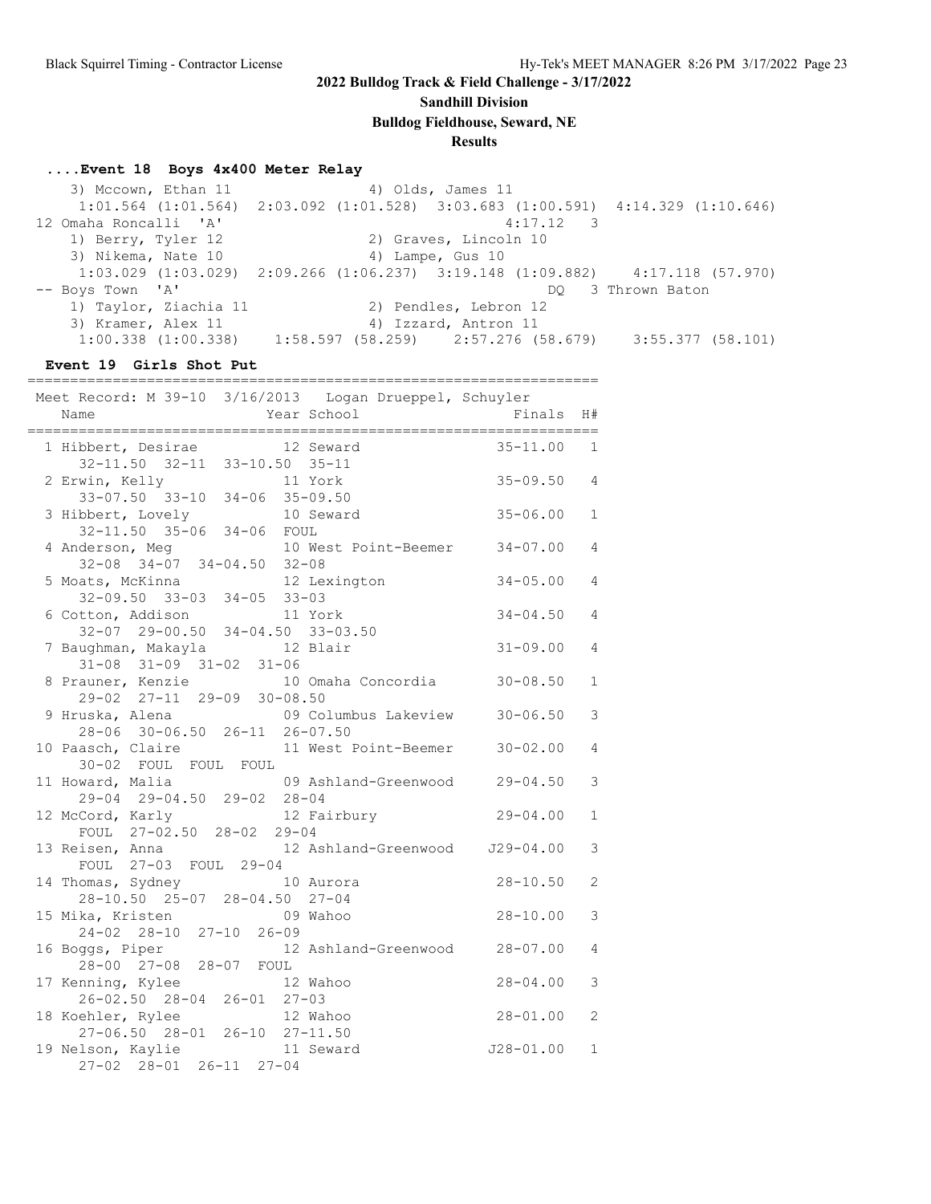**2022 Bulldog Track & Field Challenge - 3/17/2022**

**Sandhill Division**

**Bulldog Fieldhouse, Seward, NE**

**Results**

### ....Event 18 Boys 4x400 Meter Relay

```
    3) Mccown, Ethan 11              4) Olds, James 11
     1:01.564 (1:01.564)  2:03.092 (1:01.528)  3:03.683 (1:00.591)  4:14.329 (1:10.646)
12 Omaha Roncalli  'A'                                 4:17.12   3
    1) Berry, Tyler 12                2) Graves, Lincoln 10
    3) Nikema, Nate 10                4) Lampe, Gus 10
     1:03.029 (1:03.029)  2:09.266 (1:06.237)  3:19.148 (1:09.882)    4:17.118 (57.970)
-- Boys Town  'A'                                          DQ   3 Thrown Baton
    1) Taylor, Ziachia 11             2) Pendles, Lebron 12
    3) Kramer, Alex 11                4) Izzard, Antron 11
     1:00.338 (1:00.338)    1:58.597 (58.259)    2:57.276 (58.679)    3:55.377 (58.101)
```

### Event 19 Girls Shot Put

```
=================================================================
Meet Record: M 39-10  3/16/2013   Logan Drueppel, Schuyler
    Name                    Year School                  Finals  H#
=================================================================
  1 Hibbert, Desirae          12 Seward                 35-11.00   1
      32-11.50  32-11  33-10.50  35-11
  2 Erwin, Kelly              11 York                   35-09.50   4
      33-07.50  33-10  34-06  35-09.50
  3 Hibbert, Lovely           10 Seward                 35-06.00   1
      32-11.50  35-06  34-06  FOUL
  4 Anderson, Meg             10 West Point-Beemer      34-07.00   4
      32-08  34-07  34-04.50  32-08
  5 Moats, McKinna            12 Lexington              34-05.00   4
      32-09.50  33-03  34-05  33-03
  6 Cotton, Addison           11 York                   34-04.50   4
      32-07  29-00.50  34-04.50  33-03.50
  7 Baughman, Makayla         12 Blair                  31-09.00   4
      31-08  31-09  31-02  31-06
  8 Prauner, Kenzie           10 Omaha Concordia        30-08.50   1
      29-02  27-11  29-09  30-08.50
  9 Hruska, Alena             09 Columbus Lakeview      30-06.50   3
      28-06  30-06.50  26-11  26-07.50
 10 Paasch, Claire            11 West Point-Beemer      30-02.00   4
      30-02  FOUL  FOUL  FOUL
 11 Howard, Malia             09 Ashland-Greenwood      29-04.50   3
      29-04  29-04.50  29-02  28-04
 12 McCord, Karly             12 Fairbury               29-04.00   1
      FOUL  27-02.50  28-02  29-04
 13 Reisen, Anna              12 Ashland-Greenwood     J29-04.00   3
      FOUL  27-03  FOUL  29-04
 14 Thomas, Sydney            10 Aurora                 28-10.50   2
      28-10.50  25-07  28-04.50  27-04
 15 Mika, Kristen             09 Wahoo                  28-10.00   3
      24-02  28-10  27-10  26-09
 16 Boggs, Piper              12 Ashland-Greenwood      28-07.00   4
      28-00  27-08  28-07  FOUL
 17 Kenning, Kylee            12 Wahoo                  28-04.00   3
      26-02.50  28-04  26-01  27-03
 18 Koehler, Rylee            12 Wahoo                  28-01.00   2
      27-06.50  28-01  26-10  27-11.50
 19 Nelson, Kaylie            11 Seward                J28-01.00   1
      27-02  28-01  26-11  27-04
```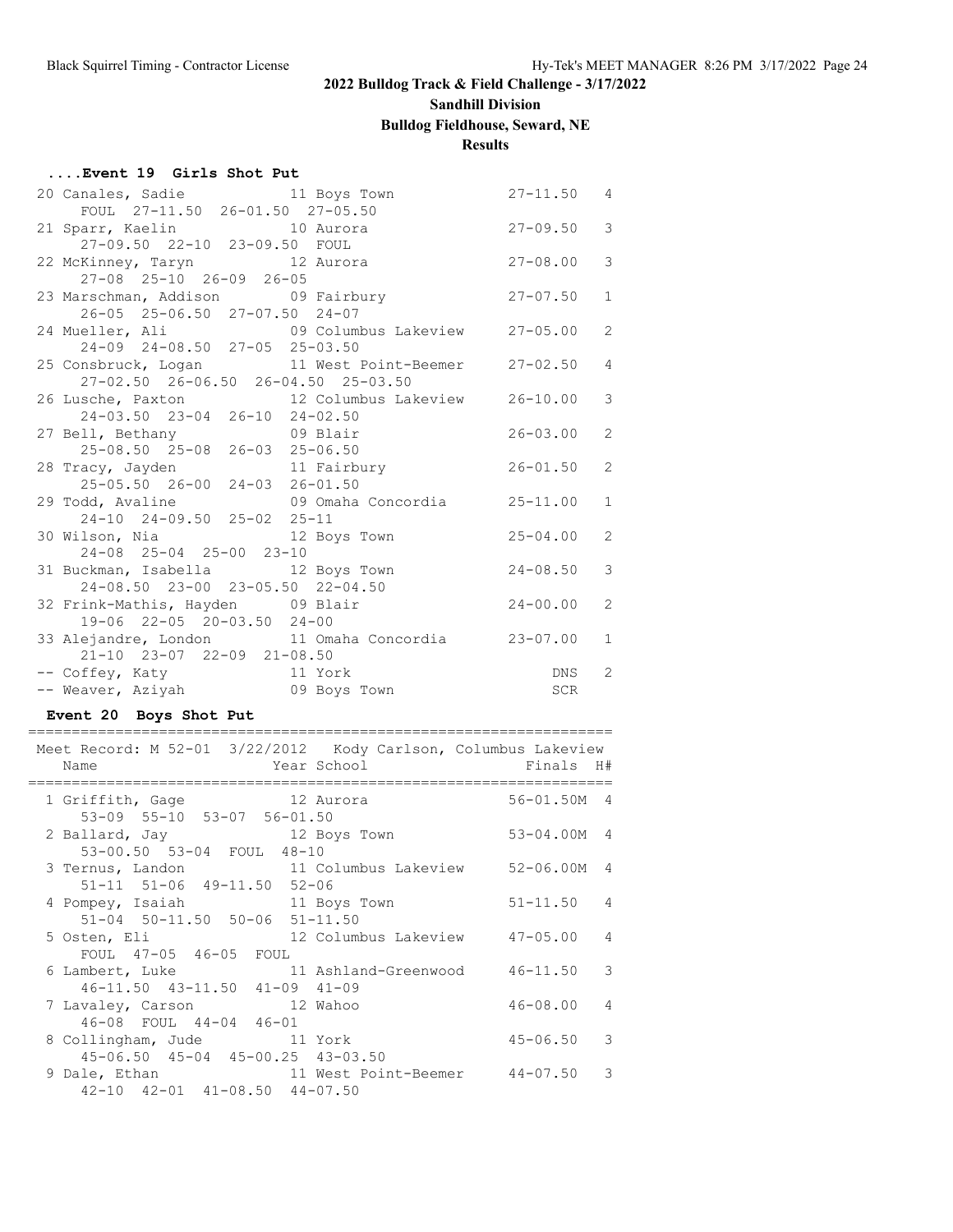## 2022 Bulldog Track & Field Challenge - 3/17/2022

### Sandhill Division

### Bulldog Fieldhouse, Seward, NE

### Results

#### ....Event 19 Girls Shot Put

```
 20 Canales, Sadie             11 Boys Town              27-11.50   4
     FOUL  27-11.50  26-01.50  27-05.50
 21 Sparr, Kaelin              10 Aurora                 27-09.50   3
     27-09.50  22-10  23-09.50  FOUL
 22 McKinney, Taryn            12 Aurora                 27-08.00   3
     27-08  25-10  26-09  26-05
 23 Marschman, Addison         09 Fairbury               27-07.50   1
     26-05  25-06.50  27-07.50  24-07
 24 Mueller, Ali               09 Columbus Lakeview      27-05.00   2
     24-09  24-08.50  27-05  25-03.50
 25 Consbruck, Logan           11 West Point-Beemer      27-02.50   4
     27-02.50  26-06.50  26-04.50  25-03.50
 26 Lusche, Paxton             12 Columbus Lakeview      26-10.00   3
     24-03.50  23-04  26-10  24-02.50
 27 Bell, Bethany              09 Blair                  26-03.00   2
     25-08.50  25-08  26-03  25-06.50
 28 Tracy, Jayden              11 Fairbury               26-01.50   2
     25-05.50  26-00  24-03  26-01.50
 29 Todd, Avaline              09 Omaha Concordia        25-11.00   1
     24-10  24-09.50  25-02  25-11
 30 Wilson, Nia                12 Boys Town              25-04.00   2
     24-08  25-04  25-00  23-10
 31 Buckman, Isabella          12 Boys Town              24-08.50   3
     24-08.50  23-00  23-05.50  22-04.50
 32 Frink-Mathis, Hayden       09 Blair                  24-00.00   2
     19-06  22-05  20-03.50  24-00
 33 Alejandre, London          11 Omaha Concordia        23-07.00   1
     21-10  23-07  22-09  21-08.50
 -- Coffey, Katy               11 York                        DNS   2
 -- Weaver, Aziyah             09 Boys Town                   SCR
```

#### Event 20 Boys Shot Put

```
===================================================================
 Meet Record: M 52-01  3/22/2012   Kody Carlson, Columbus Lakeview
    Name                    Year School                 Finals  H#
===================================================================
  1 Griffith, Gage             12 Aurora               56-01.50M  4
     53-09  55-10  53-07  56-01.50
  2 Ballard, Jay               12 Boys Town            53-04.00M  4
     53-00.50  53-04  FOUL  48-10
  3 Ternus, Landon             11 Columbus Lakeview    52-06.00M  4
     51-11  51-06  49-11.50  52-06
  4 Pompey, Isaiah             11 Boys Town             51-11.50  4
     51-04  50-11.50  50-06  51-11.50
  5 Osten, Eli                 12 Columbus Lakeview     47-05.00  4
     FOUL  47-05  46-05  FOUL
  6 Lambert, Luke              11 Ashland-Greenwood     46-11.50  3
     46-11.50  43-11.50  41-09  41-09
  7 Lavaley, Carson            12 Wahoo                 46-08.00  4
     46-08  FOUL  44-04  46-01
  8 Collingham, Jude           11 York                  45-06.50  3
     45-06.50  45-04  45-00.25  43-03.50
  9 Dale, Ethan                11 West Point-Beemer     44-07.50  3
     42-10  42-01  41-08.50  44-07.50
```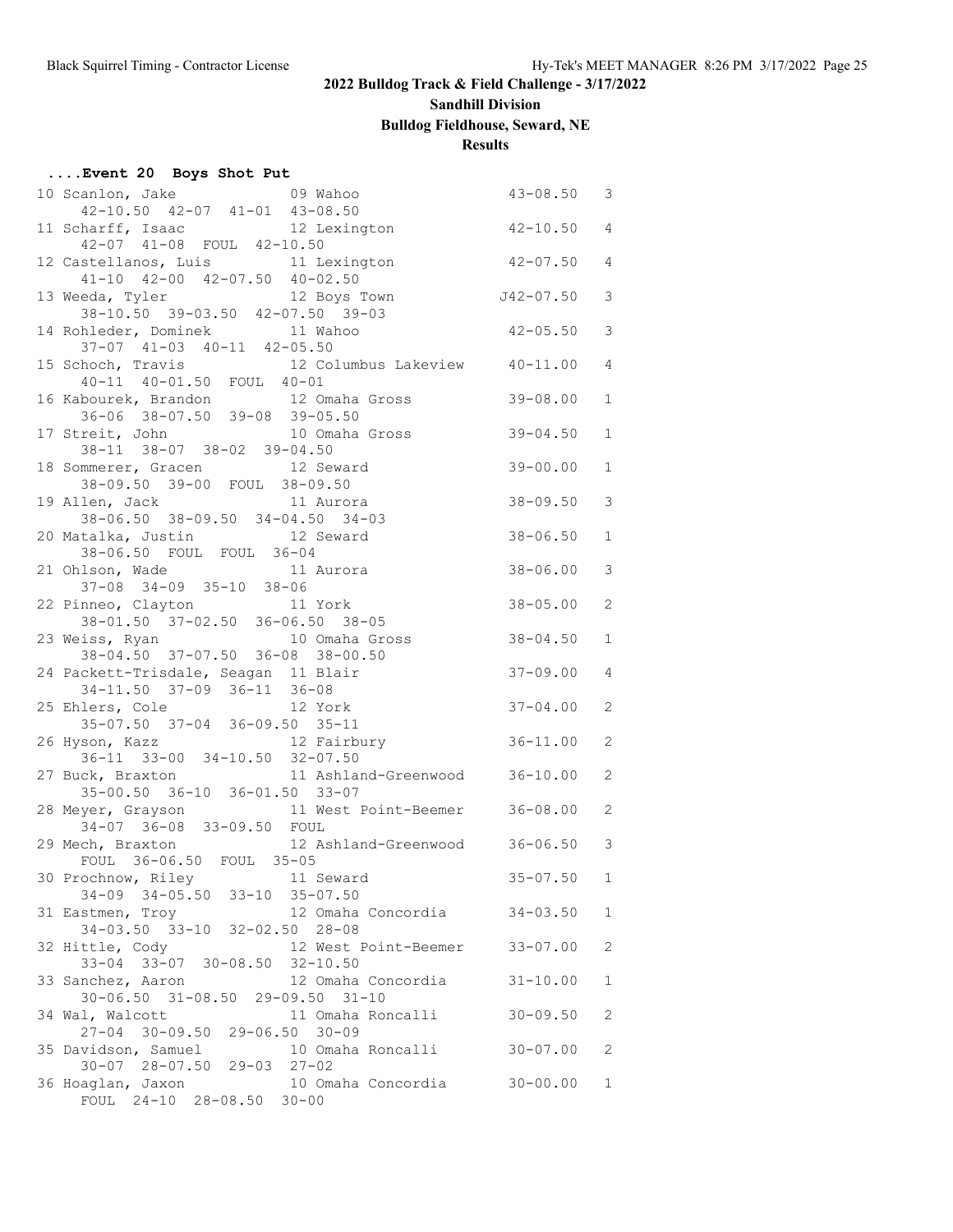## 2022 Bulldog Track & Field Challenge - 3/17/2022

### Sandhill Division

### Bulldog Fieldhouse, Seward, NE

### Results

**....Event 20 Boys Shot Put**

```
 10 Scanlon, Jake              09 Wahoo                  43-08.50   3 
     42-10.50  42-07  41-01  43-08.50
 11 Scharff, Isaac             12 Lexington              42-10.50   4 
     42-07  41-08  FOUL  42-10.50
 12 Castellanos, Luis          11 Lexington              42-07.50   4 
     41-10  42-00  42-07.50  40-02.50
 13 Weeda, Tyler               12 Boys Town             J42-07.50   3 
     38-10.50  39-03.50  42-07.50  39-03
 14 Rohleder, Dominek          11 Wahoo                  42-05.50   3 
     37-07  41-03  40-11  42-05.50
 15 Schoch, Travis             12 Columbus Lakeview      40-11.00   4 
     40-11  40-01.50  FOUL  40-01
 16 Kabourek, Brandon          12 Omaha Gross            39-08.00   1 
     36-06  38-07.50  39-08  39-05.50
 17 Streit, John               10 Omaha Gross            39-04.50   1 
     38-11  38-07  38-02  39-04.50
 18 Sommerer, Gracen           12 Seward                 39-00.00   1 
     38-09.50  39-00  FOUL  38-09.50
 19 Allen, Jack                11 Aurora                 38-09.50   3 
     38-06.50  38-09.50  34-04.50  34-03
 20 Matalka, Justin            12 Seward                 38-06.50   1 
     38-06.50  FOUL  FOUL  36-04
 21 Ohlson, Wade               11 Aurora                 38-06.00   3 
     37-08  34-09  35-10  38-06
 22 Pinneo, Clayton            11 York                   38-05.00   2 
     38-01.50  37-02.50  36-06.50  38-05
 23 Weiss, Ryan                10 Omaha Gross            38-04.50   1 
     38-04.50  37-07.50  36-08  38-00.50
 24 Packett-Trisdale, Seagan  11 Blair                   37-09.00   4 
     34-11.50  37-09  36-11  36-08
 25 Ehlers, Cole               12 York                   37-04.00   2 
     35-07.50  37-04  36-09.50  35-11
 26 Hyson, Kazz                12 Fairbury               36-11.00   2 
     36-11  33-00  34-10.50  32-07.50
 27 Buck, Braxton              11 Ashland-Greenwood      36-10.00   2 
     35-00.50  36-10  36-01.50  33-07
 28 Meyer, Grayson             11 West Point-Beemer      36-08.00   2 
     34-07  36-08  33-09.50  FOUL
 29 Mech, Braxton              12 Ashland-Greenwood      36-06.50   3 
     FOUL  36-06.50  FOUL  35-05
 30 Prochnow, Riley            11 Seward                 35-07.50   1 
     34-09  34-05.50  33-10  35-07.50
 31 Eastmen, Troy              12 Omaha Concordia        34-03.50   1 
     34-03.50  33-10  32-02.50  28-08
 32 Hittle, Cody               12 West Point-Beemer      33-07.00   2 
     33-04  33-07  30-08.50  32-10.50
 33 Sanchez, Aaron             12 Omaha Concordia        31-10.00   1 
     30-06.50  31-08.50  29-09.50  31-10
 34 Wal, Walcott               11 Omaha Roncalli         30-09.50   2 
     27-04  30-09.50  29-06.50  30-09
 35 Davidson, Samuel           10 Omaha Roncalli         30-07.00   2 
     30-07  28-07.50  29-03  27-02
 36 Hoaglan, Jaxon             10 Omaha Concordia        30-00.00   1 
     FOUL  24-10  28-08.50  30-00
```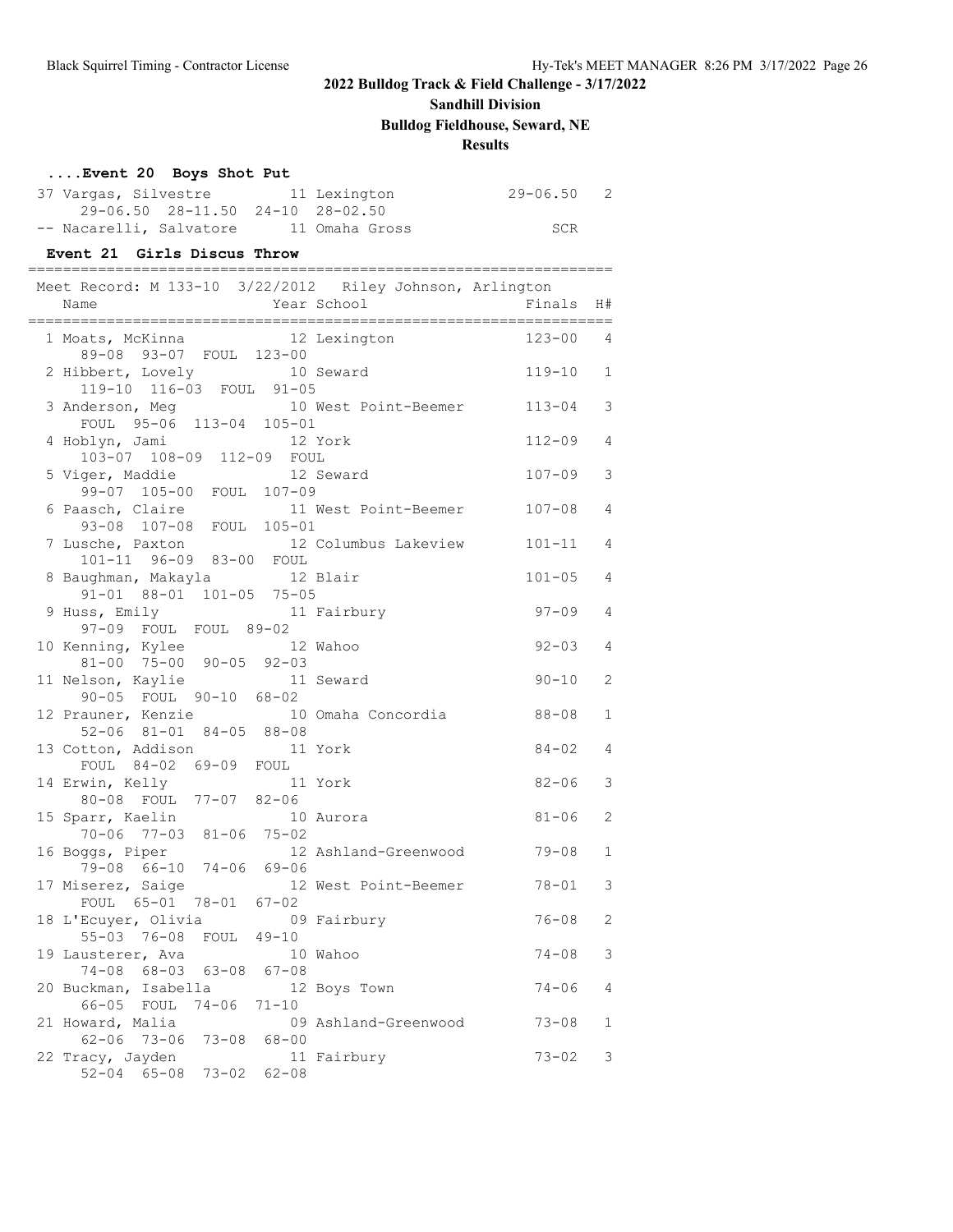# 2022 Bulldog Track & Field Challenge - 3/17/2022

## Sandhill Division

## Bulldog Fieldhouse, Seward, NE

## Results

### ....Event 20 Boys Shot Put

| Place | Name | Year | School | Finals | H# |
|---|---|---|---|---|---|
| 37 | Vargas, Silvestre | 11 | Lexington | 29-06.50 | 2 |
| | 29-06.50 28-11.50 24-10 28-02.50 | | | | |
| -- | Nacarelli, Salvatore | 11 | Omaha Gross | SCR | |

### Event 21 Girls Discus Throw

Meet Record: M 133-10 3/22/2012 Riley Johnson, Arlington

| Place | Name | Year | School | Finals | H# |
|---|---|---|---|---|---|
| 1 | Moats, McKinna | 12 | Lexington | 123-00 | 4 |
| | 89-08 93-07 FOUL 123-00 | | | | |
| 2 | Hibbert, Lovely | 10 | Seward | 119-10 | 1 |
| | 119-10 116-03 FOUL 91-05 | | | | |
| 3 | Anderson, Meg | 10 | West Point-Beemer | 113-04 | 3 |
| | FOUL 95-06 113-04 105-01 | | | | |
| 4 | Hoblyn, Jami | 12 | York | 112-09 | 4 |
| | 103-07 108-09 112-09 FOUL | | | | |
| 5 | Viger, Maddie | 12 | Seward | 107-09 | 3 |
| | 99-07 105-00 FOUL 107-09 | | | | |
| 6 | Paasch, Claire | 11 | West Point-Beemer | 107-08 | 4 |
| | 93-08 107-08 FOUL 105-01 | | | | |
| 7 | Lusche, Paxton | 12 | Columbus Lakeview | 101-11 | 4 |
| | 101-11 96-09 83-00 FOUL | | | | |
| 8 | Baughman, Makayla | 12 | Blair | 101-05 | 4 |
| | 91-01 88-01 101-05 75-05 | | | | |
| 9 | Huss, Emily | 11 | Fairbury | 97-09 | 4 |
| | 97-09 FOUL FOUL 89-02 | | | | |
| 10 | Kenning, Kylee | 12 | Wahoo | 92-03 | 4 |
| | 81-00 75-00 90-05 92-03 | | | | |
| 11 | Nelson, Kaylie | 11 | Seward | 90-10 | 2 |
| | 90-05 FOUL 90-10 68-02 | | | | |
| 12 | Prauner, Kenzie | 10 | Omaha Concordia | 88-08 | 1 |
| | 52-06 81-01 84-05 88-08 | | | | |
| 13 | Cotton, Addison | 11 | York | 84-02 | 4 |
| | FOUL 84-02 69-09 FOUL | | | | |
| 14 | Erwin, Kelly | 11 | York | 82-06 | 3 |
| | 80-08 FOUL 77-07 82-06 | | | | |
| 15 | Sparr, Kaelin | 10 | Aurora | 81-06 | 2 |
| | 70-06 77-03 81-06 75-02 | | | | |
| 16 | Boggs, Piper | 12 | Ashland-Greenwood | 79-08 | 1 |
| | 79-08 66-10 74-06 69-06 | | | | |
| 17 | Miserez, Saige | 12 | West Point-Beemer | 78-01 | 3 |
| | FOUL 65-01 78-01 67-02 | | | | |
| 18 | L'Ecuyer, Olivia | 09 | Fairbury | 76-08 | 2 |
| | 55-03 76-08 FOUL 49-10 | | | | |
| 19 | Lausterer, Ava | 10 | Wahoo | 74-08 | 3 |
| | 74-08 68-03 63-08 67-08 | | | | |
| 20 | Buckman, Isabella | 12 | Boys Town | 74-06 | 4 |
| | 66-05 FOUL 74-06 71-10 | | | | |
| 21 | Howard, Malia | 09 | Ashland-Greenwood | 73-08 | 1 |
| | 62-06 73-06 73-08 68-00 | | | | |
| 22 | Tracy, Jayden | 11 | Fairbury | 73-02 | 3 |
| | 52-04 65-08 73-02 62-08 | | | | |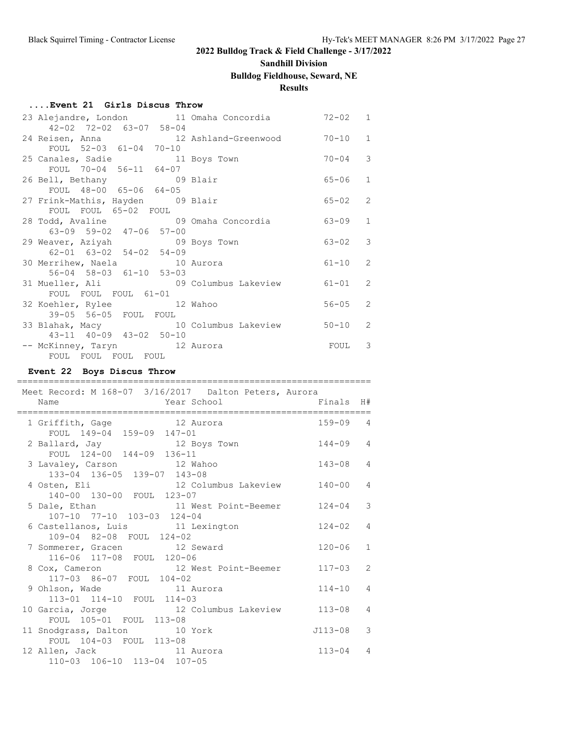## 2022 Bulldog Track & Field Challenge - 3/17/2022

**Sandhill Division**

**Bulldog Fieldhouse, Seward, NE**

**Results**

### ....Event 21 Girls Discus Throw

| Place | Name | Year | School | Finals | H# |
|---|---|---|---|---|---|
| 23 | Alejandre, London | 11 | Omaha Concordia | 72-02 | 1 |
| | 42-02 72-02 63-07 58-04 | | | | |
| 24 | Reisen, Anna | 12 | Ashland-Greenwood | 70-10 | 1 |
| | FOUL 52-03 61-04 70-10 | | | | |
| 25 | Canales, Sadie | 11 | Boys Town | 70-04 | 3 |
| | FOUL 70-04 56-11 64-07 | | | | |
| 26 | Bell, Bethany | 09 | Blair | 65-06 | 1 |
| | FOUL 48-00 65-06 64-05 | | | | |
| 27 | Frink-Mathis, Hayden | 09 | Blair | 65-02 | 2 |
| | FOUL FOUL 65-02 FOUL | | | | |
| 28 | Todd, Avaline | 09 | Omaha Concordia | 63-09 | 1 |
| | 63-09 59-02 47-06 57-00 | | | | |
| 29 | Weaver, Aziyah | 09 | Boys Town | 63-02 | 3 |
| | 62-01 63-02 54-02 54-09 | | | | |
| 30 | Merrihew, Naela | 10 | Aurora | 61-10 | 2 |
| | 56-04 58-03 61-10 53-03 | | | | |
| 31 | Mueller, Ali | 09 | Columbus Lakeview | 61-01 | 2 |
| | FOUL FOUL FOUL 61-01 | | | | |
| 32 | Koehler, Rylee | 12 | Wahoo | 56-05 | 2 |
| | 39-05 56-05 FOUL FOUL | | | | |
| 33 | Blahak, Macy | 10 | Columbus Lakeview | 50-10 | 2 |
| | 43-11 40-09 43-02 50-10 | | | | |
| -- | McKinney, Taryn | 12 | Aurora | FOUL | 3 |
| | FOUL FOUL FOUL FOUL | | | | |

### Event 22 Boys Discus Throw

Meet Record: M 168-07 3/16/2017 Dalton Peters, Aurora

| Place | Name | Year | School | Finals | H# |
|---|---|---|---|---|---|
| 1 | Griffith, Gage | 12 | Aurora | 159-09 | 4 |
| | FOUL 149-04 159-09 147-01 | | | | |
| 2 | Ballard, Jay | 12 | Boys Town | 144-09 | 4 |
| | FOUL 124-00 144-09 136-11 | | | | |
| 3 | Lavaley, Carson | 12 | Wahoo | 143-08 | 4 |
| | 133-04 136-05 139-07 143-08 | | | | |
| 4 | Osten, Eli | 12 | Columbus Lakeview | 140-00 | 4 |
| | 140-00 130-00 FOUL 123-07 | | | | |
| 5 | Dale, Ethan | 11 | West Point-Beemer | 124-04 | 3 |
| | 107-10 77-10 103-03 124-04 | | | | |
| 6 | Castellanos, Luis | 11 | Lexington | 124-02 | 4 |
| | 109-04 82-08 FOUL 124-02 | | | | |
| 7 | Sommerer, Gracen | 12 | Seward | 120-06 | 1 |
| | 116-06 117-08 FOUL 120-06 | | | | |
| 8 | Cox, Cameron | 12 | West Point-Beemer | 117-03 | 2 |
| | 117-03 86-07 FOUL 104-02 | | | | |
| 9 | Ohlson, Wade | 11 | Aurora | 114-10 | 4 |
| | 113-01 114-10 FOUL 114-03 | | | | |
| 10 | Garcia, Jorge | 12 | Columbus Lakeview | 113-08 | 4 |
| | FOUL 105-01 FOUL 113-08 | | | | |
| 11 | Snodgrass, Dalton | 10 | York | J113-08 | 3 |
| | FOUL 104-03 FOUL 113-08 | | | | |
| 12 | Allen, Jack | 11 | Aurora | 113-04 | 4 |
| | 110-03 106-10 113-04 107-05 | | | | |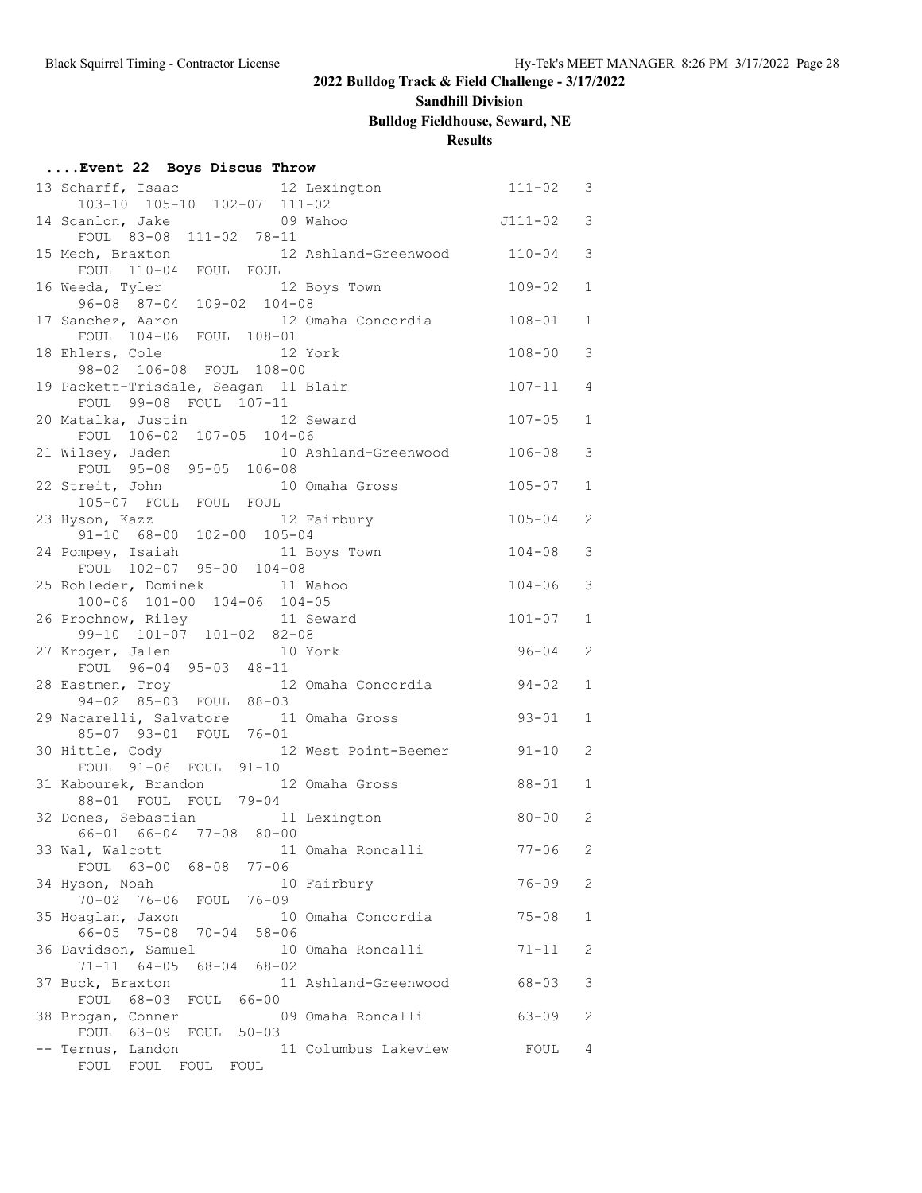## 2022 Bulldog Track & Field Challenge - 3/17/2022

### Sandhill Division

### Bulldog Fieldhouse, Seward, NE

### Results

#### ....Event 22 Boys Discus Throw

```
 13 Scharff, Isaac            12 Lexington              111-02   3 
     103-10  105-10  102-07  111-02 
 14 Scanlon, Jake             09 Wahoo                 J111-02   3 
     FOUL  83-08  111-02  78-11 
 15 Mech, Braxton             12 Ashland-Greenwood      110-04   3 
     FOUL  110-04  FOUL  FOUL 
 16 Weeda, Tyler              12 Boys Town              109-02   1 
     96-08  87-04  109-02  104-08 
 17 Sanchez, Aaron            12 Omaha Concordia        108-01   1 
     FOUL  104-06  FOUL  108-01 
 18 Ehlers, Cole              12 York                   108-00   3 
     98-02  106-08  FOUL  108-00 
 19 Packett-Trisdale, Seagan  11 Blair                  107-11   4 
     FOUL  99-08  FOUL  107-11 
 20 Matalka, Justin           12 Seward                 107-05   1 
     FOUL  106-02  107-05  104-06 
 21 Wilsey, Jaden             10 Ashland-Greenwood      106-08   3 
     FOUL  95-08  95-05  106-08 
 22 Streit, John              10 Omaha Gross            105-07   1 
     105-07  FOUL  FOUL  FOUL 
 23 Hyson, Kazz               12 Fairbury               105-04   2 
     91-10  68-00  102-00  105-04 
 24 Pompey, Isaiah            11 Boys Town              104-08   3 
     FOUL  102-07  95-00  104-08 
 25 Rohleder, Dominek         11 Wahoo                  104-06   3 
     100-06  101-00  104-06  104-05 
 26 Prochnow, Riley           11 Seward                 101-07   1 
     99-10  101-07  101-02  82-08 
 27 Kroger, Jalen             10 York                    96-04   2 
     FOUL  96-04  95-03  48-11 
 28 Eastmen, Troy             12 Omaha Concordia         94-02   1 
     94-02  85-03  FOUL  88-03 
 29 Nacarelli, Salvatore      11 Omaha Gross             93-01   1 
     85-07  93-01  FOUL  76-01 
 30 Hittle, Cody              12 West Point-Beemer       91-10   2 
     FOUL  91-06  FOUL  91-10 
 31 Kabourek, Brandon         12 Omaha Gross             88-01   1 
     88-01  FOUL  FOUL  79-04 
 32 Dones, Sebastian          11 Lexington               80-00   2 
     66-01  66-04  77-08  80-00 
 33 Wal, Walcott              11 Omaha Roncalli          77-06   2 
     FOUL  63-00  68-08  77-06 
 34 Hyson, Noah               10 Fairbury                76-09   2 
     70-02  76-06  FOUL  76-09 
 35 Hoaglan, Jaxon            10 Omaha Concordia         75-08   1 
     66-05  75-08  70-04  58-06 
 36 Davidson, Samuel          10 Omaha Roncalli          71-11   2 
     71-11  64-05  68-04  68-02 
 37 Buck, Braxton             11 Ashland-Greenwood       68-03   3 
     FOUL  68-03  FOUL  66-00 
 38 Brogan, Conner            09 Omaha Roncalli          63-09   2 
     FOUL  63-09  FOUL  50-03 
 -- Ternus, Landon            11 Columbus Lakeview        FOUL   4 
     FOUL  FOUL  FOUL  FOUL 
```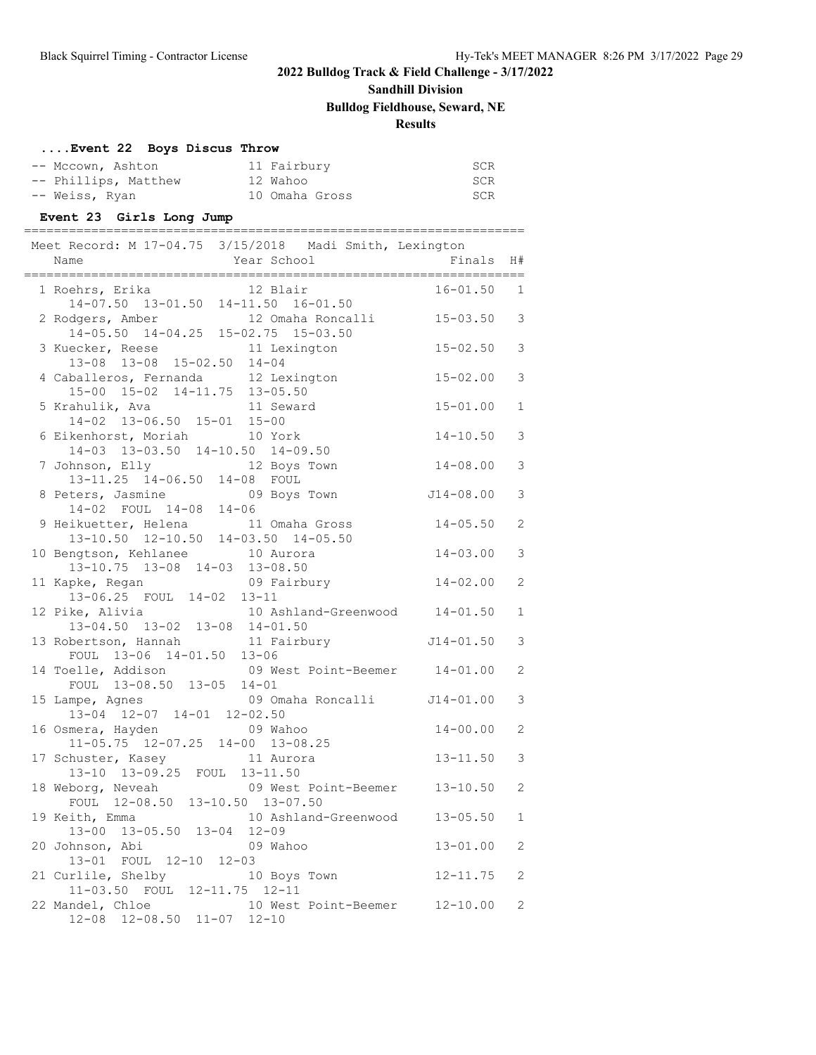## 2022 Bulldog Track & Field Challenge - 3/17/2022

### Sandhill Division

### Bulldog Fieldhouse, Seward, NE

### Results

#### ....Event 22 Boys Discus Throw

| Place | Name | Year School | Finals |
|---|---|---|---|
| -- | Mccown, Ashton | 11 Fairbury | SCR |
| -- | Phillips, Matthew | 12 Wahoo | SCR |
| -- | Weiss, Ryan | 10 Omaha Gross | SCR |

#### Event 23 Girls Long Jump

Meet Record: M 17-04.75 3/15/2018 Madi Smith, Lexington

| Place | Name | Year School | Finals | H# | Attempts |
|---|---|---|---|---|---|
| 1 | Roehrs, Erika | 12 Blair | 16-01.50 | 1 | 14-07.50 13-01.50 14-11.50 16-01.50 |
| 2 | Rodgers, Amber | 12 Omaha Roncalli | 15-03.50 | 3 | 14-05.50 14-04.25 15-02.75 15-03.50 |
| 3 | Kuecker, Reese | 11 Lexington | 15-02.50 | 3 | 13-08 13-08 15-02.50 14-04 |
| 4 | Caballeros, Fernanda | 12 Lexington | 15-02.00 | 3 | 15-00 15-02 14-11.75 13-05.50 |
| 5 | Krahulik, Ava | 11 Seward | 15-01.00 | 1 | 14-02 13-06.50 15-01 15-00 |
| 6 | Eikenhorst, Moriah | 10 York | 14-10.50 | 3 | 14-03 13-03.50 14-10.50 14-09.50 |
| 7 | Johnson, Elly | 12 Boys Town | 14-08.00 | 3 | 13-11.25 14-06.50 14-08 FOUL |
| 8 | Peters, Jasmine | 09 Boys Town | J14-08.00 | 3 | 14-02 FOUL 14-08 14-06 |
| 9 | Heikuetter, Helena | 11 Omaha Gross | 14-05.50 | 2 | 13-10.50 12-10.50 14-03.50 14-05.50 |
| 10 | Bengtson, Kehlanee | 10 Aurora | 14-03.00 | 3 | 13-10.75 13-08 14-03 13-08.50 |
| 11 | Kapke, Regan | 09 Fairbury | 14-02.00 | 2 | 13-06.25 FOUL 14-02 13-11 |
| 12 | Pike, Alivia | 10 Ashland-Greenwood | 14-01.50 | 1 | 13-04.50 13-02 13-08 14-01.50 |
| 13 | Robertson, Hannah | 11 Fairbury | J14-01.50 | 3 | FOUL 13-06 14-01.50 13-06 |
| 14 | Toelle, Addison | 09 West Point-Beemer | 14-01.00 | 2 | FOUL 13-08.50 13-05 14-01 |
| 15 | Lampe, Agnes | 09 Omaha Roncalli | J14-01.00 | 3 | 13-04 12-07 14-01 12-02.50 |
| 16 | Osmera, Hayden | 09 Wahoo | 14-00.00 | 2 | 11-05.75 12-07.25 14-00 13-08.25 |
| 17 | Schuster, Kasey | 11 Aurora | 13-11.50 | 3 | 13-10 13-09.25 FOUL 13-11.50 |
| 18 | Weborg, Neveah | 09 West Point-Beemer | 13-10.50 | 2 | FOUL 12-08.50 13-10.50 13-07.50 |
| 19 | Keith, Emma | 10 Ashland-Greenwood | 13-05.50 | 1 | 13-00 13-05.50 13-04 12-09 |
| 20 | Johnson, Abi | 09 Wahoo | 13-01.00 | 2 | 13-01 FOUL 12-10 12-03 |
| 21 | Curlile, Shelby | 10 Boys Town | 12-11.75 | 2 | 11-03.50 FOUL 12-11.75 12-11 |
| 22 | Mandel, Chloe | 10 West Point-Beemer | 12-10.00 | 2 | 12-08 12-08.50 11-07 12-10 |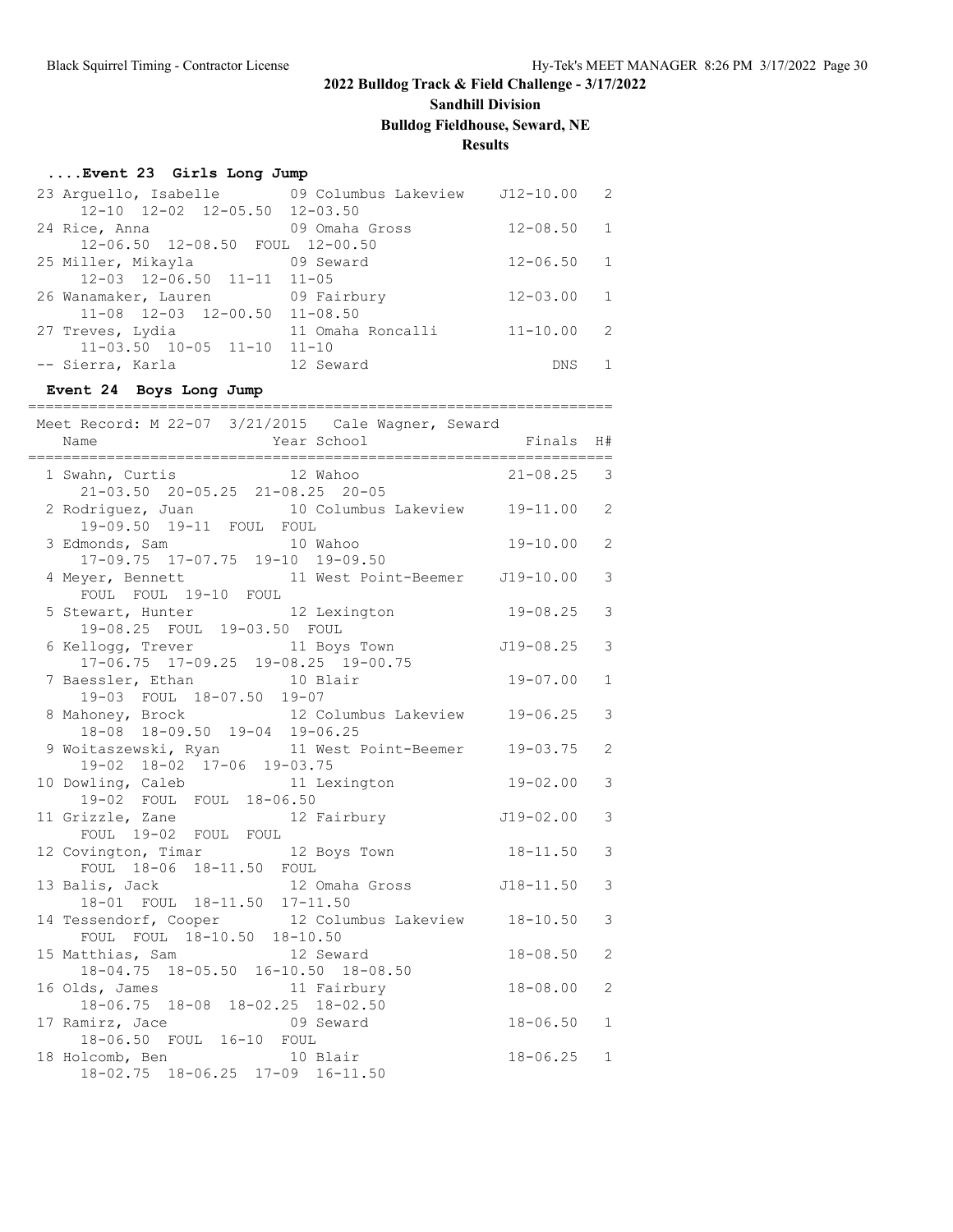## 2022 Bulldog Track & Field Challenge - 3/17/2022

### Sandhill Division

### Bulldog Fieldhouse, Seward, NE

### Results

### ....Event 23 Girls Long Jump

| Place | Name | Year | School | Finals | H# |
|---|---|---|---|---|---|
| 23 | Arguello, Isabelle | 09 | Columbus Lakeview | J12-10.00 | 2 |
| | 12-10 12-02 12-05.50 12-03.50 | | | | |
| 24 | Rice, Anna | 09 | Omaha Gross | 12-08.50 | 1 |
| | 12-06.50 12-08.50 FOUL 12-00.50 | | | | |
| 25 | Miller, Mikayla | 09 | Seward | 12-06.50 | 1 |
| | 12-03 12-06.50 11-11 11-05 | | | | |
| 26 | Wanamaker, Lauren | 09 | Fairbury | 12-03.00 | 1 |
| | 11-08 12-03 12-00.50 11-08.50 | | | | |
| 27 | Treves, Lydia | 11 | Omaha Roncalli | 11-10.00 | 2 |
| | 11-03.50 10-05 11-10 11-10 | | | | |
| -- | Sierra, Karla | 12 | Seward | DNS | 1 |

### Event 24 Boys Long Jump

Meet Record: M 22-07 3/21/2015 Cale Wagner, Seward

| Place | Name | Year | School | Finals | H# |
|---|---|---|---|---|---|
| 1 | Swahn, Curtis | 12 | Wahoo | 21-08.25 | 3 |
| | 21-03.50 20-05.25 21-08.25 20-05 | | | | |
| 2 | Rodriguez, Juan | 10 | Columbus Lakeview | 19-11.00 | 2 |
| | 19-09.50 19-11 FOUL FOUL | | | | |
| 3 | Edmonds, Sam | 10 | Wahoo | 19-10.00 | 2 |
| | 17-09.75 17-07.75 19-10 19-09.50 | | | | |
| 4 | Meyer, Bennett | 11 | West Point-Beemer | J19-10.00 | 3 |
| | FOUL FOUL 19-10 FOUL | | | | |
| 5 | Stewart, Hunter | 12 | Lexington | 19-08.25 | 3 |
| | 19-08.25 FOUL 19-03.50 FOUL | | | | |
| 6 | Kellogg, Trever | 11 | Boys Town | J19-08.25 | 3 |
| | 17-06.75 17-09.25 19-08.25 19-00.75 | | | | |
| 7 | Baessler, Ethan | 10 | Blair | 19-07.00 | 1 |
| | 19-03 FOUL 18-07.50 19-07 | | | | |
| 8 | Mahoney, Brock | 12 | Columbus Lakeview | 19-06.25 | 3 |
| | 18-08 18-09.50 19-04 19-06.25 | | | | |
| 9 | Woitaszewski, Ryan | 11 | West Point-Beemer | 19-03.75 | 2 |
| | 19-02 18-02 17-06 19-03.75 | | | | |
| 10 | Dowling, Caleb | 11 | Lexington | 19-02.00 | 3 |
| | 19-02 FOUL FOUL 18-06.50 | | | | |
| 11 | Grizzle, Zane | 12 | Fairbury | J19-02.00 | 3 |
| | FOUL 19-02 FOUL FOUL | | | | |
| 12 | Covington, Timar | 12 | Boys Town | 18-11.50 | 3 |
| | FOUL 18-06 18-11.50 FOUL | | | | |
| 13 | Balis, Jack | 12 | Omaha Gross | J18-11.50 | 3 |
| | 18-01 FOUL 18-11.50 17-11.50 | | | | |
| 14 | Tessendorf, Cooper | 12 | Columbus Lakeview | 18-10.50 | 3 |
| | FOUL FOUL 18-10.50 18-10.50 | | | | |
| 15 | Matthias, Sam | 12 | Seward | 18-08.50 | 2 |
| | 18-04.75 18-05.50 16-10.50 18-08.50 | | | | |
| 16 | Olds, James | 11 | Fairbury | 18-08.00 | 2 |
| | 18-06.75 18-08 18-02.25 18-02.50 | | | | |
| 17 | Ramirz, Jace | 09 | Seward | 18-06.50 | 1 |
| | 18-06.50 FOUL 16-10 FOUL | | | | |
| 18 | Holcomb, Ben | 10 | Blair | 18-06.25 | 1 |
| | 18-02.75 18-06.25 17-09 16-11.50 | | | | |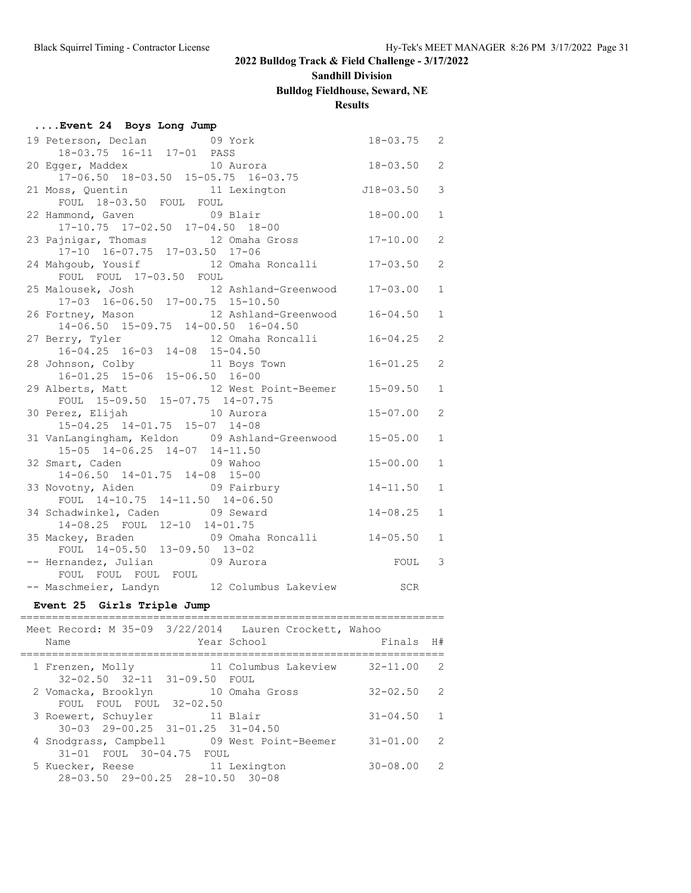## 2022 Bulldog Track & Field Challenge - 3/17/2022

**Sandhill Division**

**Bulldog Fieldhouse, Seward, NE**

**Results**

### ....Event 24 Boys Long Jump

```
 19 Peterson, Declan          09 York                   18-03.75   2
     18-03.75  16-11  17-01  PASS
 20 Egger, Maddex             10 Aurora                 18-03.50   2
     17-06.50  18-03.50  15-05.75  16-03.75
 21 Moss, Quentin             11 Lexington             J18-03.50   3
     FOUL  18-03.50  FOUL  FOUL
 22 Hammond, Gaven            09 Blair                  18-00.00   1
     17-10.75  17-02.50  17-04.50  18-00
 23 Pajnigar, Thomas          12 Omaha Gross            17-10.00   2
     17-10  16-07.75  17-03.50  17-06
 24 Mahgoub, Yousif           12 Omaha Roncalli         17-03.50   2
     FOUL  FOUL  17-03.50  FOUL
 25 Malousek, Josh            12 Ashland-Greenwood      17-03.00   1
     17-03  16-06.50  17-00.75  15-10.50
 26 Fortney, Mason            12 Ashland-Greenwood      16-04.50   1
     14-06.50  15-09.75  14-00.50  16-04.50
 27 Berry, Tyler              12 Omaha Roncalli         16-04.25   2
     16-04.25  16-03  14-08  15-04.50
 28 Johnson, Colby            11 Boys Town              16-01.25   2
     16-01.25  15-06  15-06.50  16-00
 29 Alberts, Matt             12 West Point-Beemer      15-09.50   1
     FOUL  15-09.50  15-07.75  14-07.75
 30 Perez, Elijah             10 Aurora                 15-07.00   2
     15-04.25  14-01.75  15-07  14-08
 31 VanLangingham, Keldon     09 Ashland-Greenwood      15-05.00   1
     15-05  14-06.25  14-07  14-11.50
 32 Smart, Caden              09 Wahoo                  15-00.00   1
     14-06.50  14-01.75  14-08  15-00
 33 Novotny, Aiden            09 Fairbury               14-11.50   1
     FOUL  14-10.75  14-11.50  14-06.50
 34 Schadwinkel, Caden        09 Seward                 14-08.25   1
     14-08.25  FOUL  12-10  14-01.75
 35 Mackey, Braden            09 Omaha Roncalli         14-05.50   1
     FOUL  14-05.50  13-09.50  13-02
 -- Hernandez, Julian         09 Aurora                     FOUL   3
     FOUL  FOUL  FOUL  FOUL
 -- Maschmeier, Landyn        12 Columbus Lakeview           SCR
```

### Event 25 Girls Triple Jump

```
==================================================================
 Meet Record: M 35-09  3/22/2014   Lauren Crockett, Wahoo
    Name                    Year School                 Finals  H#
==================================================================
  1 Frenzen, Molly            11 Columbus Lakeview      32-11.00   2
     32-02.50  32-11  31-09.50  FOUL
  2 Vomacka, Brooklyn         10 Omaha Gross            32-02.50   2
     FOUL  FOUL  FOUL  32-02.50
  3 Roewert, Schuyler         11 Blair                  31-04.50   1
     30-03  29-00.25  31-01.25  31-04.50
  4 Snodgrass, Campbell       09 West Point-Beemer      31-01.00   2
     31-01  FOUL  30-04.75  FOUL
  5 Kuecker, Reese            11 Lexington              30-08.00   2
     28-03.50  29-00.25  28-10.50  30-08
```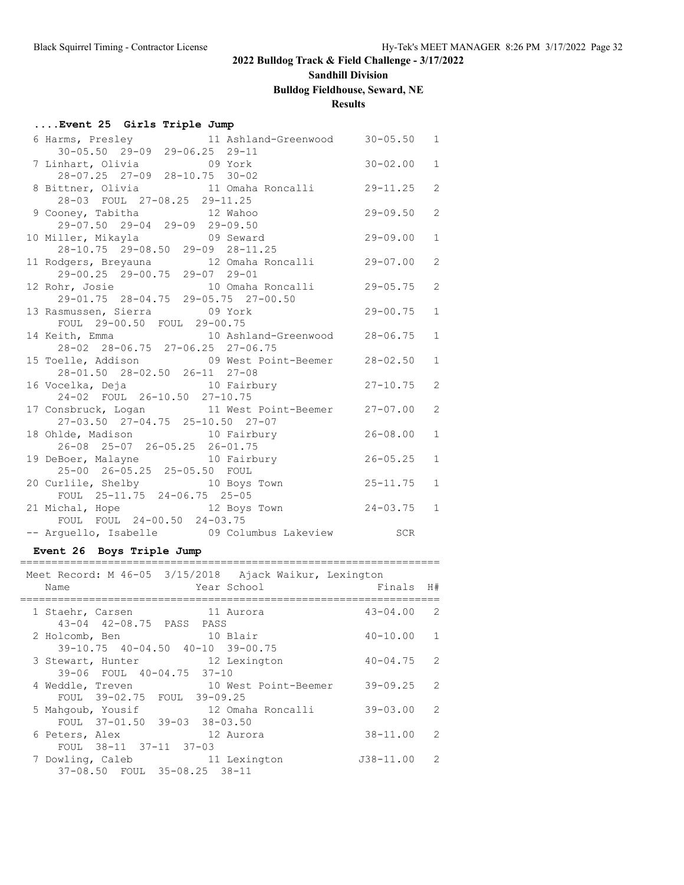## 2022 Bulldog Track & Field Challenge - 3/17/2022

**Sandhill Division**

**Bulldog Fieldhouse, Seward, NE**

**Results**

### ....Event 25 Girls Triple Jump

| Place | Name | Year | School | Finals | H# |
|---|---|---|---|---|---|
| 6 | Harms, Presley | 11 | Ashland-Greenwood | 30-05.50 | 1 |
| | 30-05.50 29-09 29-06.25 29-11 | | | | |
| 7 | Linhart, Olivia | 09 | York | 30-02.00 | 1 |
| | 28-07.25 27-09 28-10.75 30-02 | | | | |
| 8 | Bittner, Olivia | 11 | Omaha Roncalli | 29-11.25 | 2 |
| | 28-03 FOUL 27-08.25 29-11.25 | | | | |
| 9 | Cooney, Tabitha | 12 | Wahoo | 29-09.50 | 2 |
| | 29-07.50 29-04 29-09 29-09.50 | | | | |
| 10 | Miller, Mikayla | 09 | Seward | 29-09.00 | 1 |
| | 28-10.75 29-08.50 29-09 28-11.25 | | | | |
| 11 | Rodgers, Breyauna | 12 | Omaha Roncalli | 29-07.00 | 2 |
| | 29-00.25 29-00.75 29-07 29-01 | | | | |
| 12 | Rohr, Josie | 10 | Omaha Roncalli | 29-05.75 | 2 |
| | 29-01.75 28-04.75 29-05.75 27-00.50 | | | | |
| 13 | Rasmussen, Sierra | 09 | York | 29-00.75 | 1 |
| | FOUL 29-00.50 FOUL 29-00.75 | | | | |
| 14 | Keith, Emma | 10 | Ashland-Greenwood | 28-06.75 | 1 |
| | 28-02 28-06.75 27-06.25 27-06.75 | | | | |
| 15 | Toelle, Addison | 09 | West Point-Beemer | 28-02.50 | 1 |
| | 28-01.50 28-02.50 26-11 27-08 | | | | |
| 16 | Vocelka, Deja | 10 | Fairbury | 27-10.75 | 2 |
| | 24-02 FOUL 26-10.50 27-10.75 | | | | |
| 17 | Consbruck, Logan | 11 | West Point-Beemer | 27-07.00 | 2 |
| | 27-03.50 27-04.75 25-10.50 27-07 | | | | |
| 18 | Ohlde, Madison | 10 | Fairbury | 26-08.00 | 1 |
| | 26-08 25-07 26-05.25 26-01.75 | | | | |
| 19 | DeBoer, Malayne | 10 | Fairbury | 26-05.25 | 1 |
| | 25-00 26-05.25 25-05.50 FOUL | | | | |
| 20 | Curlile, Shelby | 10 | Boys Town | 25-11.75 | 1 |
| | FOUL 25-11.75 24-06.75 25-05 | | | | |
| 21 | Michal, Hope | 12 | Boys Town | 24-03.75 | 1 |
| | FOUL FOUL 24-00.50 24-03.75 | | | | |
| -- | Arguello, Isabelle | 09 | Columbus Lakeview | SCR | |

### Event 26 Boys Triple Jump

Meet Record: M 46-05 3/15/2018 Ajack Waikur, Lexington

| Place | Name | Year | School | Finals | H# |
|---|---|---|---|---|---|
| 1 | Staehr, Carsen | 11 | Aurora | 43-04.00 | 2 |
| | 43-04 42-08.75 PASS PASS | | | | |
| 2 | Holcomb, Ben | 10 | Blair | 40-10.00 | 1 |
| | 39-10.75 40-04.50 40-10 39-00.75 | | | | |
| 3 | Stewart, Hunter | 12 | Lexington | 40-04.75 | 2 |
| | 39-06 FOUL 40-04.75 37-10 | | | | |
| 4 | Weddle, Treven | 10 | West Point-Beemer | 39-09.25 | 2 |
| | FOUL 39-02.75 FOUL 39-09.25 | | | | |
| 5 | Mahgoub, Yousif | 12 | Omaha Roncalli | 39-03.00 | 2 |
| | FOUL 37-01.50 39-03 38-03.50 | | | | |
| 6 | Peters, Alex | 12 | Aurora | 38-11.00 | 2 |
| | FOUL 38-11 37-11 37-03 | | | | |
| 7 | Dowling, Caleb | 11 | Lexington | J38-11.00 | 2 |
| | 37-08.50 FOUL 35-08.25 38-11 | | | | |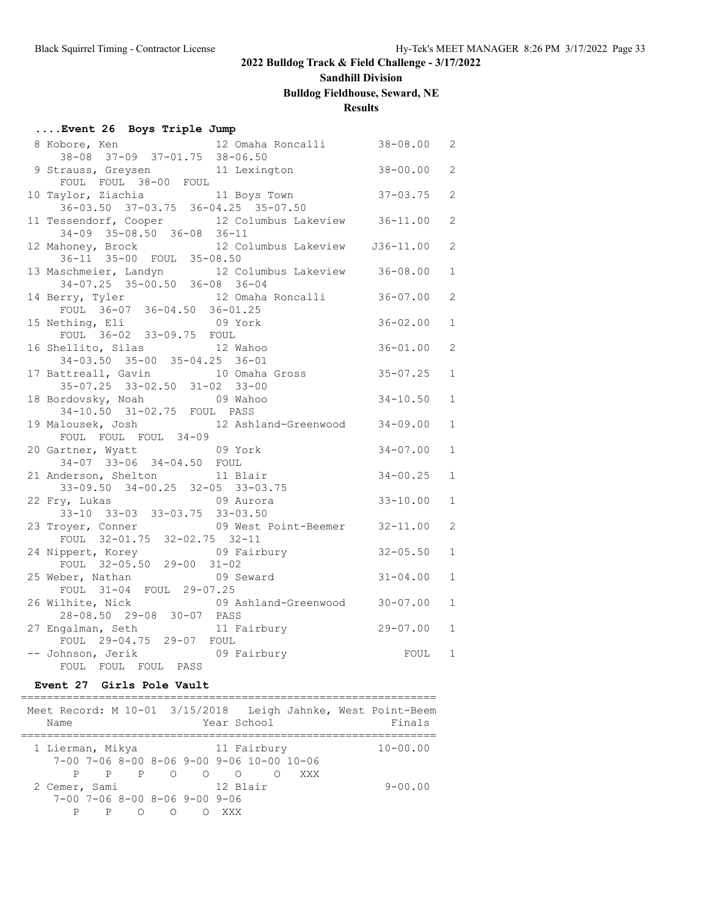## 2022 Bulldog Track & Field Challenge - 3/17/2022

### Sandhill Division

### Bulldog Fieldhouse, Seward, NE

### Results

#### ....Event 26 Boys Triple Jump

```
  8 Kobore, Ken               12 Omaha Roncalli        38-08.00   2
     38-08  37-09  37-01.75  38-06.50
  9 Strauss, Greysen          11 Lexington             38-00.00   2
     FOUL  FOUL  38-00  FOUL
 10 Taylor, Ziachia           11 Boys Town             37-03.75   2
     36-03.50  37-03.75  36-04.25  35-07.50
 11 Tessendorf, Cooper        12 Columbus Lakeview     36-11.00   2
     34-09  35-08.50  36-08  36-11
 12 Mahoney, Brock            12 Columbus Lakeview    J36-11.00   2
     36-11  35-00  FOUL  35-08.50
 13 Maschmeier, Landyn        12 Columbus Lakeview     36-08.00   1
     34-07.25  35-00.50  36-08  36-04
 14 Berry, Tyler              12 Omaha Roncalli        36-07.00   2
     FOUL  36-07  36-04.50  36-01.25
 15 Nething, Eli              09 York                  36-02.00   1
     FOUL  36-02  33-09.75  FOUL
 16 Shellito, Silas           12 Wahoo                 36-01.00   2
     34-03.50  35-00  35-04.25  36-01
 17 Battreall, Gavin          10 Omaha Gross           35-07.25   1
     35-07.25  33-02.50  31-02  33-00
 18 Bordovsky, Noah           09 Wahoo                 34-10.50   1
     34-10.50  31-02.75  FOUL  PASS
 19 Malousek, Josh            12 Ashland-Greenwood     34-09.00   1
     FOUL  FOUL  FOUL  34-09
 20 Gartner, Wyatt            09 York                  34-07.00   1
     34-07  33-06  34-04.50  FOUL
 21 Anderson, Shelton         11 Blair                 34-00.25   1
     33-09.50  34-00.25  32-05  33-03.75
 22 Fry, Lukas                09 Aurora                33-10.00   1
     33-10  33-03  33-03.75  33-03.50
 23 Troyer, Conner            09 West Point-Beemer     32-11.00   2
     FOUL  32-01.75  32-02.75  32-11
 24 Nippert, Korey            09 Fairbury              32-05.50   1
     FOUL  32-05.50  29-00  31-02
 25 Weber, Nathan             09 Seward                31-04.00   1
     FOUL  31-04  FOUL  29-07.25
 26 Wilhite, Nick             09 Ashland-Greenwood     30-07.00   1
     28-08.50  29-08  30-07  PASS
 27 Engalman, Seth            11 Fairbury              29-07.00   1
     FOUL  29-04.75  29-07  FOUL
 -- Johnson, Jerik            09 Fairbury                  FOUL   1
     FOUL  FOUL  FOUL  PASS
```

#### Event 27 Girls Pole Vault

```
================================================================
 Meet Record: M 10-01  3/15/2018   Leigh Jahnke, West Point-Beem
    Name                    Year School                   Finals
================================================================
  1 Lierman, Mikya            11 Fairbury               10-00.00
     7-00 7-06 8-00 8-06 9-00 9-06 10-00 10-06
        P    P    P    O    O    O     O   XXX
  2 Cemer, Sami               12 Blair                   9-00.00
     7-00 7-06 8-00 8-06 9-00 9-06
        P    P    O    O    O  XXX
```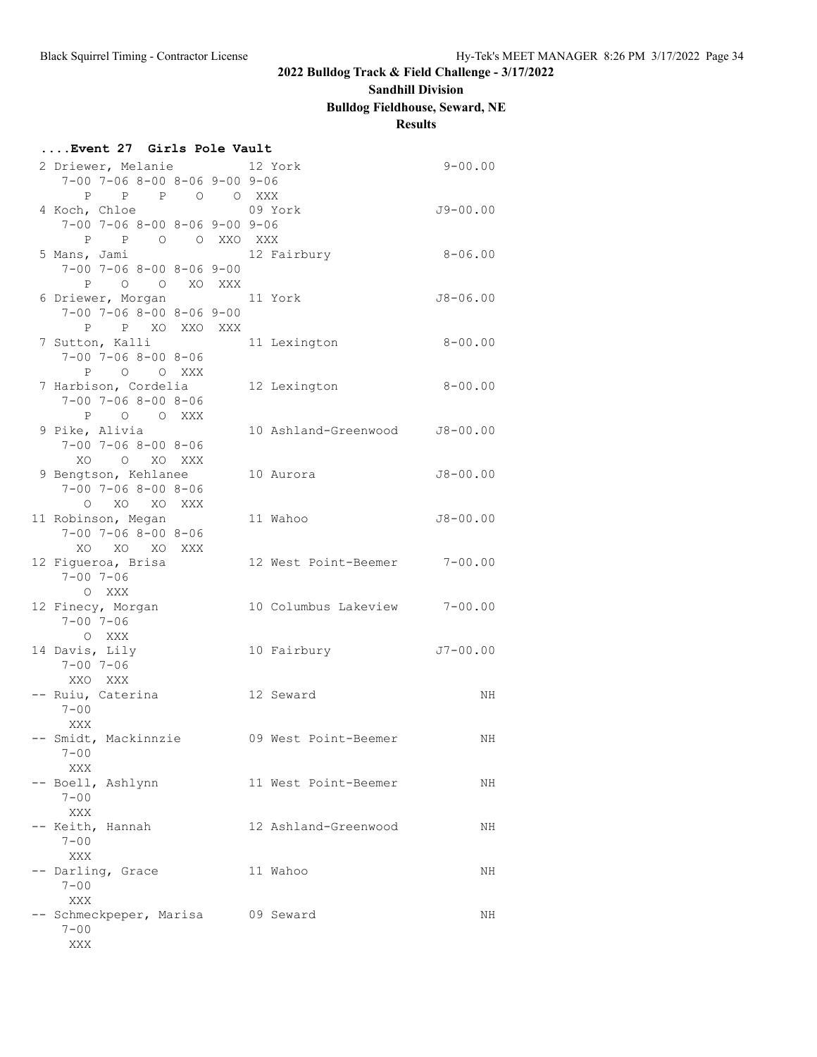## 2022 Bulldog Track & Field Challenge - 3/17/2022

**Sandhill Division**

**Bulldog Fieldhouse, Seward, NE**

**Results**

### ....Event 27 Girls Pole Vault

```
 2 Driewer, Melanie          12 York                    9-00.00
    7-00 7-06 8-00 8-06 9-00 9-06
       P    P    P    O    O XXX
 4 Koch, Chloe               09 York                   J9-00.00
    7-00 7-06 8-00 8-06 9-00 9-06
       P    P    O    O  XXO  XXX
 5 Mans, Jami                12 Fairbury                8-06.00
    7-00 7-06 8-00 8-06 9-00
       P    O    O   XO  XXX
 6 Driewer, Morgan           11 York                   J8-06.00
    7-00 7-06 8-00 8-06 9-00
       P    P   XO  XXO  XXX
 7 Sutton, Kalli             11 Lexington               8-00.00
    7-00 7-06 8-00 8-06
       P    O    O  XXX
 7 Harbison, Cordelia        12 Lexington               8-00.00
    7-00 7-06 8-00 8-06
       P    O    O  XXX
 9 Pike, Alivia              10 Ashland-Greenwood      J8-00.00
    7-00 7-06 8-00 8-06
      XO    O   XO  XXX
 9 Bengtson, Kehlanee        10 Aurora                 J8-00.00
    7-00 7-06 8-00 8-06
       O   XO   XO  XXX
11 Robinson, Megan           11 Wahoo                  J8-00.00
    7-00 7-06 8-00 8-06
      XO   XO   XO  XXX
12 Figueroa, Brisa           12 West Point-Beemer       7-00.00
    7-00 7-06
       O  XXX
12 Finecy, Morgan            10 Columbus Lakeview       7-00.00
    7-00 7-06
       O  XXX
14 Davis, Lily               10 Fairbury               J7-00.00
    7-00 7-06
     XXO  XXX
-- Ruiu, Caterina            12 Seward                       NH
    7-00
     XXX
-- Smidt, Mackinnzie         09 West Point-Beemer            NH
    7-00
     XXX
-- Boell, Ashlynn            11 West Point-Beemer            NH
    7-00
     XXX
-- Keith, Hannah             12 Ashland-Greenwood            NH
    7-00
     XXX
-- Darling, Grace            11 Wahoo                        NH
    7-00
     XXX
-- Schmeckpeper, Marisa      09 Seward                       NH
    7-00
     XXX
```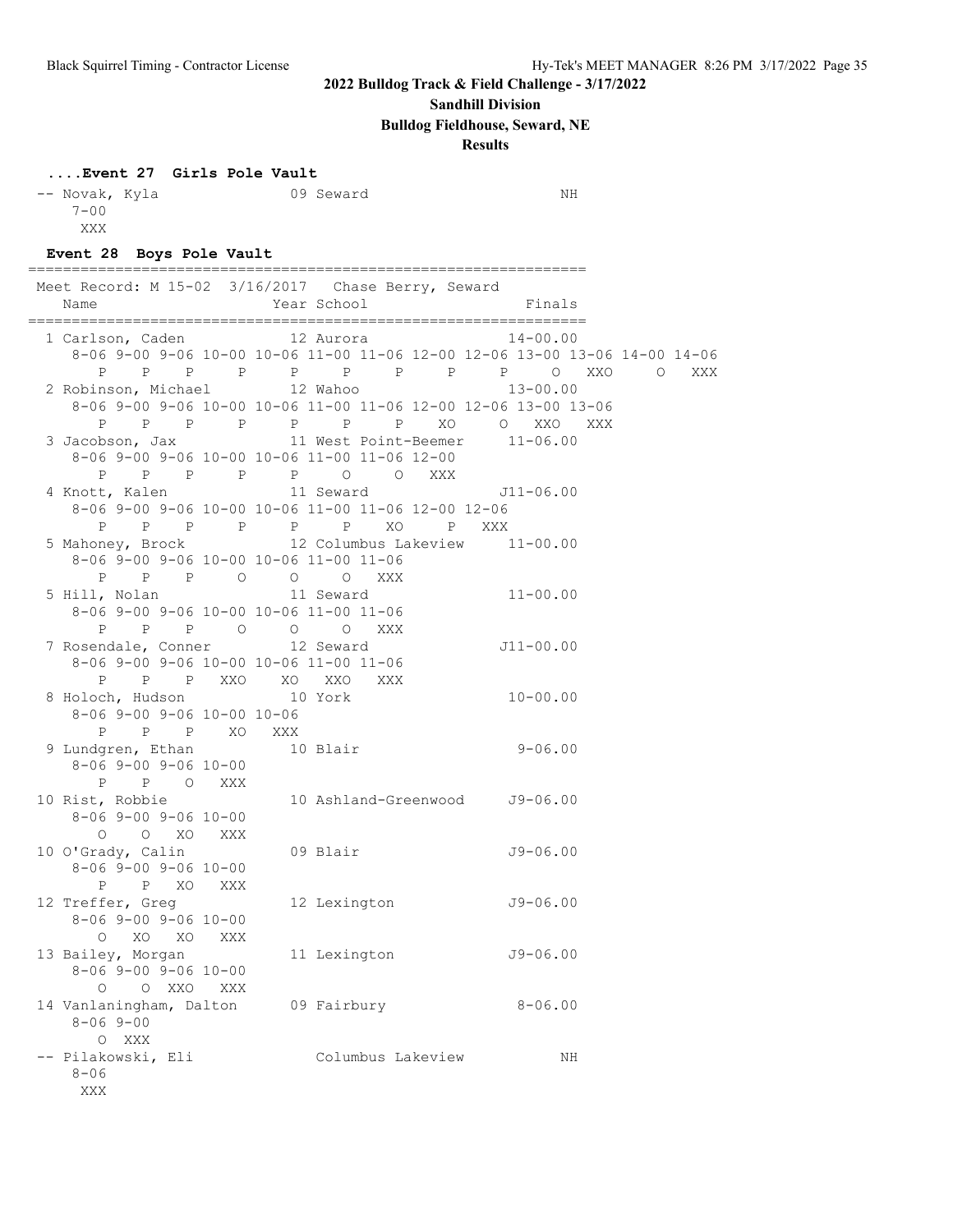**2022 Bulldog Track & Field Challenge - 3/17/2022**

**Sandhill Division**

**Bulldog Fieldhouse, Seward, NE**

**Results**

### ....Event 27 Girls Pole Vault

```
-- Novak, Kyla               09 Seward                      NH
    7-00
    XXX
```

### Event 28 Boys Pole Vault

```
================================================================
Meet Record: M 15-02  3/16/2017   Chase Berry, Seward
   Name                    Year School                  Finals
================================================================
  1 Carlson, Caden           12 Aurora                14-00.00
     8-06 9-00 9-06 10-00 10-06 11-00 11-06 12-00 12-06 13-00 13-06 14-00 14-06
        P    P    P     P     P     P     P     P     O   XXO     O   XXX
  2 Robinson, Michael        12 Wahoo                 13-00.00
     8-06 9-00 9-06 10-00 10-06 11-00 11-06 12-00 12-06 13-00 13-06
        P    P    P     P     P     P     P    XO     O   XXO   XXX
  3 Jacobson, Jax            11 West Point-Beemer     11-06.00
     8-06 9-00 9-06 10-00 10-06 11-00 11-06 12-00
        P    P    P     P     P     O     O   XXX
  4 Knott, Kalen             11 Seward               J11-06.00
     8-06 9-00 9-06 10-00 10-06 11-00 11-06 12-00 12-06
        P    P    P     P     P     P    XO     P   XXX
  5 Mahoney, Brock           12 Columbus Lakeview     11-00.00
     8-06 9-00 9-06 10-00 10-06 11-00 11-06
        P    P    P     O     O     O   XXX
  5 Hill, Nolan              11 Seward                11-00.00
     8-06 9-00 9-06 10-00 10-06 11-00 11-06
        P    P    P     O     O     O   XXX
  7 Rosendale, Conner        12 Seward               J11-00.00
     8-06 9-00 9-06 10-00 10-06 11-00 11-06
        P    P    P   XXO    XO   XXO   XXX
  8 Holoch, Hudson           10 York                  10-00.00
     8-06 9-00 9-06 10-00 10-06
        P    P    P    XO   XXX
  9 Lundgren, Ethan          10 Blair                  9-06.00
     8-06 9-00 9-06 10-00
        P    P    O   XXX
 10 Rist, Robbie             10 Ashland-Greenwood     J9-06.00
     8-06 9-00 9-06 10-00
        O    O   XO   XXX
 10 O'Grady, Calin           09 Blair                 J9-06.00
     8-06 9-00 9-06 10-00
        P    P   XO   XXX
 12 Treffer, Greg            12 Lexington             J9-06.00
     8-06 9-00 9-06 10-00
        O   XO   XO   XXX
 13 Bailey, Morgan           11 Lexington             J9-06.00
     8-06 9-00 9-06 10-00
        O    O  XXO   XXX
 14 Vanlaningham, Dalton     09 Fairbury               8-06.00
     8-06 9-00
        O  XXX
 -- Pilakowski, Eli             Columbus Lakeview           NH
     8-06
      XXX
```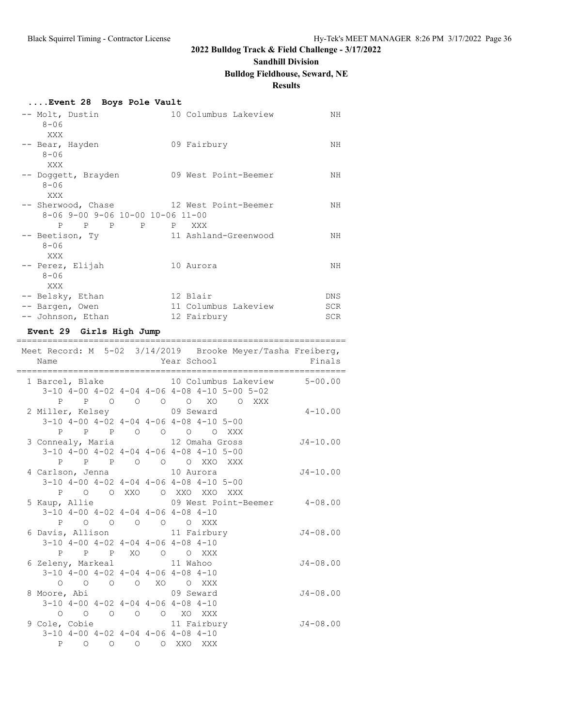## 2022 Bulldog Track & Field Challenge - 3/17/2022

**Sandhill Division**

**Bulldog Fieldhouse, Seward, NE**

**Results**

### ....Event 28 Boys Pole Vault

```
-- Molt, Dustin               10 Columbus Lakeview          NH
    8-06
     XXX
-- Bear, Hayden               09 Fairbury                   NH
    8-06
     XXX
-- Doggett, Brayden           09 West Point-Beemer          NH
    8-06
     XXX
-- Sherwood, Chase            12 West Point-Beemer          NH
    8-06 9-00 9-06 10-00 10-06 11-00
       P    P    P     P     P   XXX
-- Beetison, Ty               11 Ashland-Greenwood          NH
    8-06
     XXX
-- Perez, Elijah              10 Aurora                     NH
    8-06
     XXX
-- Belsky, Ethan              12 Blair                     DNS
-- Bargen, Owen               11 Columbus Lakeview         SCR
-- Johnson, Ethan             12 Fairbury                  SCR
```

### Event 29 Girls High Jump

```
================================================================
Meet Record: M  5-02  3/14/2019   Brooke Meyer/Tasha Freiberg,
    Name                    Year School                 Finals
================================================================
  1 Barcel, Blake             10 Columbus Lakeview      5-00.00
     3-10 4-00 4-02 4-04 4-06 4-08 4-10 5-00 5-02
        P    P    O    O    O    O   XO    O  XXX
  2 Miller, Kelsey            09 Seward                 4-10.00
     3-10 4-00 4-02 4-04 4-06 4-08 4-10 5-00
        P    P    P    O    O    O    O  XXX
  3 Connealy, Maria           12 Omaha Gross           J4-10.00
     3-10 4-00 4-02 4-04 4-06 4-08 4-10 5-00
        P    P    P    O    O    O  XXO  XXX
  4 Carlson, Jenna            10 Aurora                J4-10.00
     3-10 4-00 4-02 4-04 4-06 4-08 4-10 5-00
        P    O    O  XXO    O  XXO  XXO  XXX
  5 Kaup, Allie               09 West Point-Beemer      4-08.00
     3-10 4-00 4-02 4-04 4-06 4-08 4-10
        P    O    O    O    O    O  XXX
  6 Davis, Allison            11 Fairbury              J4-08.00
     3-10 4-00 4-02 4-04 4-06 4-08 4-10
        P    P    P   XO    O    O  XXX
  6 Zeleny, Markeal           11 Wahoo                 J4-08.00
     3-10 4-00 4-02 4-04 4-06 4-08 4-10
        O    O    O    O   XO    O  XXX
  8 Moore, Abi                09 Seward                J4-08.00
     3-10 4-00 4-02 4-04 4-06 4-08 4-10
        O    O    O    O    O   XO  XXX
  9 Cole, Cobie               11 Fairbury              J4-08.00
     3-10 4-00 4-02 4-04 4-06 4-08 4-10
        P    O    O    O    O  XXO  XXX
```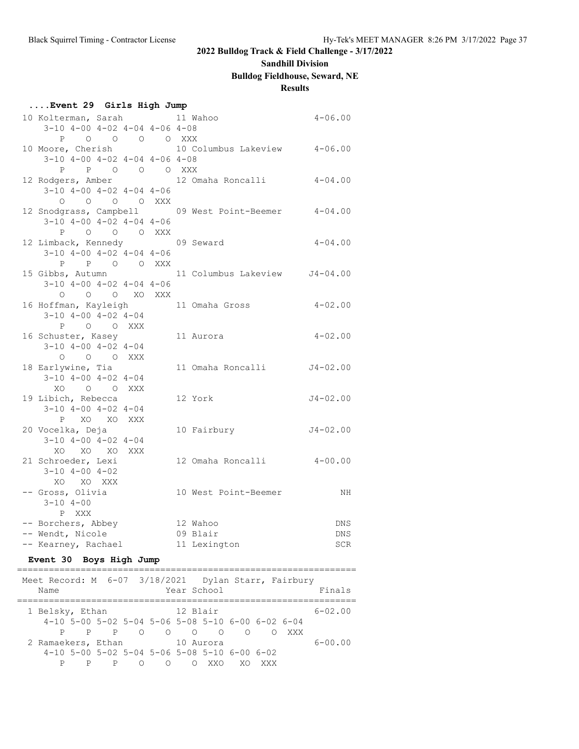# 2022 Bulldog Track & Field Challenge - 3/17/2022

## Sandhill Division

## Bulldog Fieldhouse, Seward, NE

## Results

### ....Event 29 Girls High Jump

```
10 Kolterman, Sarah          11 Wahoo                    4-06.00
    3-10 4-00 4-02 4-04 4-06 4-08
       P    O    O    O    O  XXX
10 Moore, Cherish            10 Columbus Lakeview        4-06.00
    3-10 4-00 4-02 4-04 4-06 4-08
       P    P    O    O    O  XXX
12 Rodgers, Amber            12 Omaha Roncalli           4-04.00
    3-10 4-00 4-02 4-04 4-06
       O    O    O    O  XXX
12 Snodgrass, Campbell       09 West Point-Beemer        4-04.00
    3-10 4-00 4-02 4-04 4-06
       P    O    O    O  XXX
12 Limback, Kennedy          09 Seward                   4-04.00
    3-10 4-00 4-02 4-04 4-06
       P    P    O    O  XXX
15 Gibbs, Autumn             11 Columbus Lakeview       J4-04.00
    3-10 4-00 4-02 4-04 4-06
       O    O    O   XO  XXX
16 Hoffman, Kayleigh         11 Omaha Gross              4-02.00
    3-10 4-00 4-02 4-04
       P    O    O  XXX
16 Schuster, Kasey           11 Aurora                   4-02.00
    3-10 4-00 4-02 4-04
       O    O    O  XXX
18 Earlywine, Tia            11 Omaha Roncalli          J4-02.00
    3-10 4-00 4-02 4-04
      XO    O    O  XXX
19 Libich, Rebecca           12 York                    J4-02.00
    3-10 4-00 4-02 4-04
       P   XO   XO  XXX
20 Vocelka, Deja             10 Fairbury                J4-02.00
    3-10 4-00 4-02 4-04
      XO   XO   XO  XXX
21 Schroeder, Lexi           12 Omaha Roncalli           4-00.00
    3-10 4-00 4-02
      XO   XO  XXX
-- Gross, Olivia             10 West Point-Beemer             NH
    3-10 4-00
       P  XXX
-- Borchers, Abbey           12 Wahoo                        DNS
-- Wendt, Nicole             09 Blair                        DNS
-- Kearney, Rachael          11 Lexington                    SCR
```

### Event 30 Boys High Jump

```
================================================================
Meet Record: M  6-07  3/18/2021   Dylan Starr, Fairbury
   Name                    Year School                  Finals
================================================================
 1 Belsky, Ethan             12 Blair                    6-02.00
    4-10 5-00 5-02 5-04 5-06 5-08 5-10 6-00 6-02 6-04
       P    P    P    O    O    O    O    O    O  XXX
 2 Ramaekers, Ethan          10 Aurora                   6-00.00
    4-10 5-00 5-02 5-04 5-06 5-08 5-10 6-00 6-02
       P    P    P    O    O    O  XXO   XO  XXX
```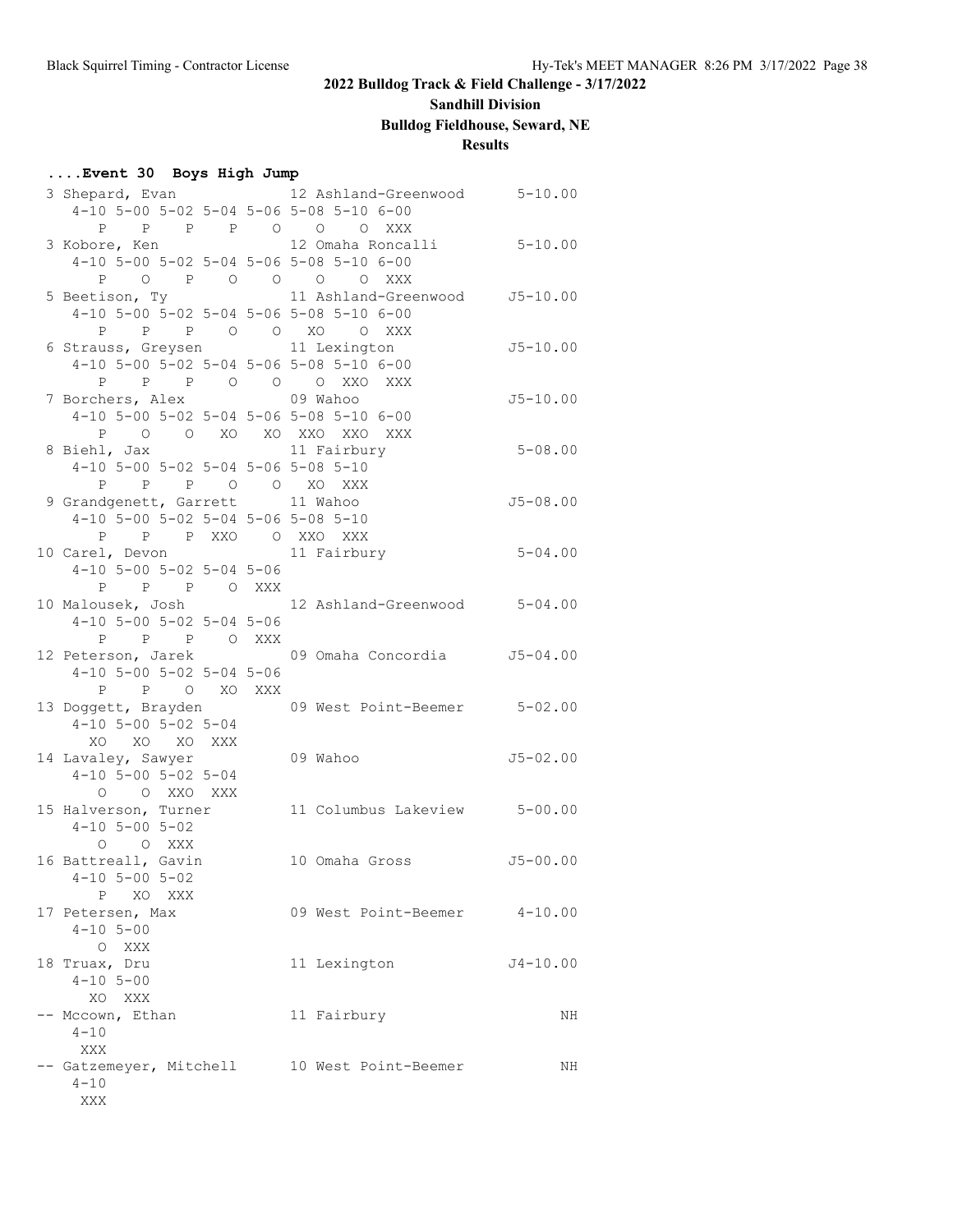## 2022 Bulldog Track & Field Challenge - 3/17/2022

### Sandhill Division

### Bulldog Fieldhouse, Seward, NE

### Results

#### ....Event 30 Boys High Jump

```
  3 Shepard, Evan              12 Ashland-Greenwood      5-10.00
     4-10 5-00 5-02 5-04 5-06 5-08 5-10 6-00
        P    P    P    P    O    O    O  XXX
  3 Kobore, Ken                12 Omaha Roncalli         5-10.00
     4-10 5-00 5-02 5-04 5-06 5-08 5-10 6-00
        P    O    P    O    O    O    O  XXX
  5 Beetison, Ty               11 Ashland-Greenwood     J5-10.00
     4-10 5-00 5-02 5-04 5-06 5-08 5-10 6-00
        P    P    P    O    O   XO    O  XXX
  6 Strauss, Greysen           11 Lexington             J5-10.00
     4-10 5-00 5-02 5-04 5-06 5-08 5-10 6-00
        P    P    P    O    O    O  XXO  XXX
  7 Borchers, Alex             09 Wahoo                 J5-10.00
     4-10 5-00 5-02 5-04 5-06 5-08 5-10 6-00
        P    O    O   XO   XO  XXO  XXO  XXX
  8 Biehl, Jax                 11 Fairbury               5-08.00
     4-10 5-00 5-02 5-04 5-06 5-08 5-10
        P    P    P    O    O   XO  XXX
  9 Grandgenett, Garrett       11 Wahoo                 J5-08.00
     4-10 5-00 5-02 5-04 5-06 5-08 5-10
        P    P    P  XXO    O  XXO  XXX
 10 Carel, Devon               11 Fairbury               5-04.00
     4-10 5-00 5-02 5-04 5-06
        P    P    P    O  XXX
 10 Malousek, Josh             12 Ashland-Greenwood      5-04.00
     4-10 5-00 5-02 5-04 5-06
        P    P    P    O  XXX
 12 Peterson, Jarek            09 Omaha Concordia       J5-04.00
     4-10 5-00 5-02 5-04 5-06
        P    P    O   XO  XXX
 13 Doggett, Brayden           09 West Point-Beemer      5-02.00
     4-10 5-00 5-02 5-04
       XO   XO   XO  XXX
 14 Lavaley, Sawyer            09 Wahoo                 J5-02.00
     4-10 5-00 5-02 5-04
        O    O  XXO  XXX
 15 Halverson, Turner          11 Columbus Lakeview      5-00.00
     4-10 5-00 5-02
        O    O  XXX
 16 Battreall, Gavin           10 Omaha Gross           J5-00.00
     4-10 5-00 5-02
        P   XO  XXX
 17 Petersen, Max              09 West Point-Beemer      4-10.00
     4-10 5-00
        O  XXX
 18 Truax, Dru                 11 Lexington             J4-10.00
     4-10 5-00
       XO  XXX
 -- Mccown, Ethan              11 Fairbury                    NH
     4-10
      XXX
 -- Gatzemeyer, Mitchell       10 West Point-Beemer           NH
     4-10
      XXX
```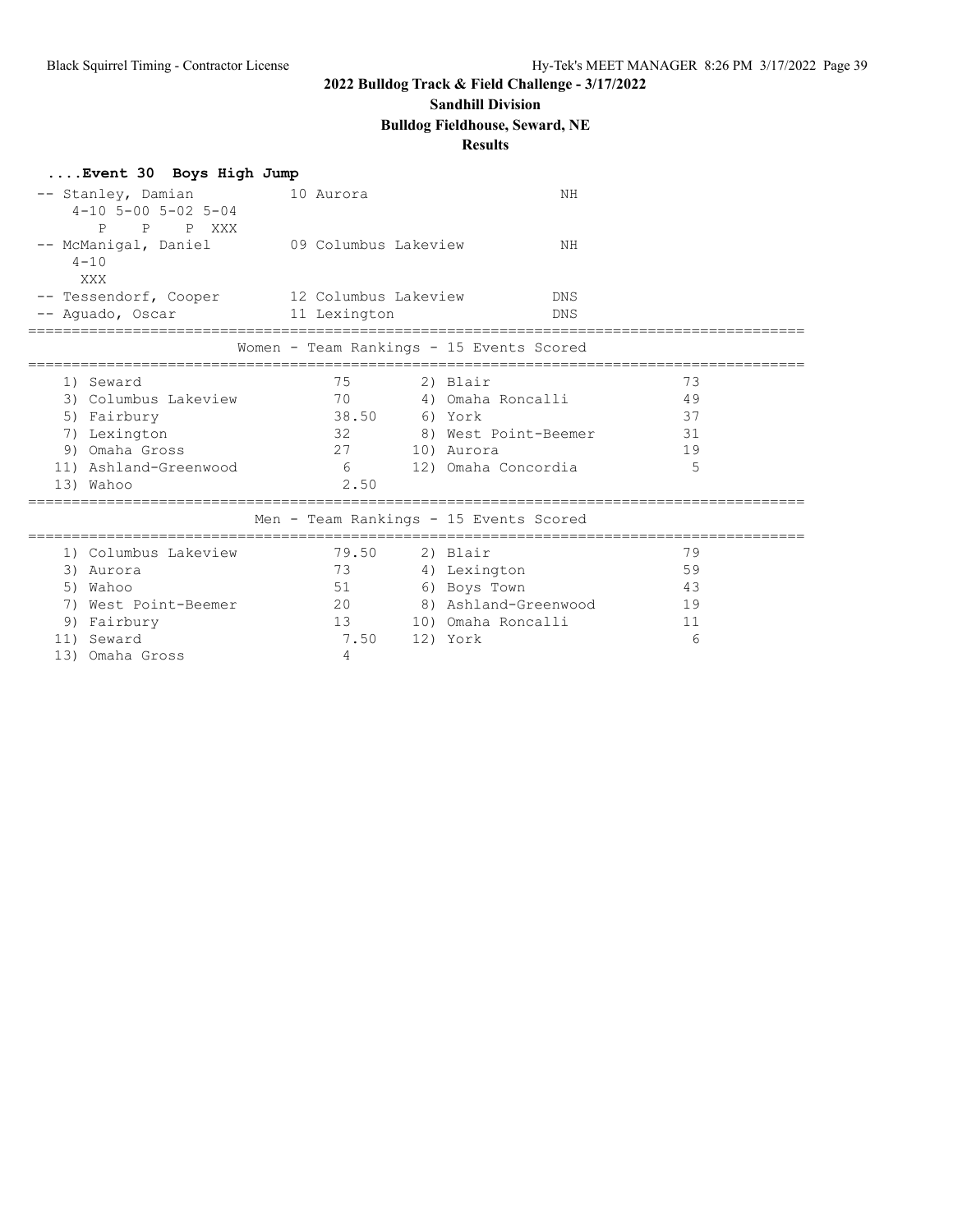**2022 Bulldog Track & Field Challenge - 3/17/2022**

**Sandhill Division**

**Bulldog Fieldhouse, Seward, NE**

**Results**

### ....Event 30 Boys High Jump

```
-- Stanley, Damian           10 Aurora                    NH
    4-10 5-00 5-02 5-04
       P    P    P  XXX
-- McManigal, Daniel         09 Columbus Lakeview         NH
    4-10
     XXX
-- Tessendorf, Cooper        12 Columbus Lakeview         DNS
-- Aguado, Oscar             11 Lexington                 DNS
```

### Women - Team Rankings - 15 Events Scored

| | | | |
|---|---|---|---|
| 1) Seward | 75 | 2) Blair | 73 |
| 3) Columbus Lakeview | 70 | 4) Omaha Roncalli | 49 |
| 5) Fairbury | 38.50 | 6) York | 37 |
| 7) Lexington | 32 | 8) West Point-Beemer | 31 |
| 9) Omaha Gross | 27 | 10) Aurora | 19 |
| 11) Ashland-Greenwood | 6 | 12) Omaha Concordia | 5 |
| 13) Wahoo | 2.50 | | |

### Men - Team Rankings - 15 Events Scored

| | | | |
|---|---|---|---|
| 1) Columbus Lakeview | 79.50 | 2) Blair | 79 |
| 3) Aurora | 73 | 4) Lexington | 59 |
| 5) Wahoo | 51 | 6) Boys Town | 43 |
| 7) West Point-Beemer | 20 | 8) Ashland-Greenwood | 19 |
| 9) Fairbury | 13 | 10) Omaha Roncalli | 11 |
| 11) Seward | 7.50 | 12) York | 6 |
| 13) Omaha Gross | 4 | | |